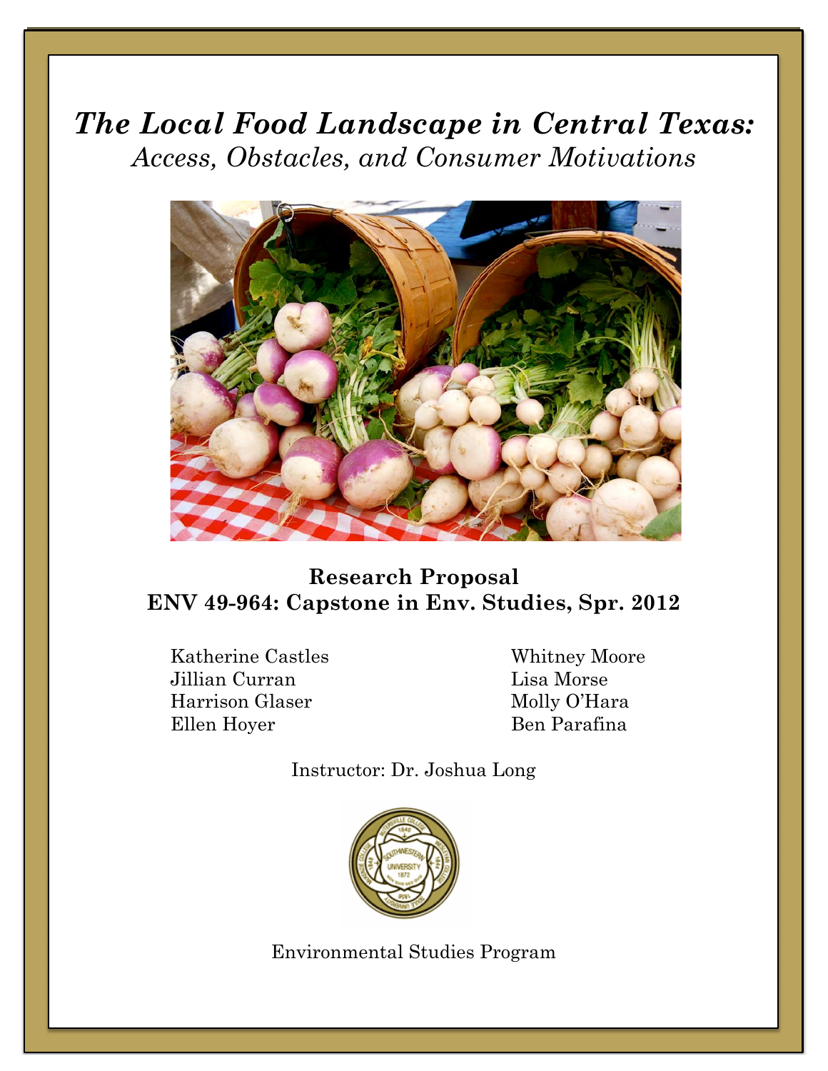# *The Local Food Landscape in Central Texas:*

*Access, Obstacles, and Consumer Motivations*

**Research Proposal**
**ENV 49-964: Capstone in Env. Studies, Spr. 2012**

Katherine Castles
Jillian Curran
Harrison Glaser
Ellen Hoyer
Whitney Moore
Lisa Morse
Molly O'Hara
Ben Parafina

Instructor: Dr. Joshua Long

Environmental Studies Program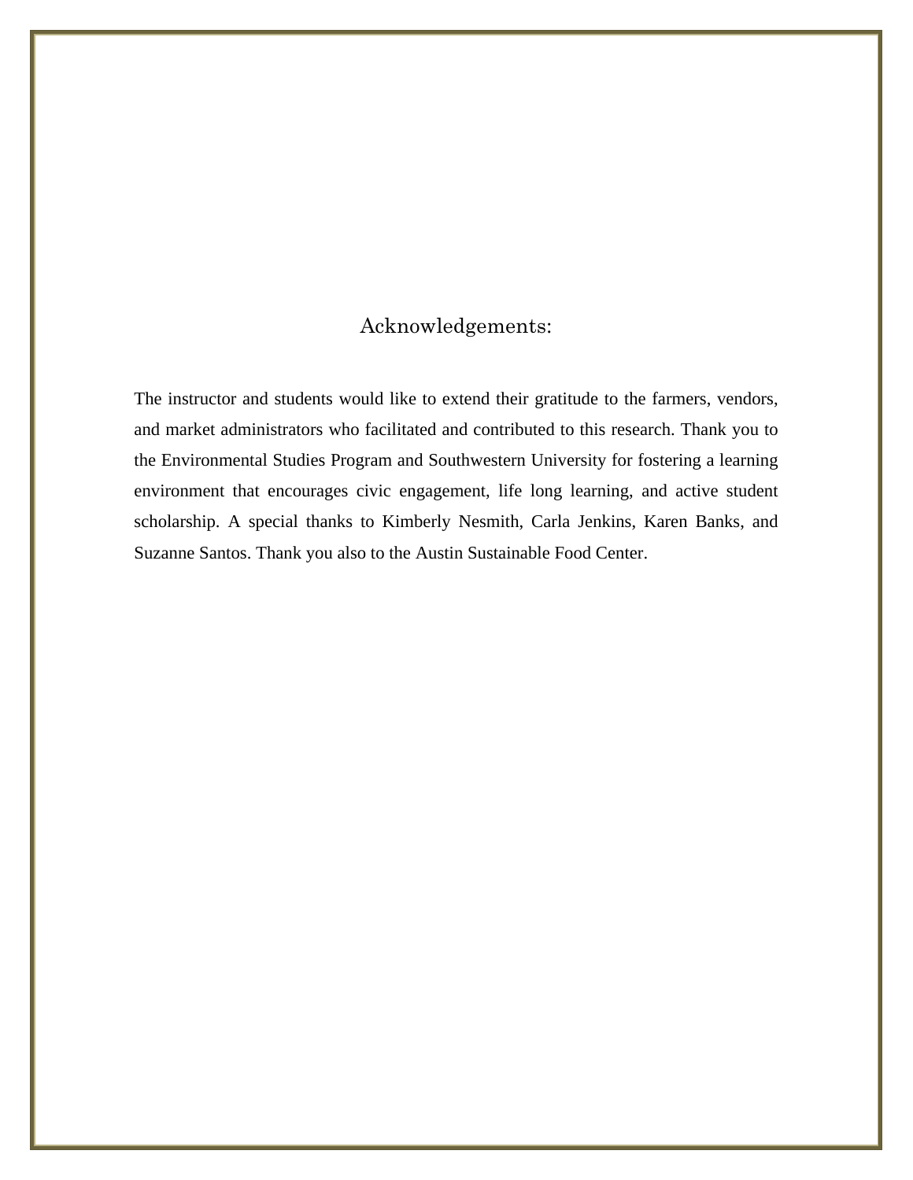# Acknowledgements:

The instructor and students would like to extend their gratitude to the farmers, vendors, and market administrators who facilitated and contributed to this research. Thank you to the Environmental Studies Program and Southwestern University for fostering a learning environment that encourages civic engagement, life long learning, and active student scholarship. A special thanks to Kimberly Nesmith, Carla Jenkins, Karen Banks, and Suzanne Santos. Thank you also to the Austin Sustainable Food Center.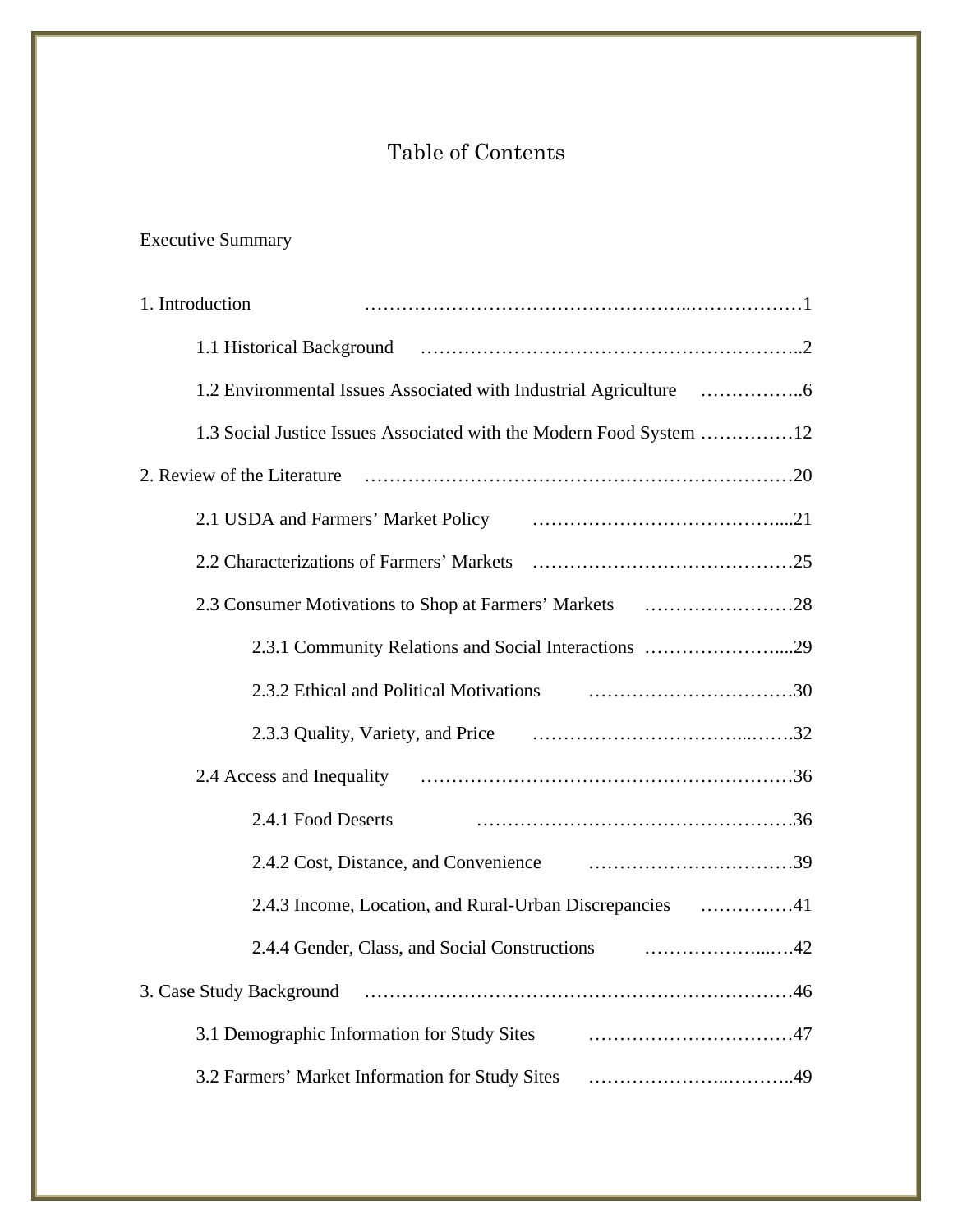# Table of Contents

Executive Summary

1. Introduction ………………………………………………………………1
    - 1.1 Historical Background ……………………………………………………..2
    - 1.2 Environmental Issues Associated with Industrial Agriculture ……………..6
    - 1.3 Social Justice Issues Associated with the Modern Food System ……………12
2. Review of the Literature …………………………………………………………20
    - 2.1 USDA and Farmers' Market Policy …………………………………....21
    - 2.2 Characterizations of Farmers' Markets ……………………………………25
    - 2.3 Consumer Motivations to Shop at Farmers' Markets ……………………28
        - 2.3.1 Community Relations and Social Interactions …………………....29
        - 2.3.2 Ethical and Political Motivations ……………………………30
        - 2.3.3 Quality, Variety, and Price ……………………………...…….32
    - 2.4 Access and Inequality ……………………………………………………36
        - 2.4.1 Food Deserts ……………………………………………36
        - 2.4.2 Cost, Distance, and Convenience ……………………………39
        - 2.4.3 Income, Location, and Rural-Urban Discrepancies ……………41
        - 2.4.4 Gender, Class, and Social Constructions ………………...….42
3. Case Study Background …………………………………………………………46
    - 3.1 Demographic Information for Study Sites ……………………………47
    - 3.2 Farmers' Market Information for Study Sites …………………..………..49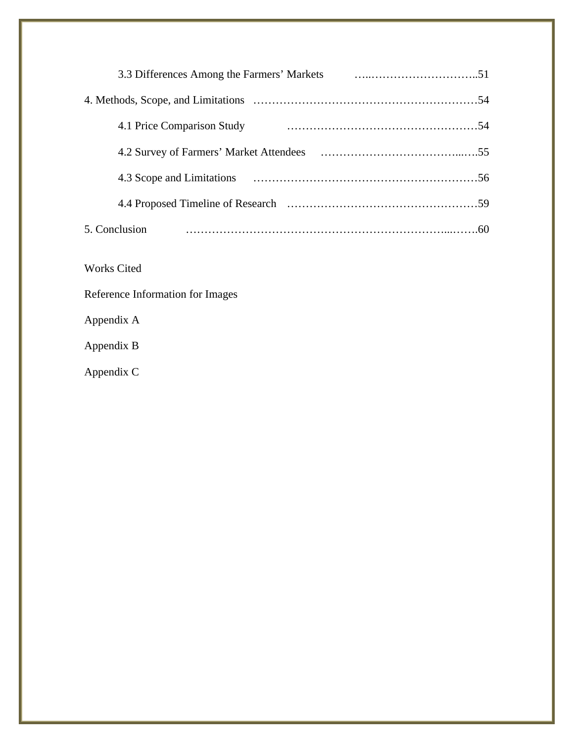3.3 Differences Among the Farmers' Markets …..………………………..51

4. Methods, Scope, and Limitations ……………………………………………………54

4.1 Price Comparison Study ……………………………………………54

4.2 Survey of Farmers' Market Attendees ………………………………...….55

4.3 Scope and Limitations ……………………………………………………56

4.4 Proposed Timeline of Research ……………………………………………59

5. Conclusion …………………………………………………………...…….60

Works Cited

Reference Information for Images

Appendix A

Appendix B

Appendix C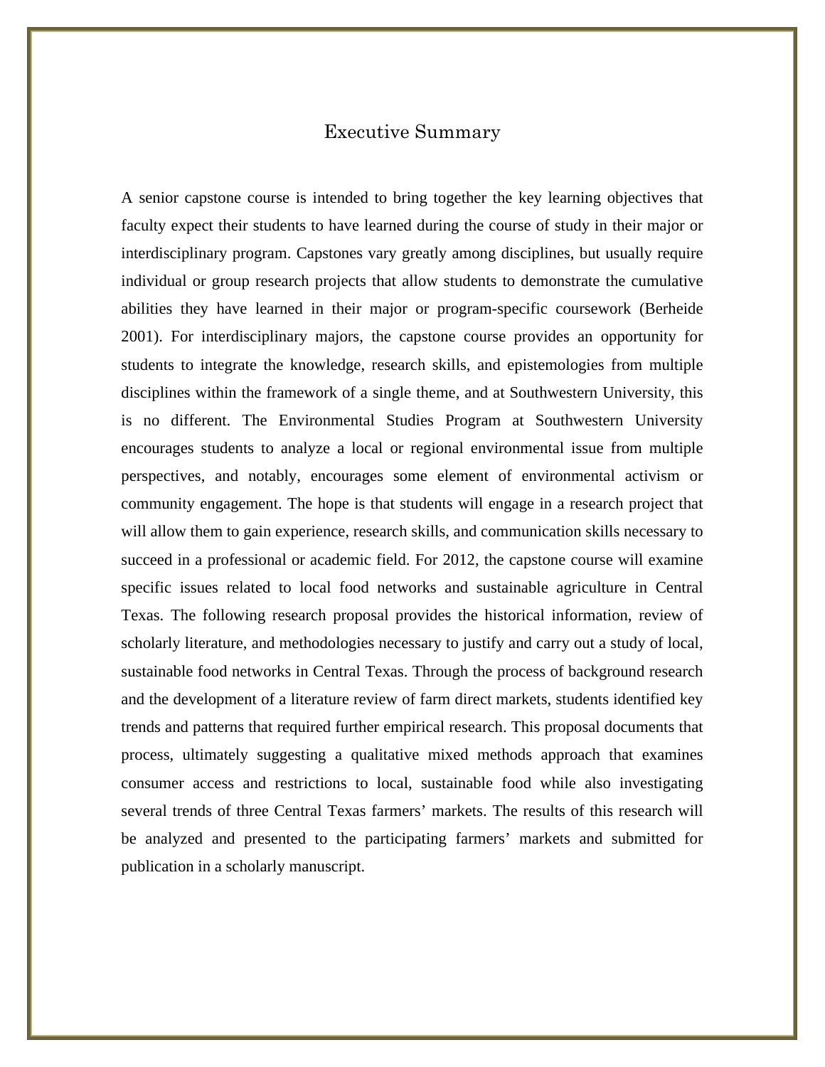# Executive Summary

A senior capstone course is intended to bring together the key learning objectives that faculty expect their students to have learned during the course of study in their major or interdisciplinary program. Capstones vary greatly among disciplines, but usually require individual or group research projects that allow students to demonstrate the cumulative abilities they have learned in their major or program-specific coursework (Berheide 2001). For interdisciplinary majors, the capstone course provides an opportunity for students to integrate the knowledge, research skills, and epistemologies from multiple disciplines within the framework of a single theme, and at Southwestern University, this is no different. The Environmental Studies Program at Southwestern University encourages students to analyze a local or regional environmental issue from multiple perspectives, and notably, encourages some element of environmental activism or community engagement. The hope is that students will engage in a research project that will allow them to gain experience, research skills, and communication skills necessary to succeed in a professional or academic field. For 2012, the capstone course will examine specific issues related to local food networks and sustainable agriculture in Central Texas. The following research proposal provides the historical information, review of scholarly literature, and methodologies necessary to justify and carry out a study of local, sustainable food networks in Central Texas. Through the process of background research and the development of a literature review of farm direct markets, students identified key trends and patterns that required further empirical research. This proposal documents that process, ultimately suggesting a qualitative mixed methods approach that examines consumer access and restrictions to local, sustainable food while also investigating several trends of three Central Texas farmers' markets. The results of this research will be analyzed and presented to the participating farmers' markets and submitted for publication in a scholarly manuscript.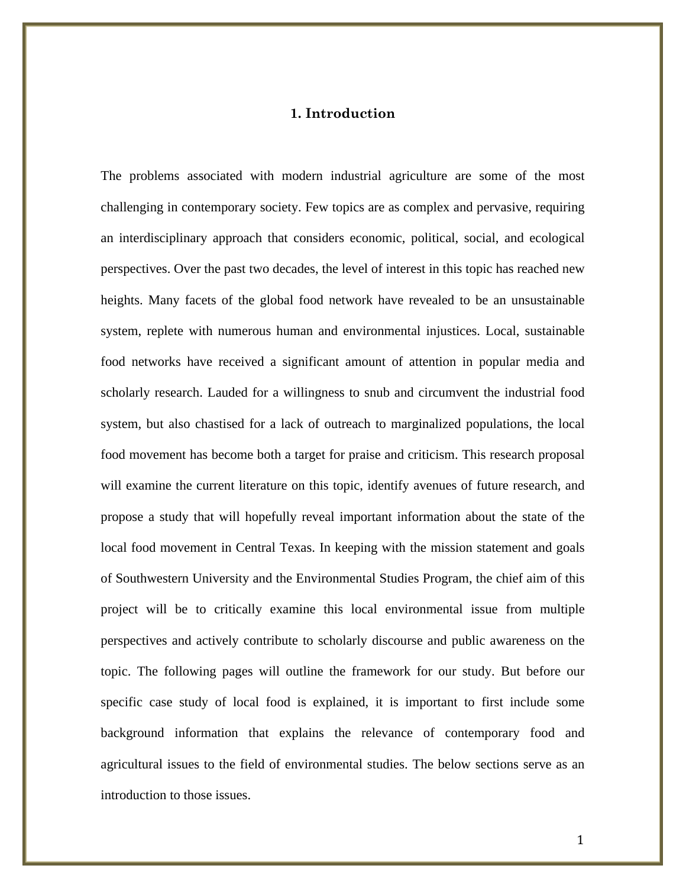# 1. Introduction

The problems associated with modern industrial agriculture are some of the most challenging in contemporary society. Few topics are as complex and pervasive, requiring an interdisciplinary approach that considers economic, political, social, and ecological perspectives. Over the past two decades, the level of interest in this topic has reached new heights. Many facets of the global food network have revealed to be an unsustainable system, replete with numerous human and environmental injustices. Local, sustainable food networks have received a significant amount of attention in popular media and scholarly research. Lauded for a willingness to snub and circumvent the industrial food system, but also chastised for a lack of outreach to marginalized populations, the local food movement has become both a target for praise and criticism. This research proposal will examine the current literature on this topic, identify avenues of future research, and propose a study that will hopefully reveal important information about the state of the local food movement in Central Texas. In keeping with the mission statement and goals of Southwestern University and the Environmental Studies Program, the chief aim of this project will be to critically examine this local environmental issue from multiple perspectives and actively contribute to scholarly discourse and public awareness on the topic. The following pages will outline the framework for our study. But before our specific case study of local food is explained, it is important to first include some background information that explains the relevance of contemporary food and agricultural issues to the field of environmental studies. The below sections serve as an introduction to those issues.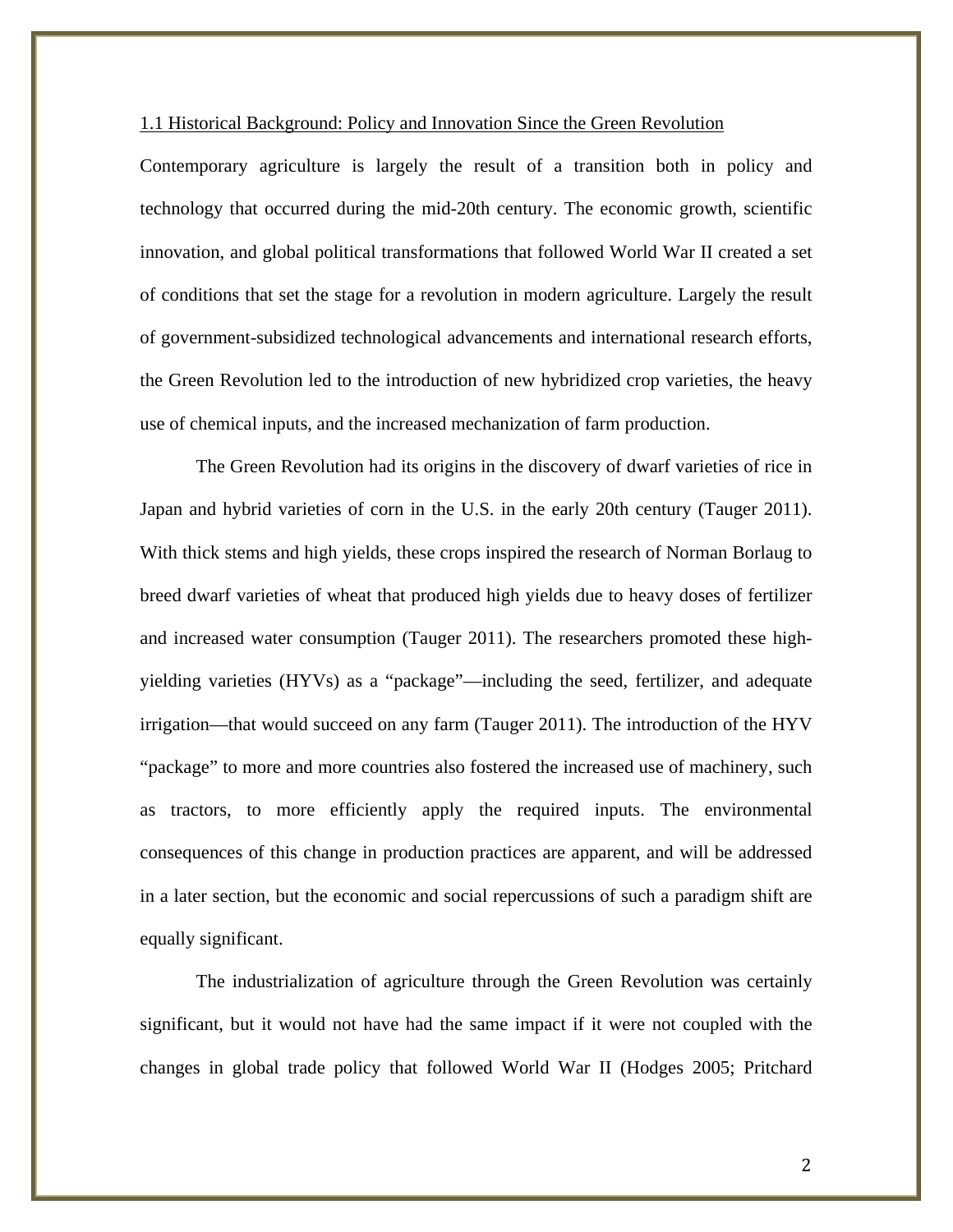### 1.1 Historical Background: Policy and Innovation Since the Green Revolution

Contemporary agriculture is largely the result of a transition both in policy and technology that occurred during the mid-20th century. The economic growth, scientific innovation, and global political transformations that followed World War II created a set of conditions that set the stage for a revolution in modern agriculture. Largely the result of government-subsidized technological advancements and international research efforts, the Green Revolution led to the introduction of new hybridized crop varieties, the heavy use of chemical inputs, and the increased mechanization of farm production.

The Green Revolution had its origins in the discovery of dwarf varieties of rice in Japan and hybrid varieties of corn in the U.S. in the early 20th century (Tauger 2011). With thick stems and high yields, these crops inspired the research of Norman Borlaug to breed dwarf varieties of wheat that produced high yields due to heavy doses of fertilizer and increased water consumption (Tauger 2011). The researchers promoted these high-yielding varieties (HYVs) as a "package"—including the seed, fertilizer, and adequate irrigation—that would succeed on any farm (Tauger 2011). The introduction of the HYV "package" to more and more countries also fostered the increased use of machinery, such as tractors, to more efficiently apply the required inputs. The environmental consequences of this change in production practices are apparent, and will be addressed in a later section, but the economic and social repercussions of such a paradigm shift are equally significant.

The industrialization of agriculture through the Green Revolution was certainly significant, but it would not have had the same impact if it were not coupled with the changes in global trade policy that followed World War II (Hodges 2005; Pritchard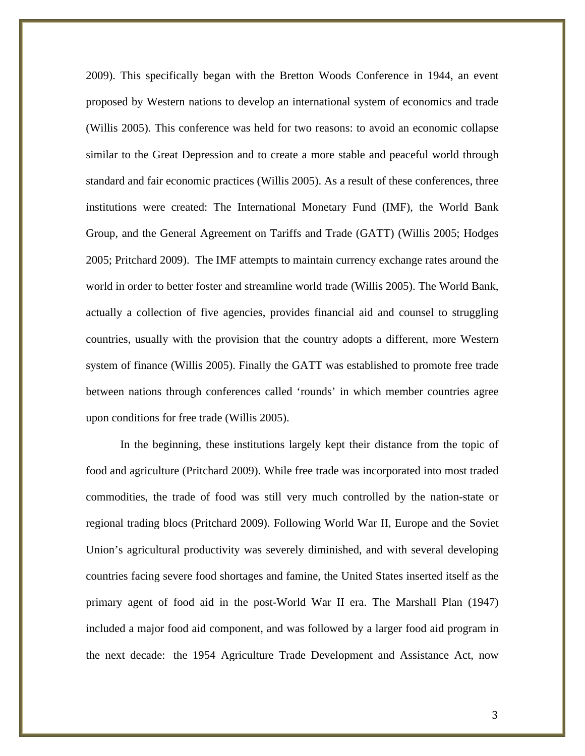2009). This specifically began with the Bretton Woods Conference in 1944, an event proposed by Western nations to develop an international system of economics and trade (Willis 2005). This conference was held for two reasons: to avoid an economic collapse similar to the Great Depression and to create a more stable and peaceful world through standard and fair economic practices (Willis 2005). As a result of these conferences, three institutions were created: The International Monetary Fund (IMF), the World Bank Group, and the General Agreement on Tariffs and Trade (GATT) (Willis 2005; Hodges 2005; Pritchard 2009). The IMF attempts to maintain currency exchange rates around the world in order to better foster and streamline world trade (Willis 2005). The World Bank, actually a collection of five agencies, provides financial aid and counsel to struggling countries, usually with the provision that the country adopts a different, more Western system of finance (Willis 2005). Finally the GATT was established to promote free trade between nations through conferences called 'rounds' in which member countries agree upon conditions for free trade (Willis 2005).

In the beginning, these institutions largely kept their distance from the topic of food and agriculture (Pritchard 2009). While free trade was incorporated into most traded commodities, the trade of food was still very much controlled by the nation-state or regional trading blocs (Pritchard 2009). Following World War II, Europe and the Soviet Union's agricultural productivity was severely diminished, and with several developing countries facing severe food shortages and famine, the United States inserted itself as the primary agent of food aid in the post-World War II era. The Marshall Plan (1947) included a major food aid component, and was followed by a larger food aid program in the next decade: the 1954 Agriculture Trade Development and Assistance Act, now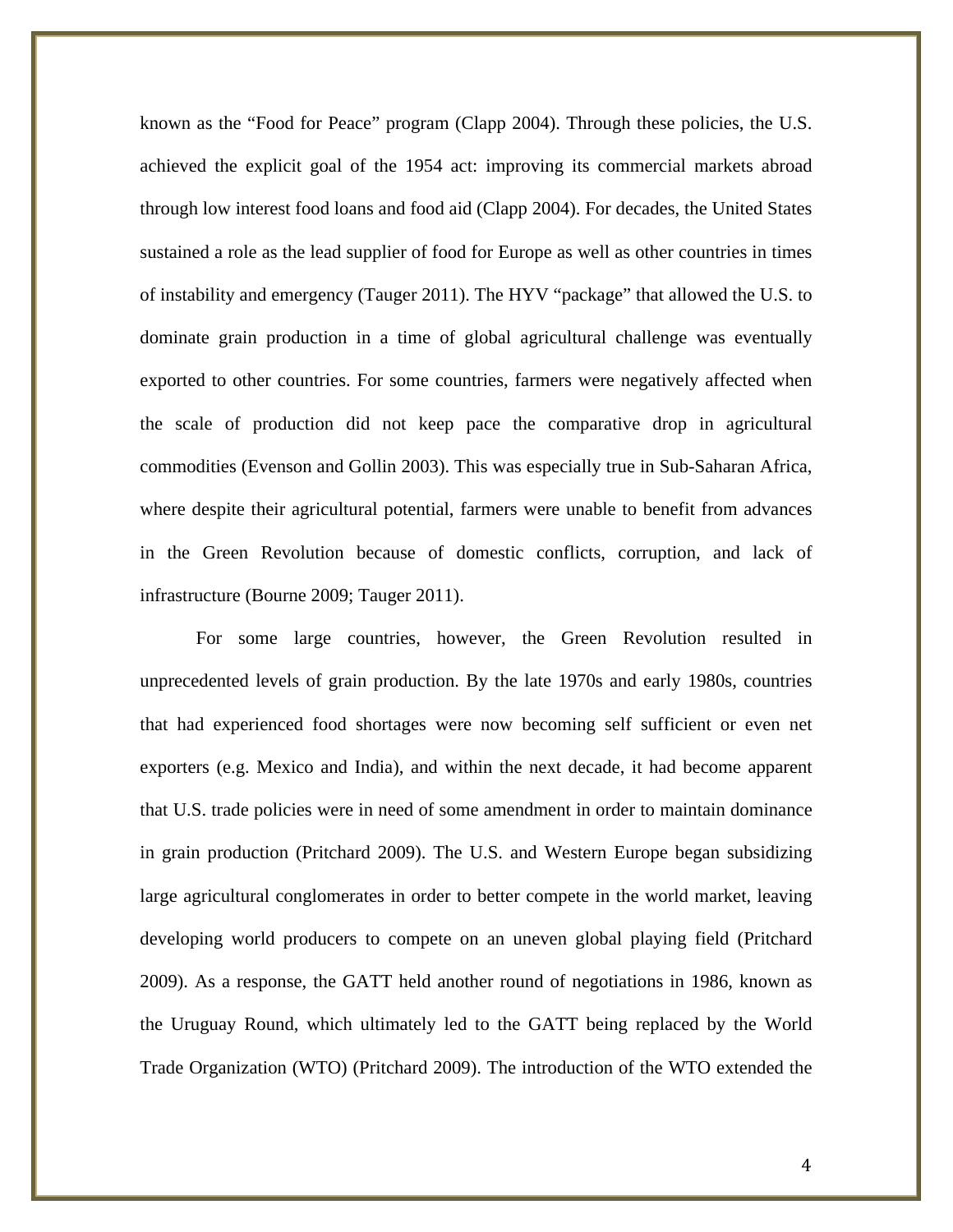known as the “Food for Peace” program (Clapp 2004). Through these policies, the U.S. achieved the explicit goal of the 1954 act: improving its commercial markets abroad through low interest food loans and food aid (Clapp 2004). For decades, the United States sustained a role as the lead supplier of food for Europe as well as other countries in times of instability and emergency (Tauger 2011). The HYV “package” that allowed the U.S. to dominate grain production in a time of global agricultural challenge was eventually exported to other countries. For some countries, farmers were negatively affected when the scale of production did not keep pace the comparative drop in agricultural commodities (Evenson and Gollin 2003). This was especially true in Sub-Saharan Africa, where despite their agricultural potential, farmers were unable to benefit from advances in the Green Revolution because of domestic conflicts, corruption, and lack of infrastructure (Bourne 2009; Tauger 2011).

For some large countries, however, the Green Revolution resulted in unprecedented levels of grain production. By the late 1970s and early 1980s, countries that had experienced food shortages were now becoming self sufficient or even net exporters (e.g. Mexico and India), and within the next decade, it had become apparent that U.S. trade policies were in need of some amendment in order to maintain dominance in grain production (Pritchard 2009). The U.S. and Western Europe began subsidizing large agricultural conglomerates in order to better compete in the world market, leaving developing world producers to compete on an uneven global playing field (Pritchard 2009). As a response, the GATT held another round of negotiations in 1986, known as the Uruguay Round, which ultimately led to the GATT being replaced by the World Trade Organization (WTO) (Pritchard 2009). The introduction of the WTO extended the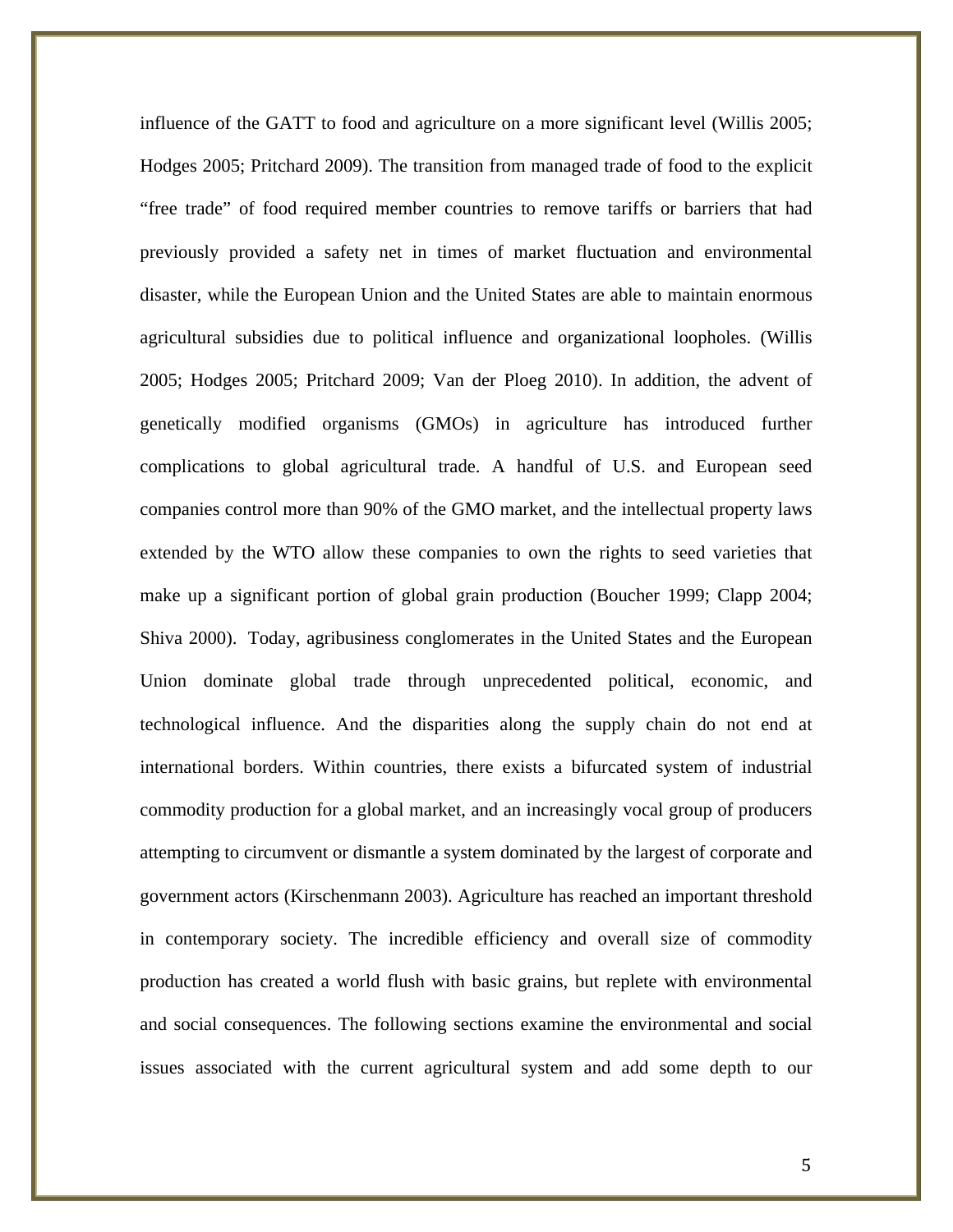influence of the GATT to food and agriculture on a more significant level (Willis 2005; Hodges 2005; Pritchard 2009). The transition from managed trade of food to the explicit "free trade" of food required member countries to remove tariffs or barriers that had previously provided a safety net in times of market fluctuation and environmental disaster, while the European Union and the United States are able to maintain enormous agricultural subsidies due to political influence and organizational loopholes. (Willis 2005; Hodges 2005; Pritchard 2009; Van der Ploeg 2010). In addition, the advent of genetically modified organisms (GMOs) in agriculture has introduced further complications to global agricultural trade. A handful of U.S. and European seed companies control more than 90% of the GMO market, and the intellectual property laws extended by the WTO allow these companies to own the rights to seed varieties that make up a significant portion of global grain production (Boucher 1999; Clapp 2004; Shiva 2000). Today, agribusiness conglomerates in the United States and the European Union dominate global trade through unprecedented political, economic, and technological influence. And the disparities along the supply chain do not end at international borders. Within countries, there exists a bifurcated system of industrial commodity production for a global market, and an increasingly vocal group of producers attempting to circumvent or dismantle a system dominated by the largest of corporate and government actors (Kirschenmann 2003). Agriculture has reached an important threshold in contemporary society. The incredible efficiency and overall size of commodity production has created a world flush with basic grains, but replete with environmental and social consequences. The following sections examine the environmental and social issues associated with the current agricultural system and add some depth to our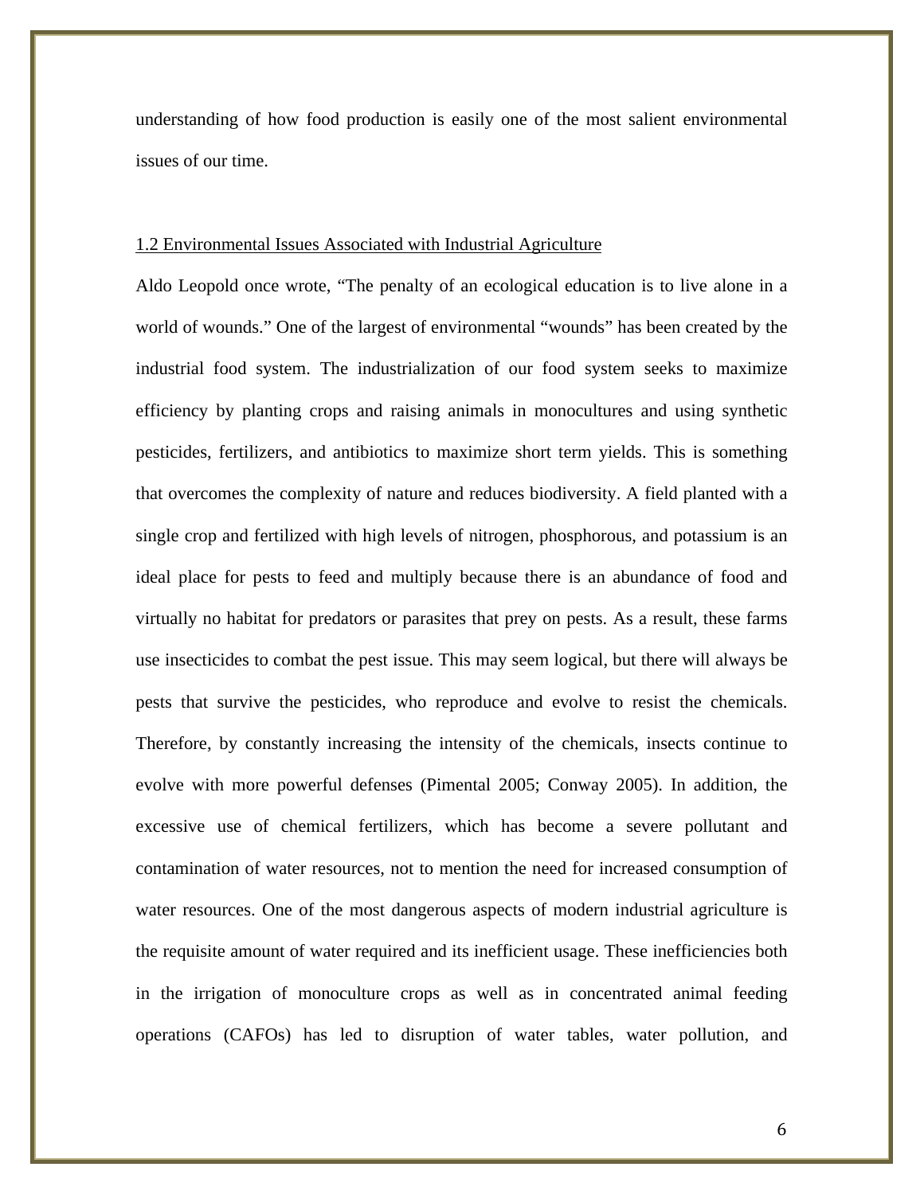understanding of how food production is easily one of the most salient environmental issues of our time.

## 1.2 Environmental Issues Associated with Industrial Agriculture

Aldo Leopold once wrote, "The penalty of an ecological education is to live alone in a world of wounds." One of the largest of environmental "wounds" has been created by the industrial food system. The industrialization of our food system seeks to maximize efficiency by planting crops and raising animals in monocultures and using synthetic pesticides, fertilizers, and antibiotics to maximize short term yields. This is something that overcomes the complexity of nature and reduces biodiversity. A field planted with a single crop and fertilized with high levels of nitrogen, phosphorous, and potassium is an ideal place for pests to feed and multiply because there is an abundance of food and virtually no habitat for predators or parasites that prey on pests. As a result, these farms use insecticides to combat the pest issue. This may seem logical, but there will always be pests that survive the pesticides, who reproduce and evolve to resist the chemicals. Therefore, by constantly increasing the intensity of the chemicals, insects continue to evolve with more powerful defenses (Pimental 2005; Conway 2005). In addition, the excessive use of chemical fertilizers, which has become a severe pollutant and contamination of water resources, not to mention the need for increased consumption of water resources. One of the most dangerous aspects of modern industrial agriculture is the requisite amount of water required and its inefficient usage. These inefficiencies both in the irrigation of monoculture crops as well as in concentrated animal feeding operations (CAFOs) has led to disruption of water tables, water pollution, and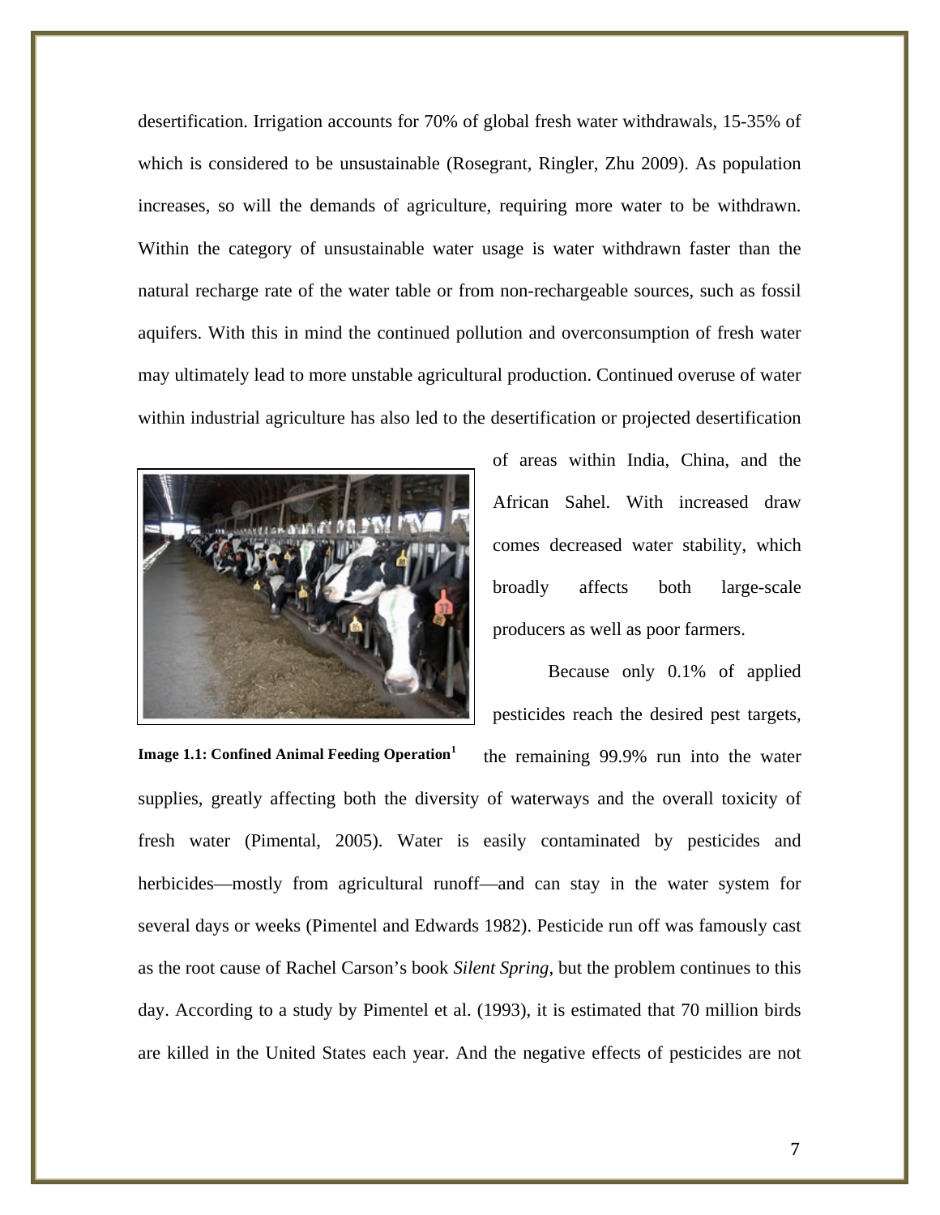desertification. Irrigation accounts for 70% of global fresh water withdrawals, 15-35% of which is considered to be unsustainable (Rosegrant, Ringler, Zhu 2009). As population increases, so will the demands of agriculture, requiring more water to be withdrawn. Within the category of unsustainable water usage is water withdrawn faster than the natural recharge rate of the water table or from non-rechargeable sources, such as fossil aquifers. With this in mind the continued pollution and overconsumption of fresh water may ultimately lead to more unstable agricultural production. Continued overuse of water within industrial agriculture has also led to the desertification or projected desertification of areas within India, China, and the African Sahel. With increased draw comes decreased water stability, which broadly affects both large-scale producers as well as poor farmers.

**Image 1.1: Confined Animal Feeding Operation[1]**

Because only 0.1% of applied pesticides reach the desired pest targets, the remaining 99.9% run into the water supplies, greatly affecting both the diversity of waterways and the overall toxicity of fresh water (Pimental, 2005). Water is easily contaminated by pesticides and herbicides—mostly from agricultural runoff—and can stay in the water system for several days or weeks (Pimentel and Edwards 1982). Pesticide run off was famously cast as the root cause of Rachel Carson's book *Silent Spring*, but the problem continues to this day. According to a study by Pimentel et al. (1993), it is estimated that 70 million birds are killed in the United States each year. And the negative effects of pesticides are not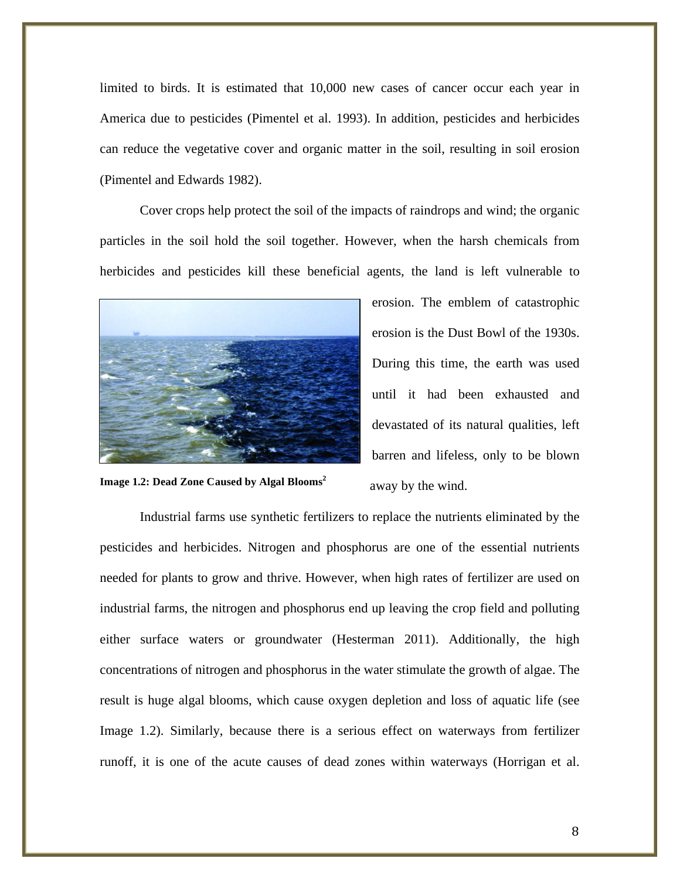limited to birds. It is estimated that 10,000 new cases of cancer occur each year in America due to pesticides (Pimentel et al. 1993). In addition, pesticides and herbicides can reduce the vegetative cover and organic matter in the soil, resulting in soil erosion (Pimentel and Edwards 1982).

Cover crops help protect the soil of the impacts of raindrops and wind; the organic particles in the soil hold the soil together. However, when the harsh chemicals from herbicides and pesticides kill these beneficial agents, the land is left vulnerable to erosion. The emblem of catastrophic erosion is the Dust Bowl of the 1930s. During this time, the earth was used until it had been exhausted and devastated of its natural qualities, left barren and lifeless, only to be blown away by the wind.

**Image 1.2: Dead Zone Caused by Algal Blooms[2]**

Industrial farms use synthetic fertilizers to replace the nutrients eliminated by the pesticides and herbicides. Nitrogen and phosphorus are one of the essential nutrients needed for plants to grow and thrive. However, when high rates of fertilizer are used on industrial farms, the nitrogen and phosphorus end up leaving the crop field and polluting either surface waters or groundwater (Hesterman 2011). Additionally, the high concentrations of nitrogen and phosphorus in the water stimulate the growth of algae. The result is huge algal blooms, which cause oxygen depletion and loss of aquatic life (see Image 1.2). Similarly, because there is a serious effect on waterways from fertilizer runoff, it is one of the acute causes of dead zones within waterways (Horrigan et al.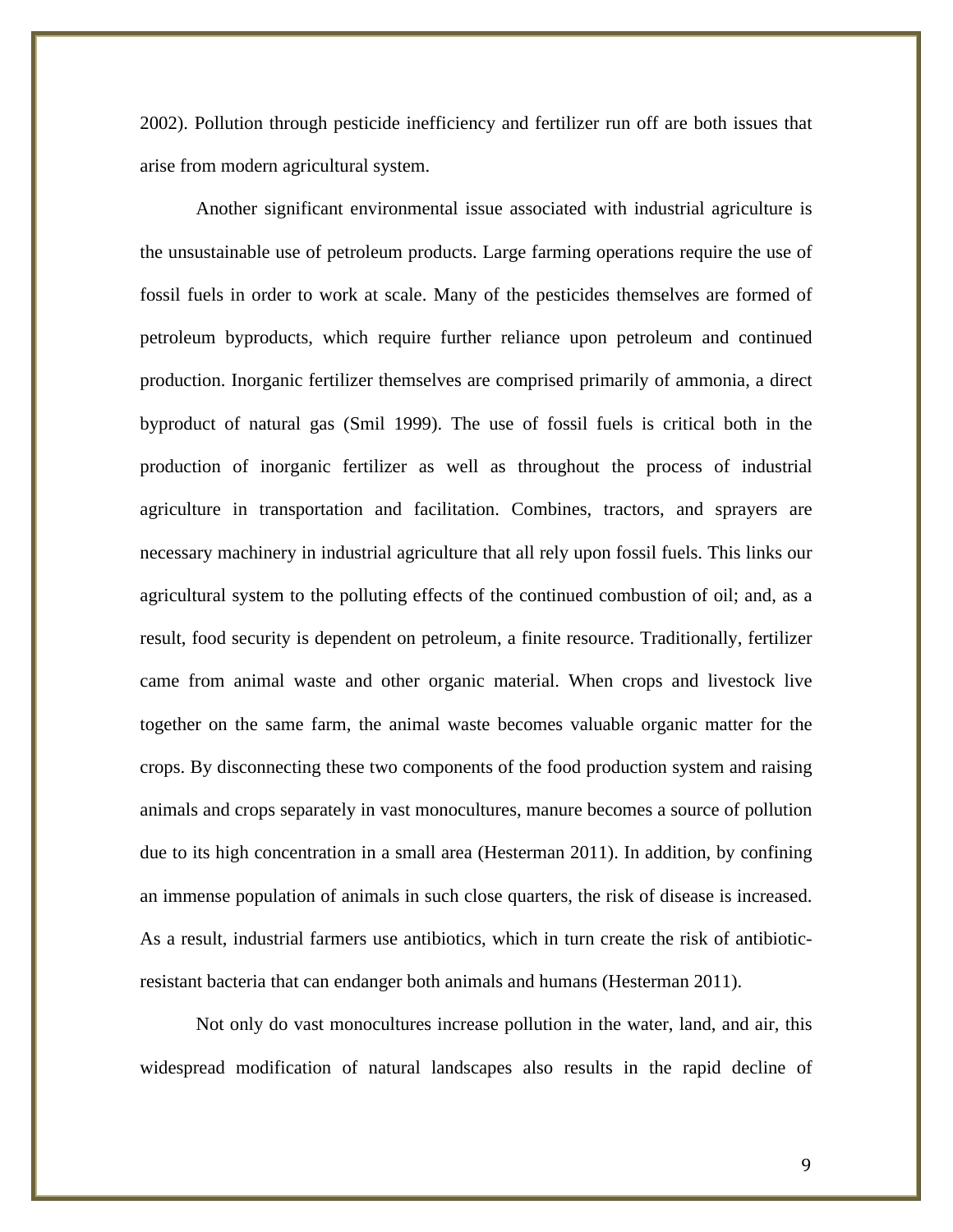2002). Pollution through pesticide inefficiency and fertilizer run off are both issues that arise from modern agricultural system.

Another significant environmental issue associated with industrial agriculture is the unsustainable use of petroleum products. Large farming operations require the use of fossil fuels in order to work at scale. Many of the pesticides themselves are formed of petroleum byproducts, which require further reliance upon petroleum and continued production. Inorganic fertilizer themselves are comprised primarily of ammonia, a direct byproduct of natural gas (Smil 1999). The use of fossil fuels is critical both in the production of inorganic fertilizer as well as throughout the process of industrial agriculture in transportation and facilitation. Combines, tractors, and sprayers are necessary machinery in industrial agriculture that all rely upon fossil fuels. This links our agricultural system to the polluting effects of the continued combustion of oil; and, as a result, food security is dependent on petroleum, a finite resource. Traditionally, fertilizer came from animal waste and other organic material. When crops and livestock live together on the same farm, the animal waste becomes valuable organic matter for the crops. By disconnecting these two components of the food production system and raising animals and crops separately in vast monocultures, manure becomes a source of pollution due to its high concentration in a small area (Hesterman 2011). In addition, by confining an immense population of animals in such close quarters, the risk of disease is increased. As a result, industrial farmers use antibiotics, which in turn create the risk of antibiotic-resistant bacteria that can endanger both animals and humans (Hesterman 2011).

Not only do vast monocultures increase pollution in the water, land, and air, this widespread modification of natural landscapes also results in the rapid decline of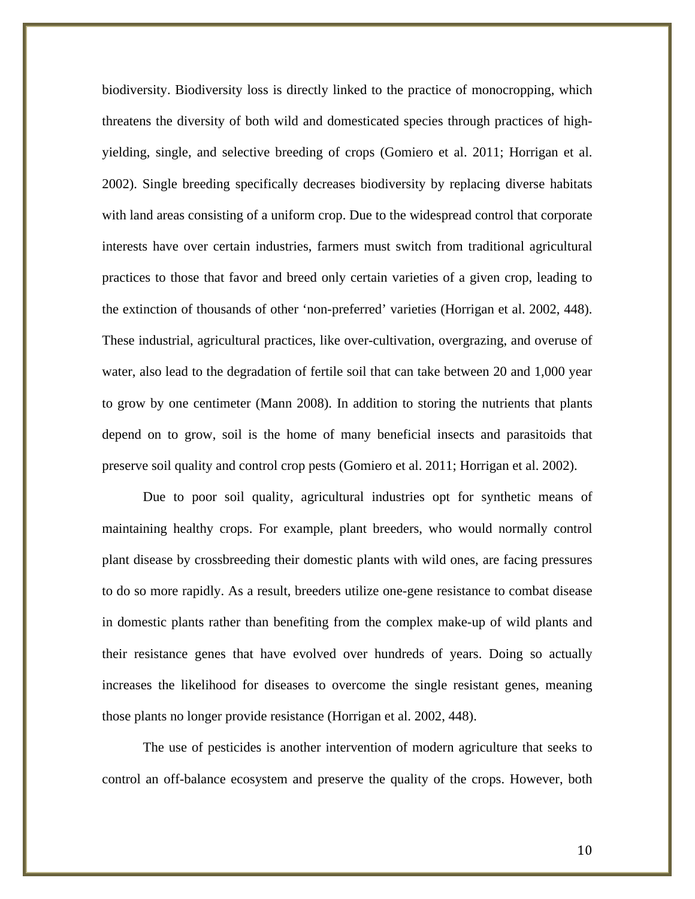biodiversity. Biodiversity loss is directly linked to the practice of monocropping, which threatens the diversity of both wild and domesticated species through practices of high-yielding, single, and selective breeding of crops (Gomiero et al. 2011; Horrigan et al. 2002). Single breeding specifically decreases biodiversity by replacing diverse habitats with land areas consisting of a uniform crop. Due to the widespread control that corporate interests have over certain industries, farmers must switch from traditional agricultural practices to those that favor and breed only certain varieties of a given crop, leading to the extinction of thousands of other 'non-preferred' varieties (Horrigan et al. 2002, 448). These industrial, agricultural practices, like over-cultivation, overgrazing, and overuse of water, also lead to the degradation of fertile soil that can take between 20 and 1,000 year to grow by one centimeter (Mann 2008). In addition to storing the nutrients that plants depend on to grow, soil is the home of many beneficial insects and parasitoids that preserve soil quality and control crop pests (Gomiero et al. 2011; Horrigan et al. 2002).

Due to poor soil quality, agricultural industries opt for synthetic means of maintaining healthy crops. For example, plant breeders, who would normally control plant disease by crossbreeding their domestic plants with wild ones, are facing pressures to do so more rapidly. As a result, breeders utilize one-gene resistance to combat disease in domestic plants rather than benefiting from the complex make-up of wild plants and their resistance genes that have evolved over hundreds of years. Doing so actually increases the likelihood for diseases to overcome the single resistant genes, meaning those plants no longer provide resistance (Horrigan et al. 2002, 448).

The use of pesticides is another intervention of modern agriculture that seeks to control an off-balance ecosystem and preserve the quality of the crops. However, both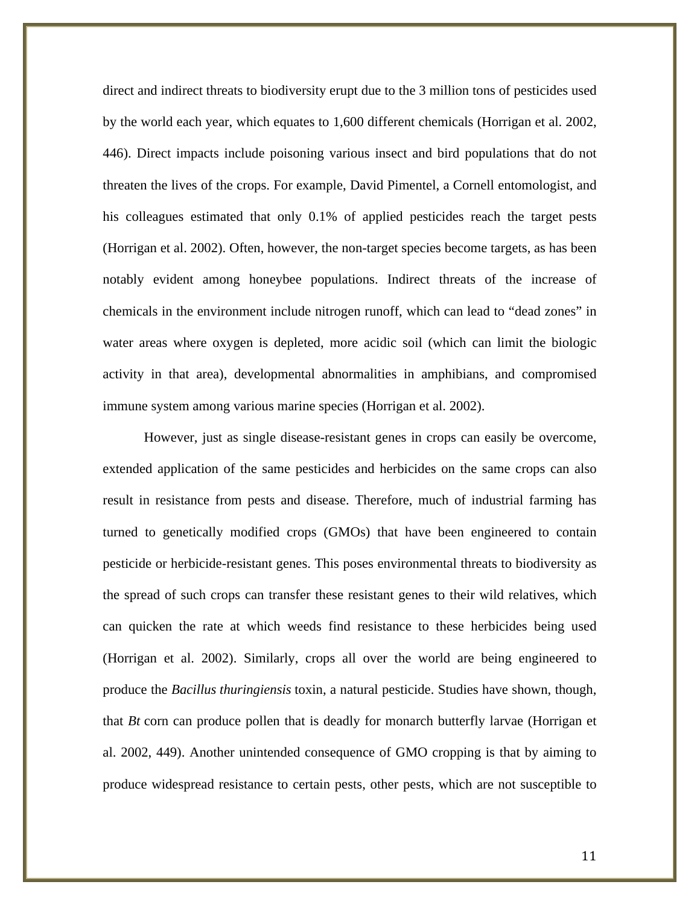direct and indirect threats to biodiversity erupt due to the 3 million tons of pesticides used by the world each year, which equates to 1,600 different chemicals (Horrigan et al. 2002, 446). Direct impacts include poisoning various insect and bird populations that do not threaten the lives of the crops. For example, David Pimentel, a Cornell entomologist, and his colleagues estimated that only 0.1% of applied pesticides reach the target pests (Horrigan et al. 2002). Often, however, the non-target species become targets, as has been notably evident among honeybee populations. Indirect threats of the increase of chemicals in the environment include nitrogen runoff, which can lead to “dead zones” in water areas where oxygen is depleted, more acidic soil (which can limit the biologic activity in that area), developmental abnormalities in amphibians, and compromised immune system among various marine species (Horrigan et al. 2002).

However, just as single disease-resistant genes in crops can easily be overcome, extended application of the same pesticides and herbicides on the same crops can also result in resistance from pests and disease. Therefore, much of industrial farming has turned to genetically modified crops (GMOs) that have been engineered to contain pesticide or herbicide-resistant genes. This poses environmental threats to biodiversity as the spread of such crops can transfer these resistant genes to their wild relatives, which can quicken the rate at which weeds find resistance to these herbicides being used (Horrigan et al. 2002). Similarly, crops all over the world are being engineered to produce the *Bacillus thuringiensis* toxin, a natural pesticide. Studies have shown, though, that *Bt* corn can produce pollen that is deadly for monarch butterfly larvae (Horrigan et al. 2002, 449). Another unintended consequence of GMO cropping is that by aiming to produce widespread resistance to certain pests, other pests, which are not susceptible to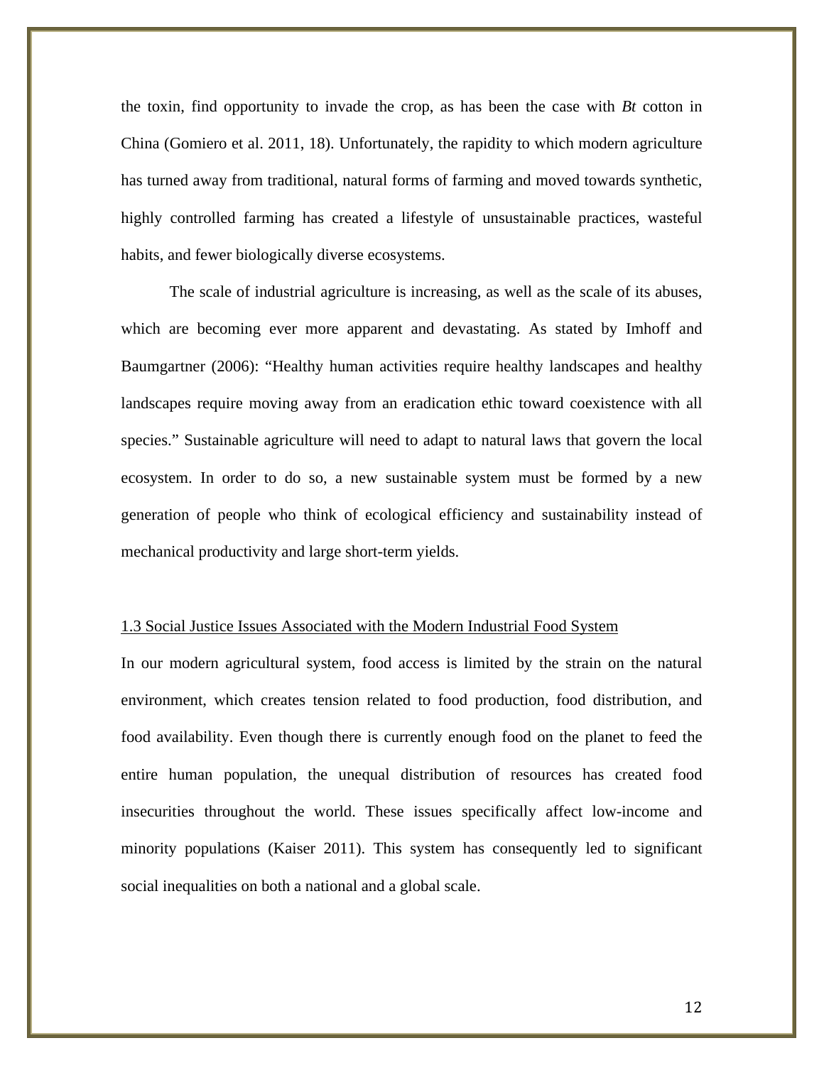the toxin, find opportunity to invade the crop, as has been the case with *Bt* cotton in China (Gomiero et al. 2011, 18). Unfortunately, the rapidity to which modern agriculture has turned away from traditional, natural forms of farming and moved towards synthetic, highly controlled farming has created a lifestyle of unsustainable practices, wasteful habits, and fewer biologically diverse ecosystems.

The scale of industrial agriculture is increasing, as well as the scale of its abuses, which are becoming ever more apparent and devastating. As stated by Imhoff and Baumgartner (2006): "Healthy human activities require healthy landscapes and healthy landscapes require moving away from an eradication ethic toward coexistence with all species." Sustainable agriculture will need to adapt to natural laws that govern the local ecosystem. In order to do so, a new sustainable system must be formed by a new generation of people who think of ecological efficiency and sustainability instead of mechanical productivity and large short-term yields.

### 1.3 Social Justice Issues Associated with the Modern Industrial Food System

In our modern agricultural system, food access is limited by the strain on the natural environment, which creates tension related to food production, food distribution, and food availability. Even though there is currently enough food on the planet to feed the entire human population, the unequal distribution of resources has created food insecurities throughout the world. These issues specifically affect low-income and minority populations (Kaiser 2011). This system has consequently led to significant social inequalities on both a national and a global scale.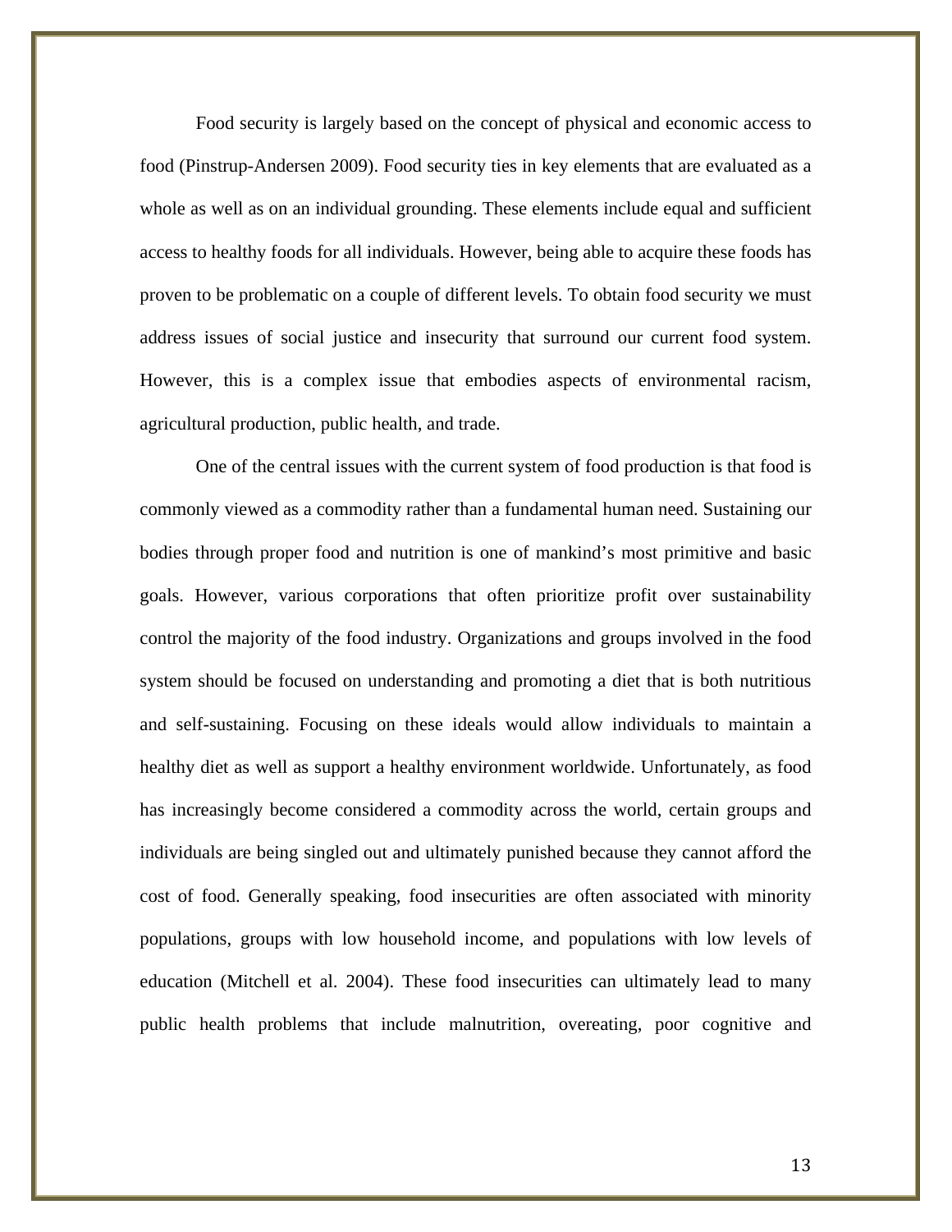Food security is largely based on the concept of physical and economic access to food (Pinstrup-Andersen 2009). Food security ties in key elements that are evaluated as a whole as well as on an individual grounding. These elements include equal and sufficient access to healthy foods for all individuals. However, being able to acquire these foods has proven to be problematic on a couple of different levels. To obtain food security we must address issues of social justice and insecurity that surround our current food system. However, this is a complex issue that embodies aspects of environmental racism, agricultural production, public health, and trade.

One of the central issues with the current system of food production is that food is commonly viewed as a commodity rather than a fundamental human need. Sustaining our bodies through proper food and nutrition is one of mankind's most primitive and basic goals. However, various corporations that often prioritize profit over sustainability control the majority of the food industry. Organizations and groups involved in the food system should be focused on understanding and promoting a diet that is both nutritious and self-sustaining. Focusing on these ideals would allow individuals to maintain a healthy diet as well as support a healthy environment worldwide. Unfortunately, as food has increasingly become considered a commodity across the world, certain groups and individuals are being singled out and ultimately punished because they cannot afford the cost of food. Generally speaking, food insecurities are often associated with minority populations, groups with low household income, and populations with low levels of education (Mitchell et al. 2004). These food insecurities can ultimately lead to many public health problems that include malnutrition, overeating, poor cognitive and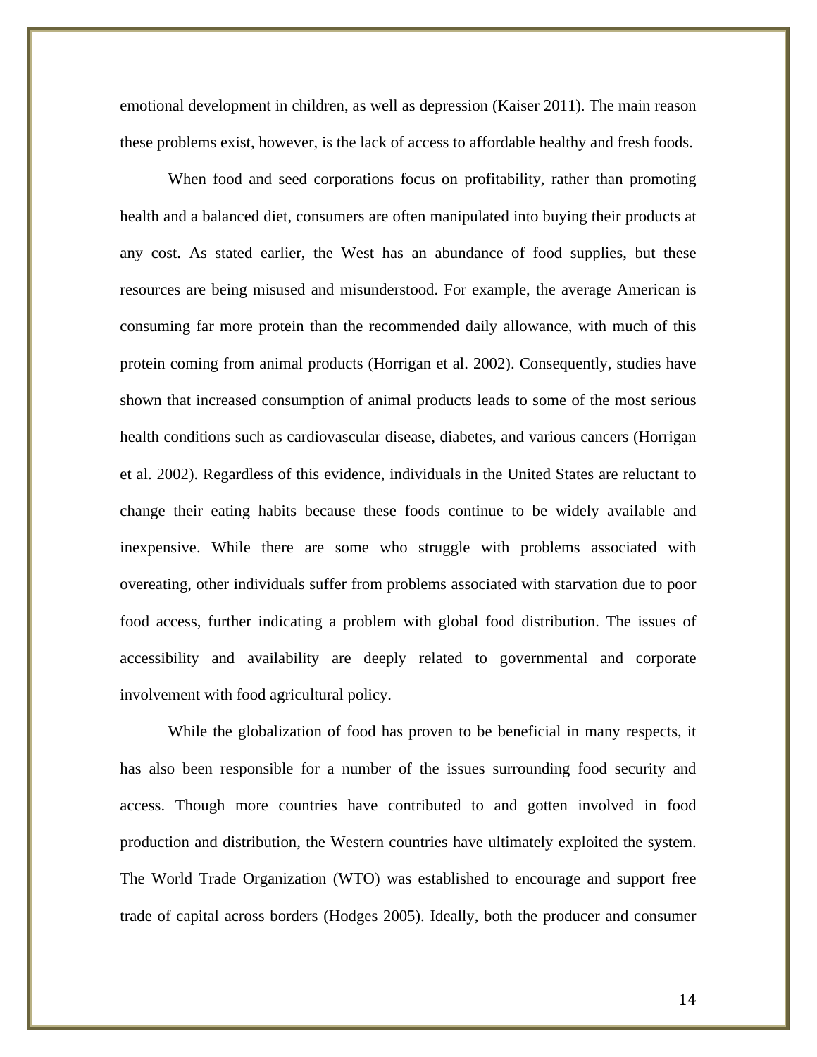emotional development in children, as well as depression (Kaiser 2011). The main reason these problems exist, however, is the lack of access to affordable healthy and fresh foods.

When food and seed corporations focus on profitability, rather than promoting health and a balanced diet, consumers are often manipulated into buying their products at any cost. As stated earlier, the West has an abundance of food supplies, but these resources are being misused and misunderstood. For example, the average American is consuming far more protein than the recommended daily allowance, with much of this protein coming from animal products (Horrigan et al. 2002). Consequently, studies have shown that increased consumption of animal products leads to some of the most serious health conditions such as cardiovascular disease, diabetes, and various cancers (Horrigan et al. 2002). Regardless of this evidence, individuals in the United States are reluctant to change their eating habits because these foods continue to be widely available and inexpensive. While there are some who struggle with problems associated with overeating, other individuals suffer from problems associated with starvation due to poor food access, further indicating a problem with global food distribution. The issues of accessibility and availability are deeply related to governmental and corporate involvement with food agricultural policy.

While the globalization of food has proven to be beneficial in many respects, it has also been responsible for a number of the issues surrounding food security and access. Though more countries have contributed to and gotten involved in food production and distribution, the Western countries have ultimately exploited the system. The World Trade Organization (WTO) was established to encourage and support free trade of capital across borders (Hodges 2005). Ideally, both the producer and consumer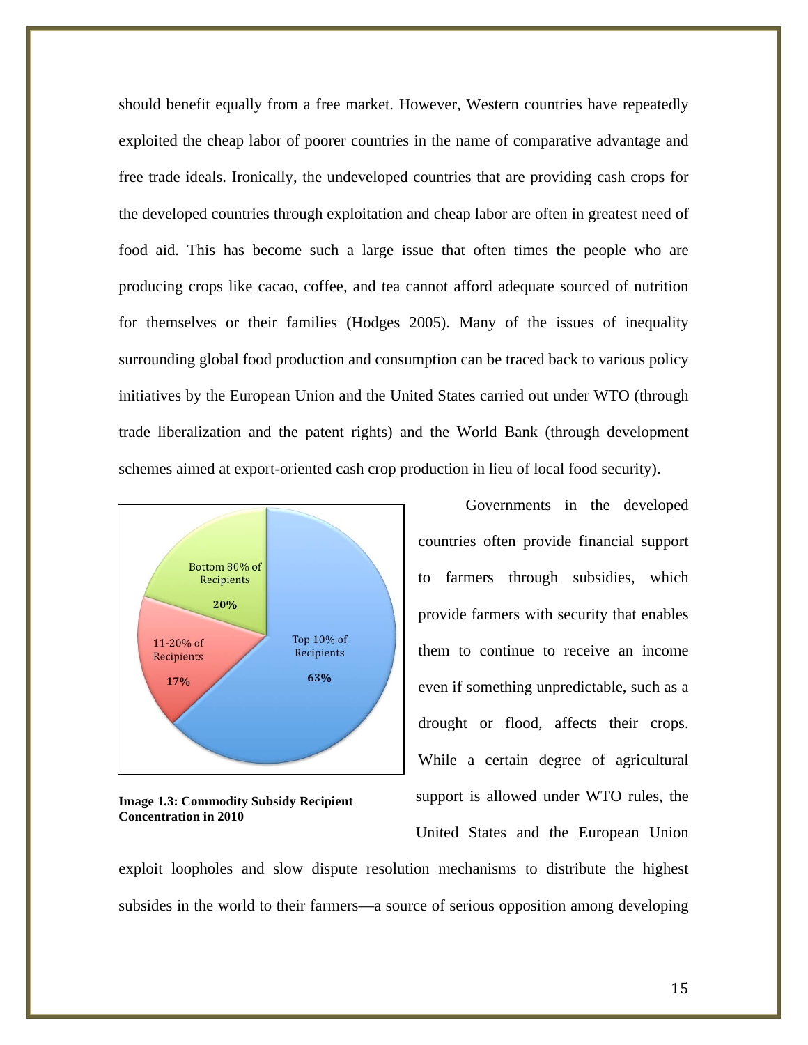should benefit equally from a free market. However, Western countries have repeatedly exploited the cheap labor of poorer countries in the name of comparative advantage and free trade ideals. Ironically, the undeveloped countries that are providing cash crops for the developed countries through exploitation and cheap labor are often in greatest need of food aid. This has become such a large issue that often times the people who are producing crops like cacao, coffee, and tea cannot afford adequate sourced of nutrition for themselves or their families (Hodges 2005). Many of the issues of inequality surrounding global food production and consumption can be traced back to various policy initiatives by the European Union and the United States carried out under WTO (through trade liberalization and the patent rights) and the World Bank (through development schemes aimed at export-oriented cash crop production in lieu of local food security).

Bottom 80% of Recipients 20%

11-20% of Recipients 17%

Top 10% of Recipients 63%

**Image 1.3: Commodity Subsidy Recipient Concentration in 2010**

Governments in the developed countries often provide financial support to farmers through subsidies, which provide farmers with security that enables them to continue to receive an income even if something unpredictable, such as a drought or flood, affects their crops. While a certain degree of agricultural support is allowed under WTO rules, the United States and the European Union exploit loopholes and slow dispute resolution mechanisms to distribute the highest subsides in the world to their farmers—a source of serious opposition among developing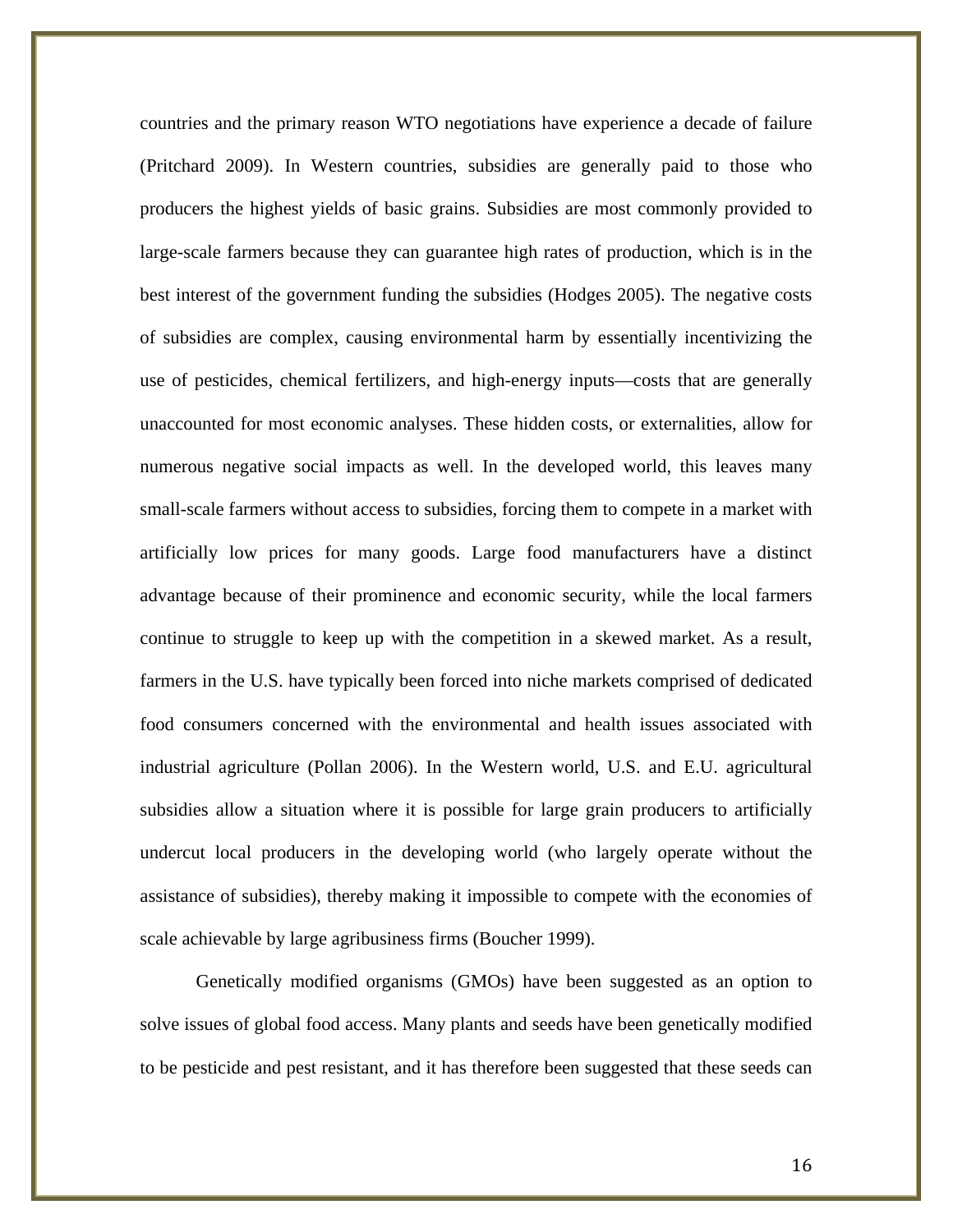countries and the primary reason WTO negotiations have experience a decade of failure (Pritchard 2009). In Western countries, subsidies are generally paid to those who producers the highest yields of basic grains. Subsidies are most commonly provided to large-scale farmers because they can guarantee high rates of production, which is in the best interest of the government funding the subsidies (Hodges 2005). The negative costs of subsidies are complex, causing environmental harm by essentially incentivizing the use of pesticides, chemical fertilizers, and high-energy inputs—costs that are generally unaccounted for most economic analyses. These hidden costs, or externalities, allow for numerous negative social impacts as well. In the developed world, this leaves many small-scale farmers without access to subsidies, forcing them to compete in a market with artificially low prices for many goods. Large food manufacturers have a distinct advantage because of their prominence and economic security, while the local farmers continue to struggle to keep up with the competition in a skewed market. As a result, farmers in the U.S. have typically been forced into niche markets comprised of dedicated food consumers concerned with the environmental and health issues associated with industrial agriculture (Pollan 2006). In the Western world, U.S. and E.U. agricultural subsidies allow a situation where it is possible for large grain producers to artificially undercut local producers in the developing world (who largely operate without the assistance of subsidies), thereby making it impossible to compete with the economies of scale achievable by large agribusiness firms (Boucher 1999).

Genetically modified organisms (GMOs) have been suggested as an option to solve issues of global food access. Many plants and seeds have been genetically modified to be pesticide and pest resistant, and it has therefore been suggested that these seeds can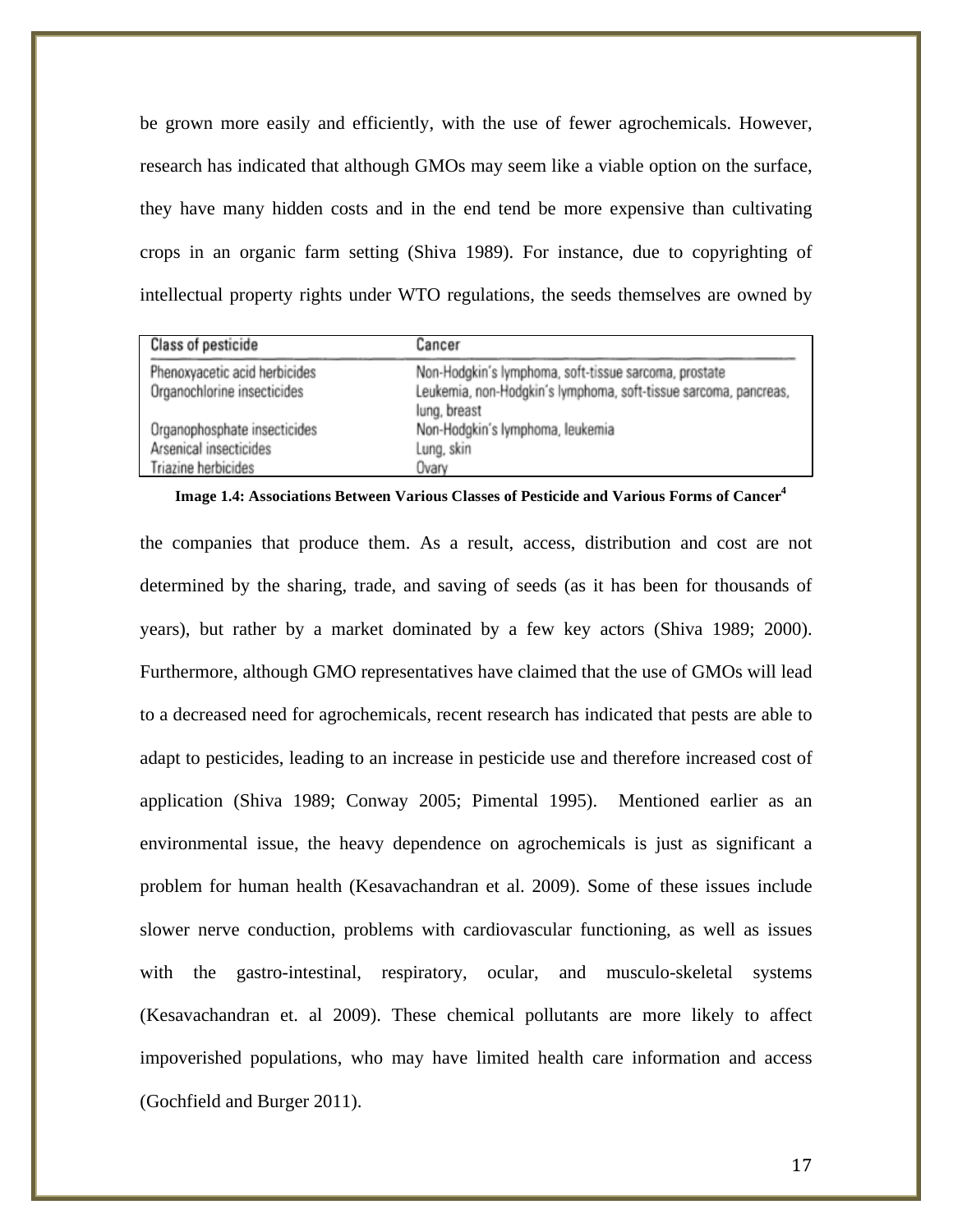be grown more easily and efficiently, with the use of fewer agrochemicals. However, research has indicated that although GMOs may seem like a viable option on the surface, they have many hidden costs and in the end tend be more expensive than cultivating crops in an organic farm setting (Shiva 1989). For instance, due to copyrighting of intellectual property rights under WTO regulations, the seeds themselves are owned by

| Class of pesticide | Cancer |
|---|---|
| Phenoxyacetic acid herbicides | Non-Hodgkin's lymphoma, soft-tissue sarcoma, prostate |
| Organochlorine insecticides | Leukemia, non-Hodgkin's lymphoma, soft-tissue sarcoma, pancreas, lung, breast |
| Organophosphate insecticides | Non-Hodgkin's lymphoma, leukemia |
| Arsenical insecticides | Lung, skin |
| Triazine herbicides | Ovary |

**Image 1.4: Associations Between Various Classes of Pesticide and Various Forms of Cancer[4]**

the companies that produce them. As a result, access, distribution and cost are not determined by the sharing, trade, and saving of seeds (as it has been for thousands of years), but rather by a market dominated by a few key actors (Shiva 1989; 2000). Furthermore, although GMO representatives have claimed that the use of GMOs will lead to a decreased need for agrochemicals, recent research has indicated that pests are able to adapt to pesticides, leading to an increase in pesticide use and therefore increased cost of application (Shiva 1989; Conway 2005; Pimental 1995). Mentioned earlier as an environmental issue, the heavy dependence on agrochemicals is just as significant a problem for human health (Kesavachandran et al. 2009). Some of these issues include slower nerve conduction, problems with cardiovascular functioning, as well as issues with the gastro-intestinal, respiratory, ocular, and musculo-skeletal systems (Kesavachandran et. al 2009). These chemical pollutants are more likely to affect impoverished populations, who may have limited health care information and access (Gochfield and Burger 2011).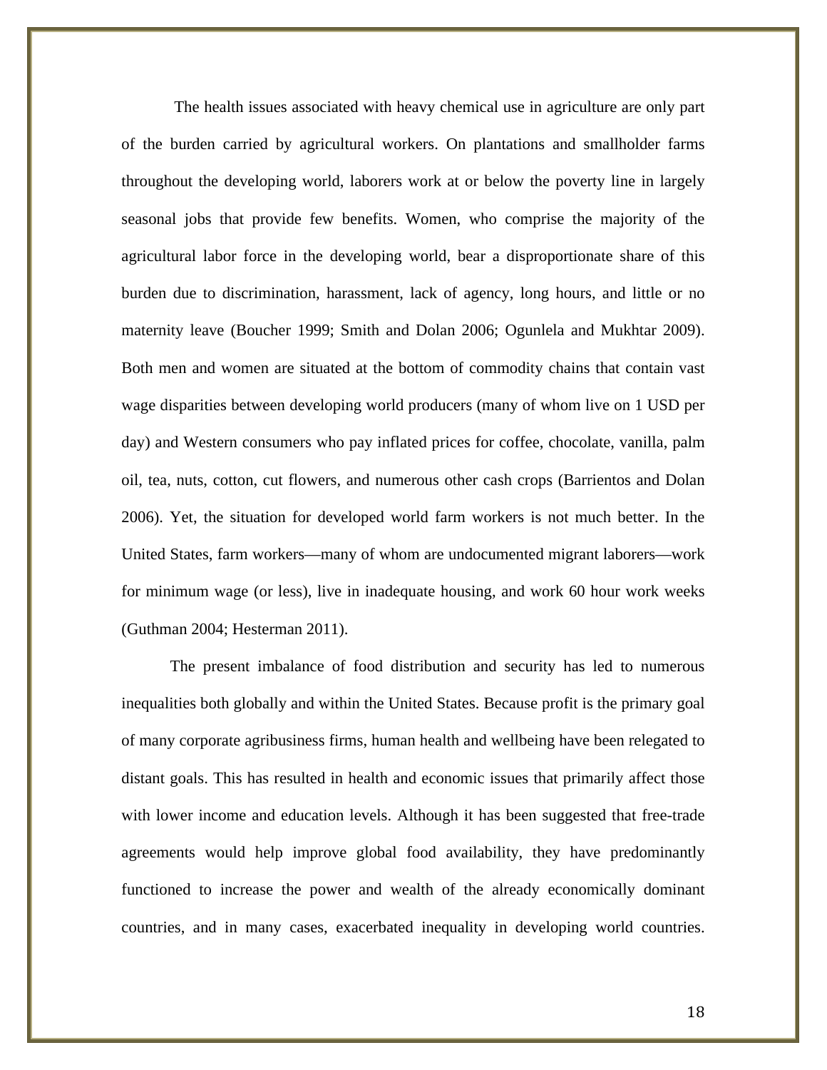The health issues associated with heavy chemical use in agriculture are only part of the burden carried by agricultural workers. On plantations and smallholder farms throughout the developing world, laborers work at or below the poverty line in largely seasonal jobs that provide few benefits. Women, who comprise the majority of the agricultural labor force in the developing world, bear a disproportionate share of this burden due to discrimination, harassment, lack of agency, long hours, and little or no maternity leave (Boucher 1999; Smith and Dolan 2006; Ogunlela and Mukhtar 2009). Both men and women are situated at the bottom of commodity chains that contain vast wage disparities between developing world producers (many of whom live on 1 USD per day) and Western consumers who pay inflated prices for coffee, chocolate, vanilla, palm oil, tea, nuts, cotton, cut flowers, and numerous other cash crops (Barrientos and Dolan 2006). Yet, the situation for developed world farm workers is not much better. In the United States, farm workers—many of whom are undocumented migrant laborers—work for minimum wage (or less), live in inadequate housing, and work 60 hour work weeks (Guthman 2004; Hesterman 2011).

The present imbalance of food distribution and security has led to numerous inequalities both globally and within the United States. Because profit is the primary goal of many corporate agribusiness firms, human health and wellbeing have been relegated to distant goals. This has resulted in health and economic issues that primarily affect those with lower income and education levels. Although it has been suggested that free-trade agreements would help improve global food availability, they have predominantly functioned to increase the power and wealth of the already economically dominant countries, and in many cases, exacerbated inequality in developing world countries.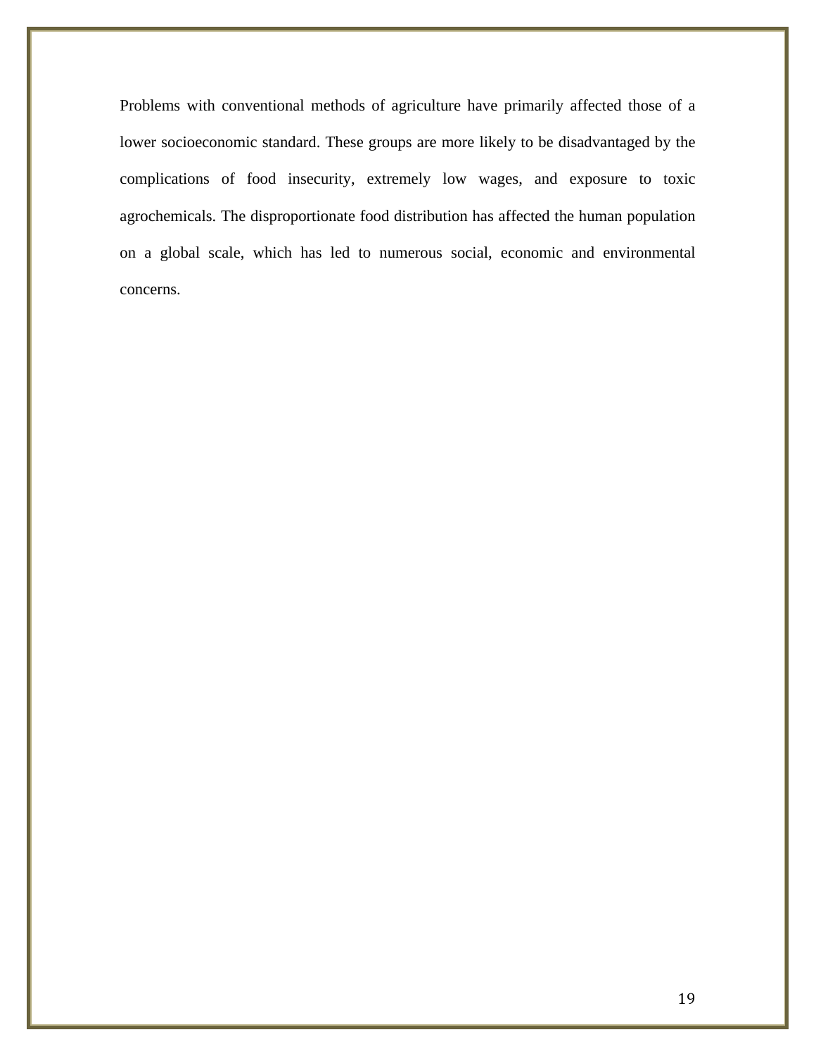Problems with conventional methods of agriculture have primarily affected those of a lower socioeconomic standard. These groups are more likely to be disadvantaged by the complications of food insecurity, extremely low wages, and exposure to toxic agrochemicals. The disproportionate food distribution has affected the human population on a global scale, which has led to numerous social, economic and environmental concerns.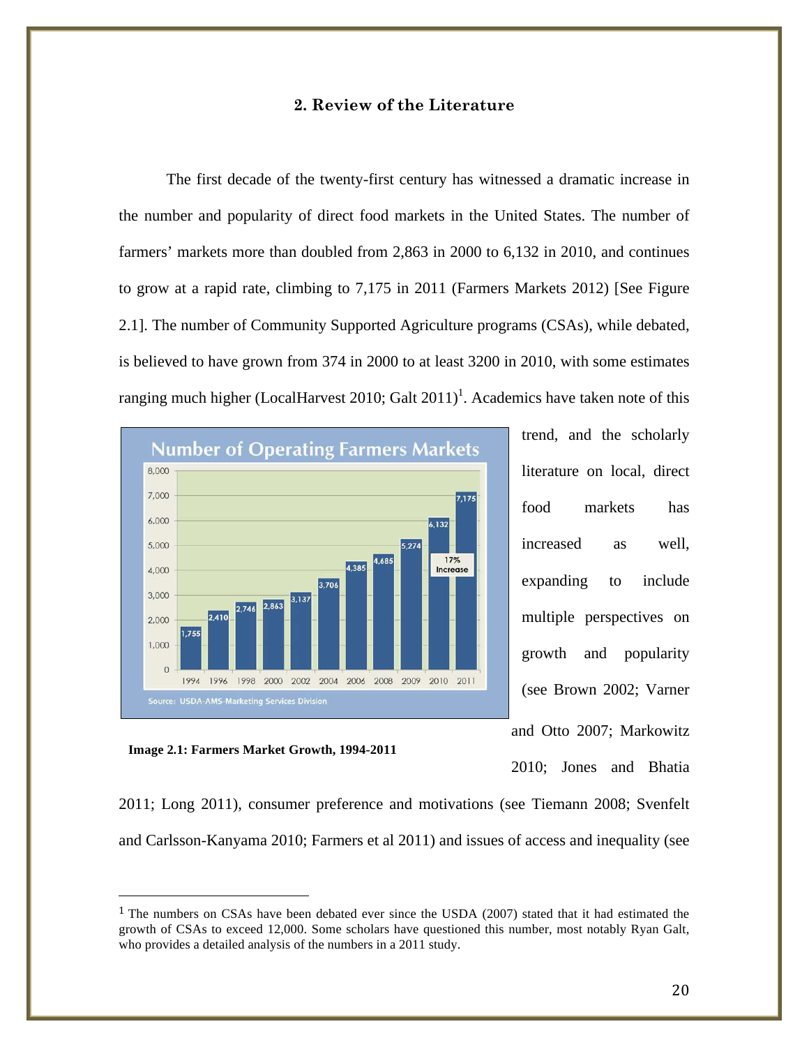## 2. Review of the Literature

The first decade of the twenty-first century has witnessed a dramatic increase in the number and popularity of direct food markets in the United States. The number of farmers' markets more than doubled from 2,863 in 2000 to 6,132 in 2010, and continues to grow at a rapid rate, climbing to 7,175 in 2011 (Farmers Markets 2012) [See Figure 2.1]. The number of Community Supported Agriculture programs (CSAs), while debated, is believed to have grown from 374 in 2000 to at least 3200 in 2010, with some estimates ranging much higher (LocalHarvest 2010; Galt 2011)[1]. Academics have taken note of this trend, and the scholarly literature on local, direct food markets has increased as well, expanding to include multiple perspectives on growth and popularity (see Brown 2002; Varner and Otto 2007; Markowitz 2010; Jones and Bhatia 2011; Long 2011), consumer preference and motivations (see Tiemann 2008; Svenfelt and Carlsson-Kanyama 2010; Farmers et al 2011) and issues of access and inequality (see

**Image 2.1: Farmers Market Growth, 1994-2011**

---

[1] The numbers on CSAs have been debated ever since the USDA (2007) stated that it had estimated the growth of CSAs to exceed 12,000. Some scholars have questioned this number, most notably Ryan Galt, who provides a detailed analysis of the numbers in a 2011 study.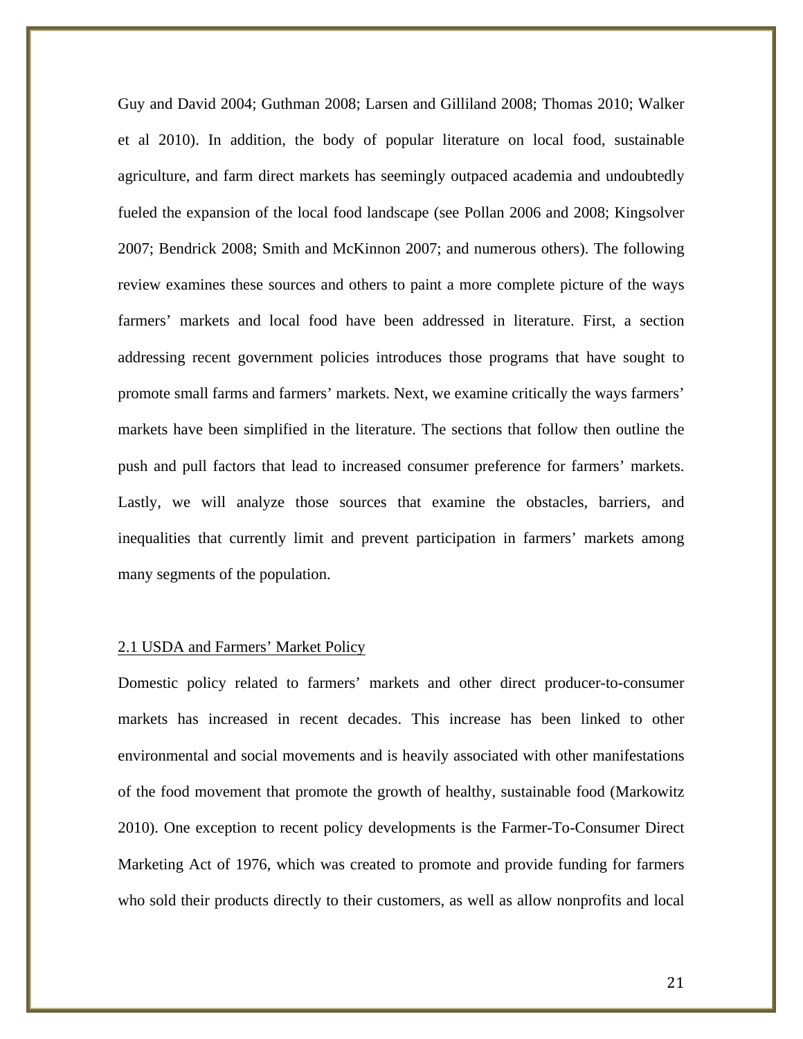Guy and David 2004; Guthman 2008; Larsen and Gilliland 2008; Thomas 2010; Walker et al 2010). In addition, the body of popular literature on local food, sustainable agriculture, and farm direct markets has seemingly outpaced academia and undoubtedly fueled the expansion of the local food landscape (see Pollan 2006 and 2008; Kingsolver 2007; Bendrick 2008; Smith and McKinnon 2007; and numerous others). The following review examines these sources and others to paint a more complete picture of the ways farmers' markets and local food have been addressed in literature. First, a section addressing recent government policies introduces those programs that have sought to promote small farms and farmers' markets. Next, we examine critically the ways farmers' markets have been simplified in the literature. The sections that follow then outline the push and pull factors that lead to increased consumer preference for farmers' markets. Lastly, we will analyze those sources that examine the obstacles, barriers, and inequalities that currently limit and prevent participation in farmers' markets among many segments of the population.

## 2.1 USDA and Farmers' Market Policy

Domestic policy related to farmers' markets and other direct producer-to-consumer markets has increased in recent decades. This increase has been linked to other environmental and social movements and is heavily associated with other manifestations of the food movement that promote the growth of healthy, sustainable food (Markowitz 2010). One exception to recent policy developments is the Farmer-To-Consumer Direct Marketing Act of 1976, which was created to promote and provide funding for farmers who sold their products directly to their customers, as well as allow nonprofits and local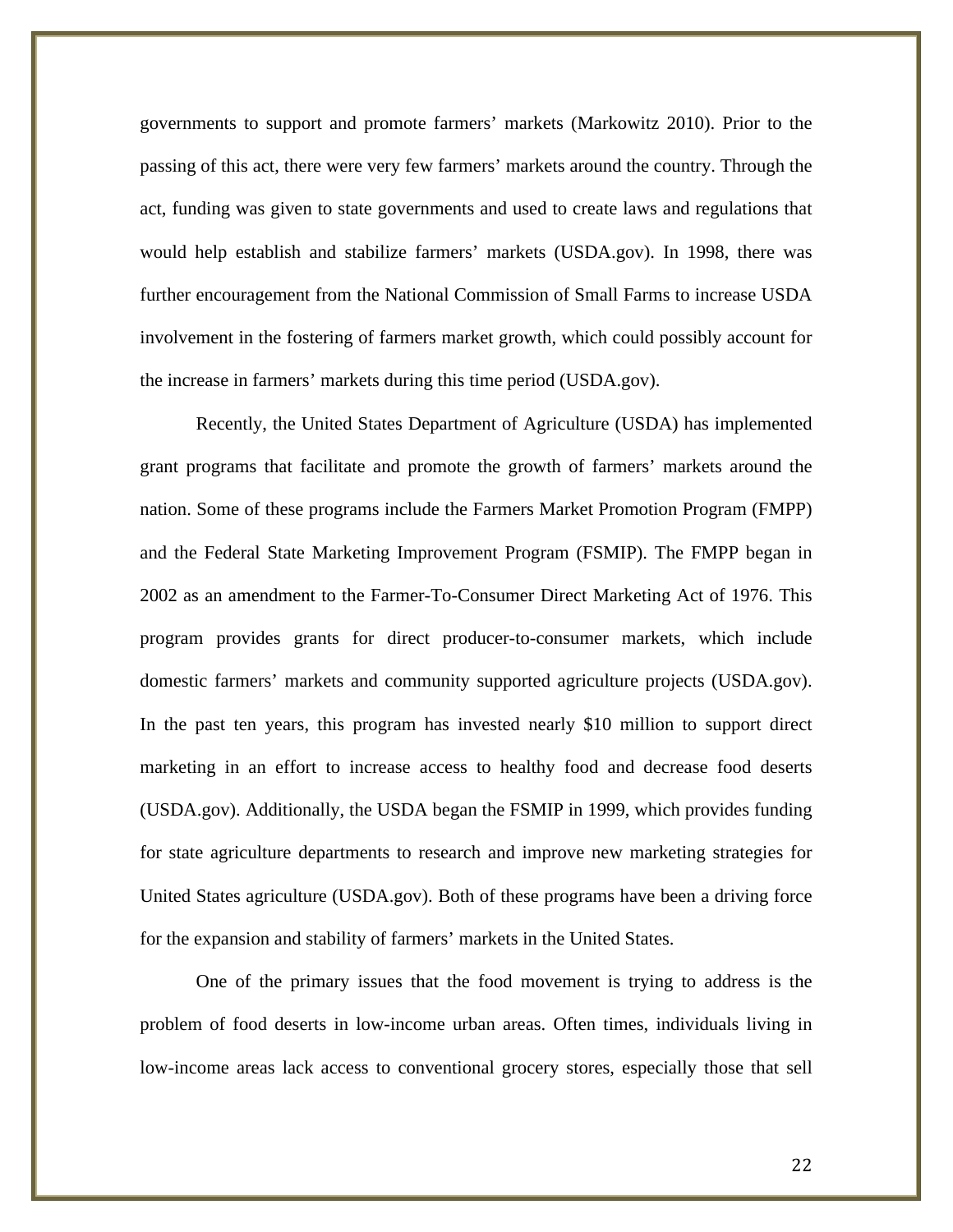governments to support and promote farmers' markets (Markowitz 2010). Prior to the passing of this act, there were very few farmers' markets around the country. Through the act, funding was given to state governments and used to create laws and regulations that would help establish and stabilize farmers' markets (USDA.gov). In 1998, there was further encouragement from the National Commission of Small Farms to increase USDA involvement in the fostering of farmers market growth, which could possibly account for the increase in farmers' markets during this time period (USDA.gov).

Recently, the United States Department of Agriculture (USDA) has implemented grant programs that facilitate and promote the growth of farmers' markets around the nation. Some of these programs include the Farmers Market Promotion Program (FMPP) and the Federal State Marketing Improvement Program (FSMIP). The FMPP began in 2002 as an amendment to the Farmer-To-Consumer Direct Marketing Act of 1976. This program provides grants for direct producer-to-consumer markets, which include domestic farmers' markets and community supported agriculture projects (USDA.gov). In the past ten years, this program has invested nearly $10 million to support direct marketing in an effort to increase access to healthy food and decrease food deserts (USDA.gov). Additionally, the USDA began the FSMIP in 1999, which provides funding for state agriculture departments to research and improve new marketing strategies for United States agriculture (USDA.gov). Both of these programs have been a driving force for the expansion and stability of farmers' markets in the United States.

One of the primary issues that the food movement is trying to address is the problem of food deserts in low-income urban areas. Often times, individuals living in low-income areas lack access to conventional grocery stores, especially those that sell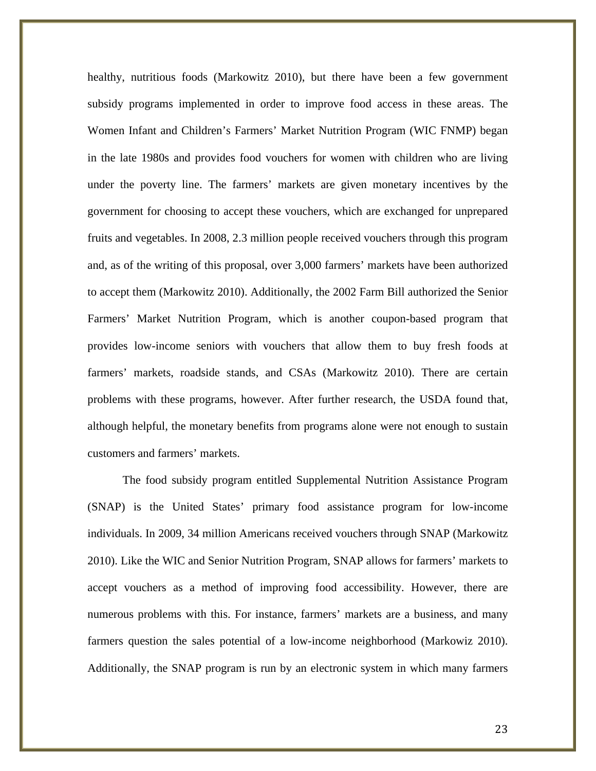healthy, nutritious foods (Markowitz 2010), but there have been a few government subsidy programs implemented in order to improve food access in these areas. The Women Infant and Children's Farmers' Market Nutrition Program (WIC FNMP) began in the late 1980s and provides food vouchers for women with children who are living under the poverty line. The farmers' markets are given monetary incentives by the government for choosing to accept these vouchers, which are exchanged for unprepared fruits and vegetables. In 2008, 2.3 million people received vouchers through this program and, as of the writing of this proposal, over 3,000 farmers' markets have been authorized to accept them (Markowitz 2010). Additionally, the 2002 Farm Bill authorized the Senior Farmers' Market Nutrition Program, which is another coupon-based program that provides low-income seniors with vouchers that allow them to buy fresh foods at farmers' markets, roadside stands, and CSAs (Markowitz 2010). There are certain problems with these programs, however. After further research, the USDA found that, although helpful, the monetary benefits from programs alone were not enough to sustain customers and farmers' markets.

The food subsidy program entitled Supplemental Nutrition Assistance Program (SNAP) is the United States' primary food assistance program for low-income individuals. In 2009, 34 million Americans received vouchers through SNAP (Markowitz 2010). Like the WIC and Senior Nutrition Program, SNAP allows for farmers' markets to accept vouchers as a method of improving food accessibility. However, there are numerous problems with this. For instance, farmers' markets are a business, and many farmers question the sales potential of a low-income neighborhood (Markowiz 2010). Additionally, the SNAP program is run by an electronic system in which many farmers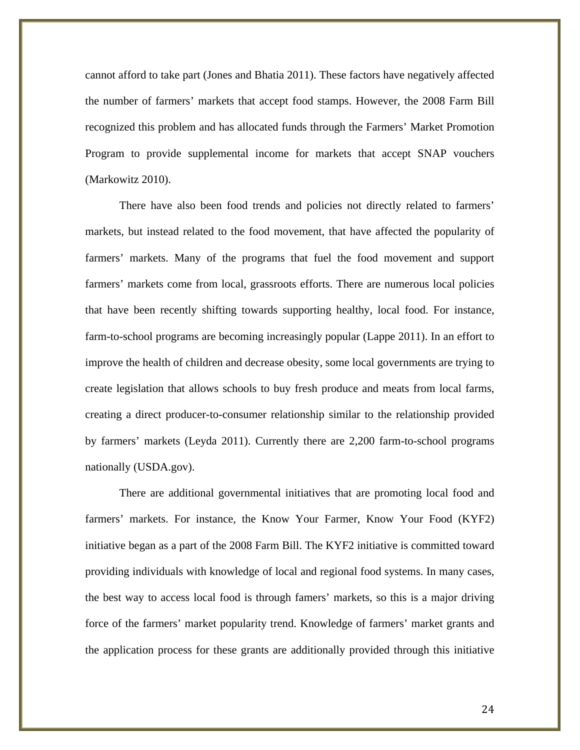cannot afford to take part (Jones and Bhatia 2011). These factors have negatively affected the number of farmers' markets that accept food stamps. However, the 2008 Farm Bill recognized this problem and has allocated funds through the Farmers' Market Promotion Program to provide supplemental income for markets that accept SNAP vouchers (Markowitz 2010).

There have also been food trends and policies not directly related to farmers' markets, but instead related to the food movement, that have affected the popularity of farmers' markets. Many of the programs that fuel the food movement and support farmers' markets come from local, grassroots efforts. There are numerous local policies that have been recently shifting towards supporting healthy, local food. For instance, farm-to-school programs are becoming increasingly popular (Lappe 2011). In an effort to improve the health of children and decrease obesity, some local governments are trying to create legislation that allows schools to buy fresh produce and meats from local farms, creating a direct producer-to-consumer relationship similar to the relationship provided by farmers' markets (Leyda 2011). Currently there are 2,200 farm-to-school programs nationally (USDA.gov).

There are additional governmental initiatives that are promoting local food and farmers' markets. For instance, the Know Your Farmer, Know Your Food (KYF2) initiative began as a part of the 2008 Farm Bill. The KYF2 initiative is committed toward providing individuals with knowledge of local and regional food systems. In many cases, the best way to access local food is through famers' markets, so this is a major driving force of the farmers' market popularity trend. Knowledge of farmers' market grants and the application process for these grants are additionally provided through this initiative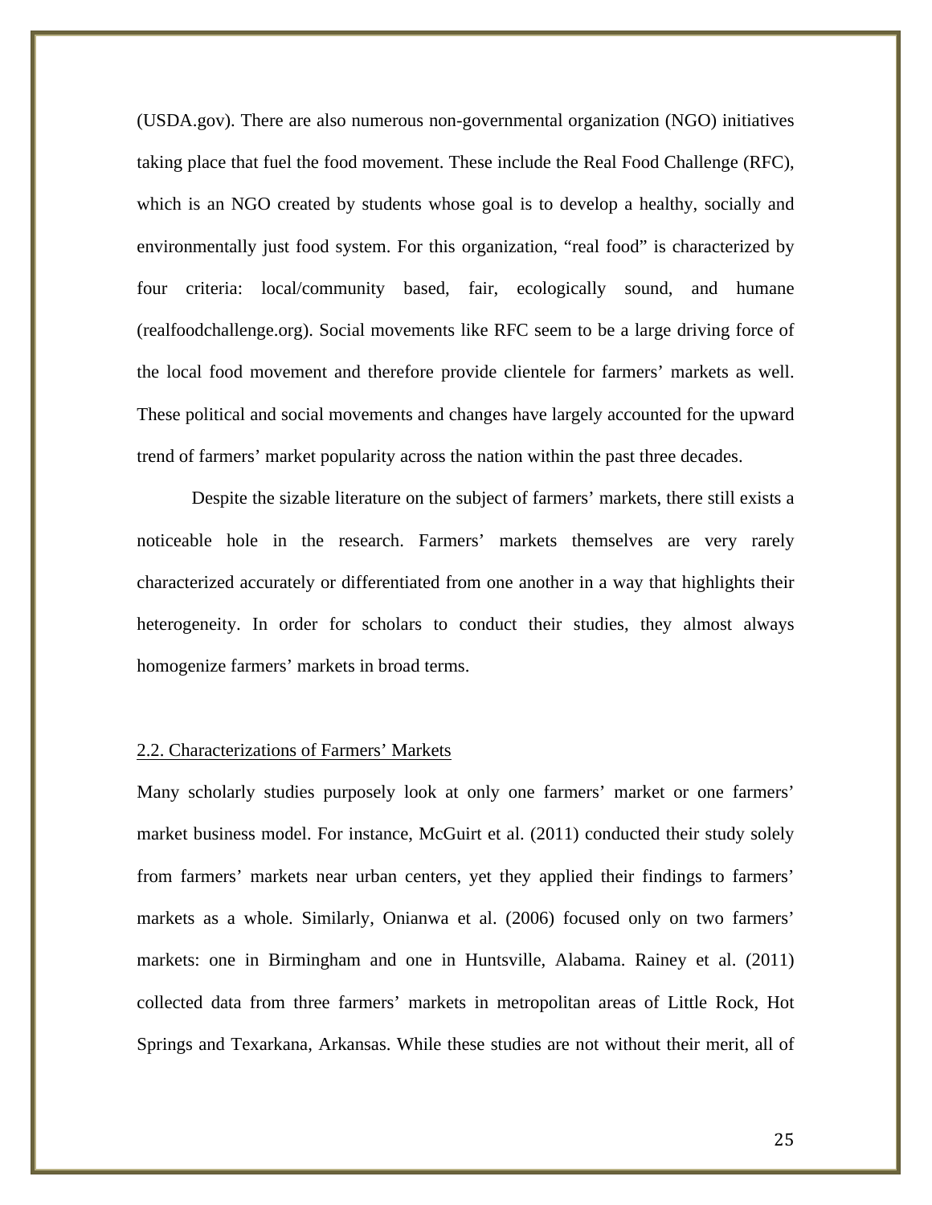(USDA.gov). There are also numerous non-governmental organization (NGO) initiatives taking place that fuel the food movement. These include the Real Food Challenge (RFC), which is an NGO created by students whose goal is to develop a healthy, socially and environmentally just food system. For this organization, "real food" is characterized by four criteria: local/community based, fair, ecologically sound, and humane (realfoodchallenge.org). Social movements like RFC seem to be a large driving force of the local food movement and therefore provide clientele for farmers' markets as well. These political and social movements and changes have largely accounted for the upward trend of farmers' market popularity across the nation within the past three decades.

Despite the sizable literature on the subject of farmers' markets, there still exists a noticeable hole in the research. Farmers' markets themselves are very rarely characterized accurately or differentiated from one another in a way that highlights their heterogeneity. In order for scholars to conduct their studies, they almost always homogenize farmers' markets in broad terms.

## 2.2. Characterizations of Farmers' Markets

Many scholarly studies purposely look at only one farmers' market or one farmers' market business model. For instance, McGuirt et al. (2011) conducted their study solely from farmers' markets near urban centers, yet they applied their findings to farmers' markets as a whole. Similarly, Onianwa et al. (2006) focused only on two farmers' markets: one in Birmingham and one in Huntsville, Alabama. Rainey et al. (2011) collected data from three farmers' markets in metropolitan areas of Little Rock, Hot Springs and Texarkana, Arkansas. While these studies are not without their merit, all of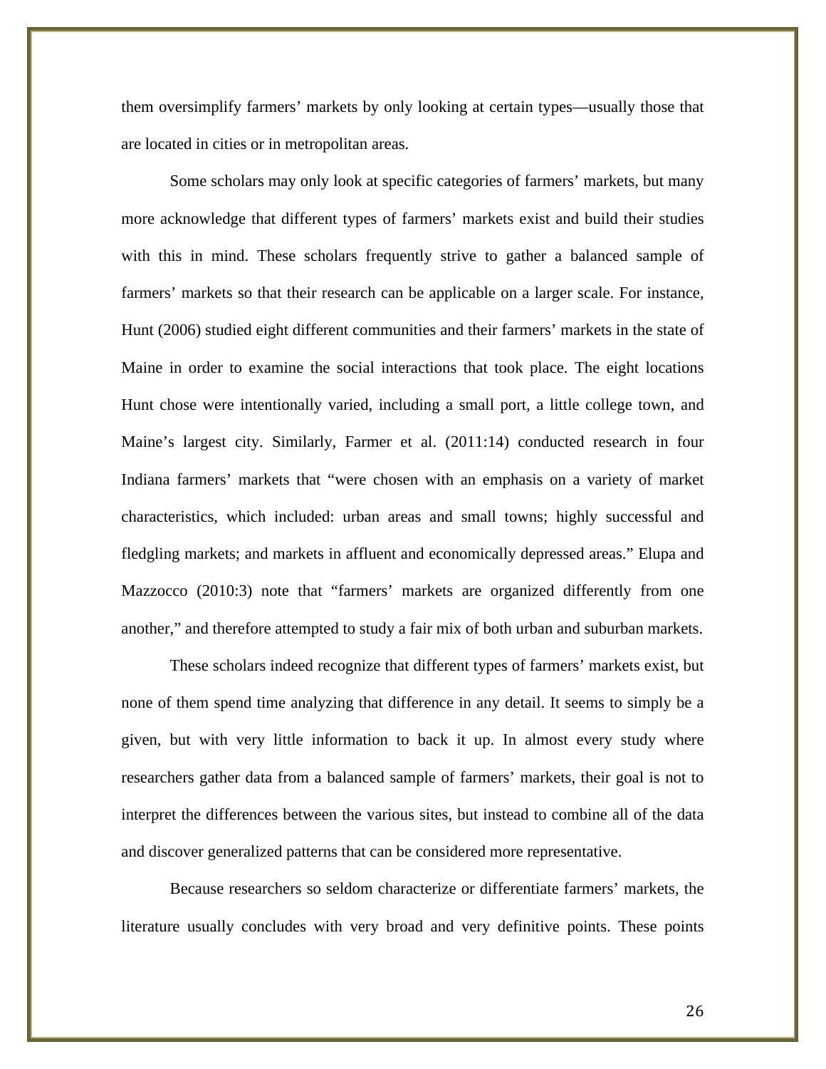them oversimplify farmers' markets by only looking at certain types—usually those that are located in cities or in metropolitan areas.

Some scholars may only look at specific categories of farmers' markets, but many more acknowledge that different types of farmers' markets exist and build their studies with this in mind. These scholars frequently strive to gather a balanced sample of farmers' markets so that their research can be applicable on a larger scale. For instance, Hunt (2006) studied eight different communities and their farmers' markets in the state of Maine in order to examine the social interactions that took place. The eight locations Hunt chose were intentionally varied, including a small port, a little college town, and Maine's largest city. Similarly, Farmer et al. (2011:14) conducted research in four Indiana farmers' markets that "were chosen with an emphasis on a variety of market characteristics, which included: urban areas and small towns; highly successful and fledgling markets; and markets in affluent and economically depressed areas." Elupa and Mazzocco (2010:3) note that "farmers' markets are organized differently from one another," and therefore attempted to study a fair mix of both urban and suburban markets.

These scholars indeed recognize that different types of farmers' markets exist, but none of them spend time analyzing that difference in any detail. It seems to simply be a given, but with very little information to back it up. In almost every study where researchers gather data from a balanced sample of farmers' markets, their goal is not to interpret the differences between the various sites, but instead to combine all of the data and discover generalized patterns that can be considered more representative.

Because researchers so seldom characterize or differentiate farmers' markets, the literature usually concludes with very broad and very definitive points. These points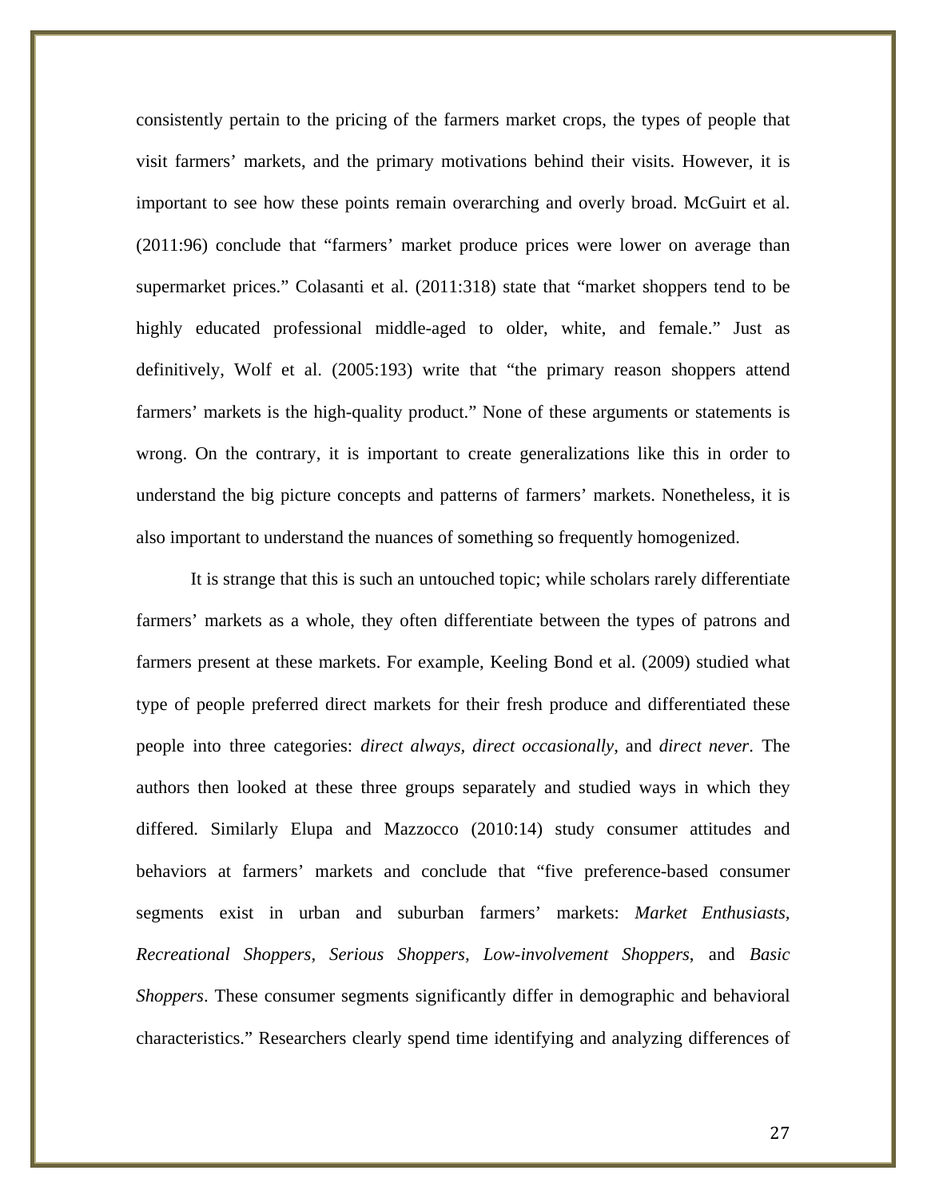consistently pertain to the pricing of the farmers market crops, the types of people that visit farmers' markets, and the primary motivations behind their visits. However, it is important to see how these points remain overarching and overly broad. McGuirt et al. (2011:96) conclude that "farmers' market produce prices were lower on average than supermarket prices." Colasanti et al. (2011:318) state that "market shoppers tend to be highly educated professional middle-aged to older, white, and female." Just as definitively, Wolf et al. (2005:193) write that "the primary reason shoppers attend farmers' markets is the high-quality product." None of these arguments or statements is wrong. On the contrary, it is important to create generalizations like this in order to understand the big picture concepts and patterns of farmers' markets. Nonetheless, it is also important to understand the nuances of something so frequently homogenized.

It is strange that this is such an untouched topic; while scholars rarely differentiate farmers' markets as a whole, they often differentiate between the types of patrons and farmers present at these markets. For example, Keeling Bond et al. (2009) studied what type of people preferred direct markets for their fresh produce and differentiated these people into three categories: *direct always, direct occasionally*, and *direct never*. The authors then looked at these three groups separately and studied ways in which they differed. Similarly Elupa and Mazzocco (2010:14) study consumer attitudes and behaviors at farmers' markets and conclude that "five preference-based consumer segments exist in urban and suburban farmers' markets: *Market Enthusiasts, Recreational Shoppers*, *Serious Shoppers*, *Low-involvement Shoppers*, and *Basic Shoppers*. These consumer segments significantly differ in demographic and behavioral characteristics." Researchers clearly spend time identifying and analyzing differences of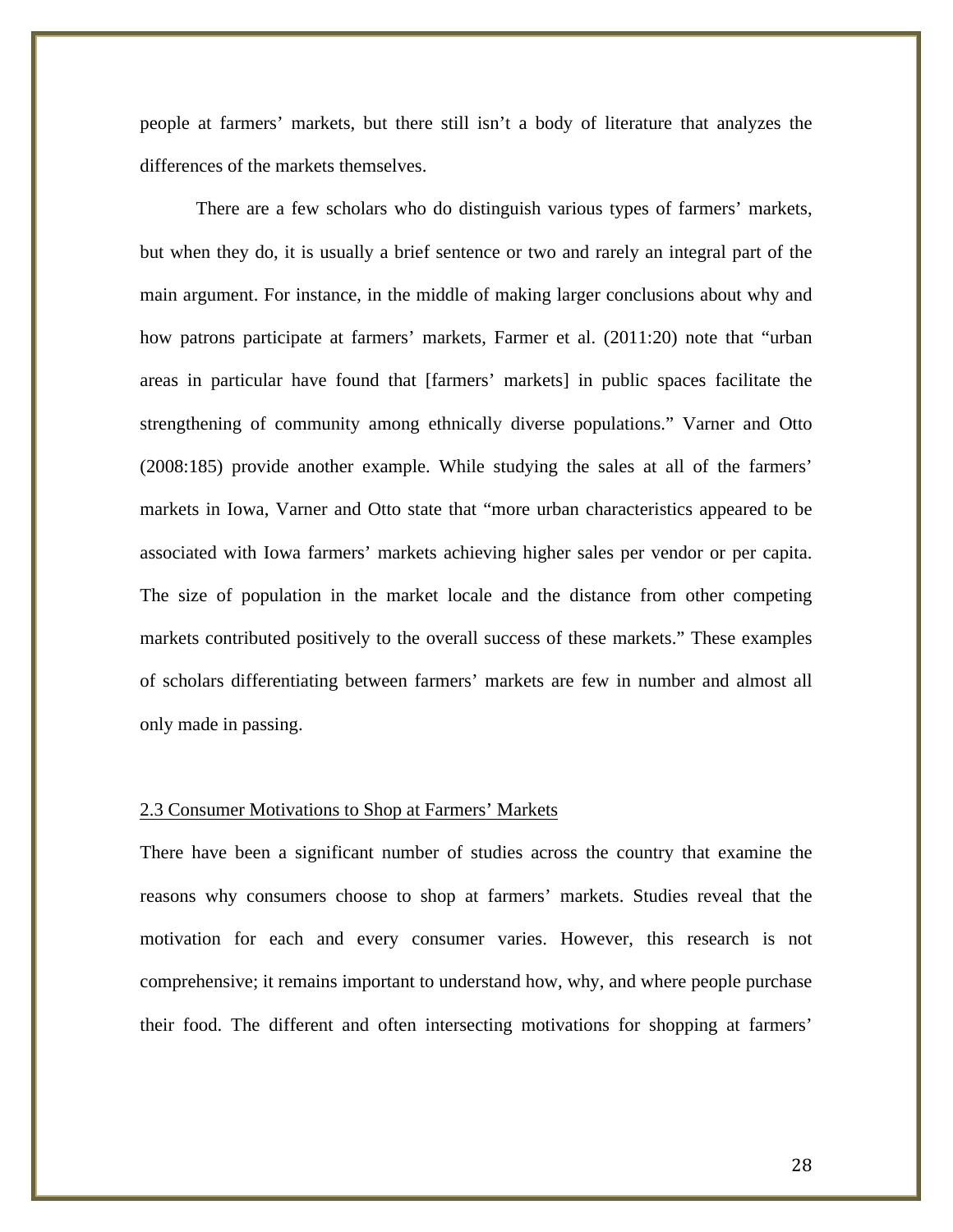people at farmers' markets, but there still isn't a body of literature that analyzes the differences of the markets themselves.

There are a few scholars who do distinguish various types of farmers' markets, but when they do, it is usually a brief sentence or two and rarely an integral part of the main argument. For instance, in the middle of making larger conclusions about why and how patrons participate at farmers' markets, Farmer et al. (2011:20) note that "urban areas in particular have found that [farmers' markets] in public spaces facilitate the strengthening of community among ethnically diverse populations." Varner and Otto (2008:185) provide another example. While studying the sales at all of the farmers' markets in Iowa, Varner and Otto state that "more urban characteristics appeared to be associated with Iowa farmers' markets achieving higher sales per vendor or per capita. The size of population in the market locale and the distance from other competing markets contributed positively to the overall success of these markets." These examples of scholars differentiating between farmers' markets are few in number and almost all only made in passing.

### 2.3 Consumer Motivations to Shop at Farmers' Markets

There have been a significant number of studies across the country that examine the reasons why consumers choose to shop at farmers' markets. Studies reveal that the motivation for each and every consumer varies. However, this research is not comprehensive; it remains important to understand how, why, and where people purchase their food. The different and often intersecting motivations for shopping at farmers'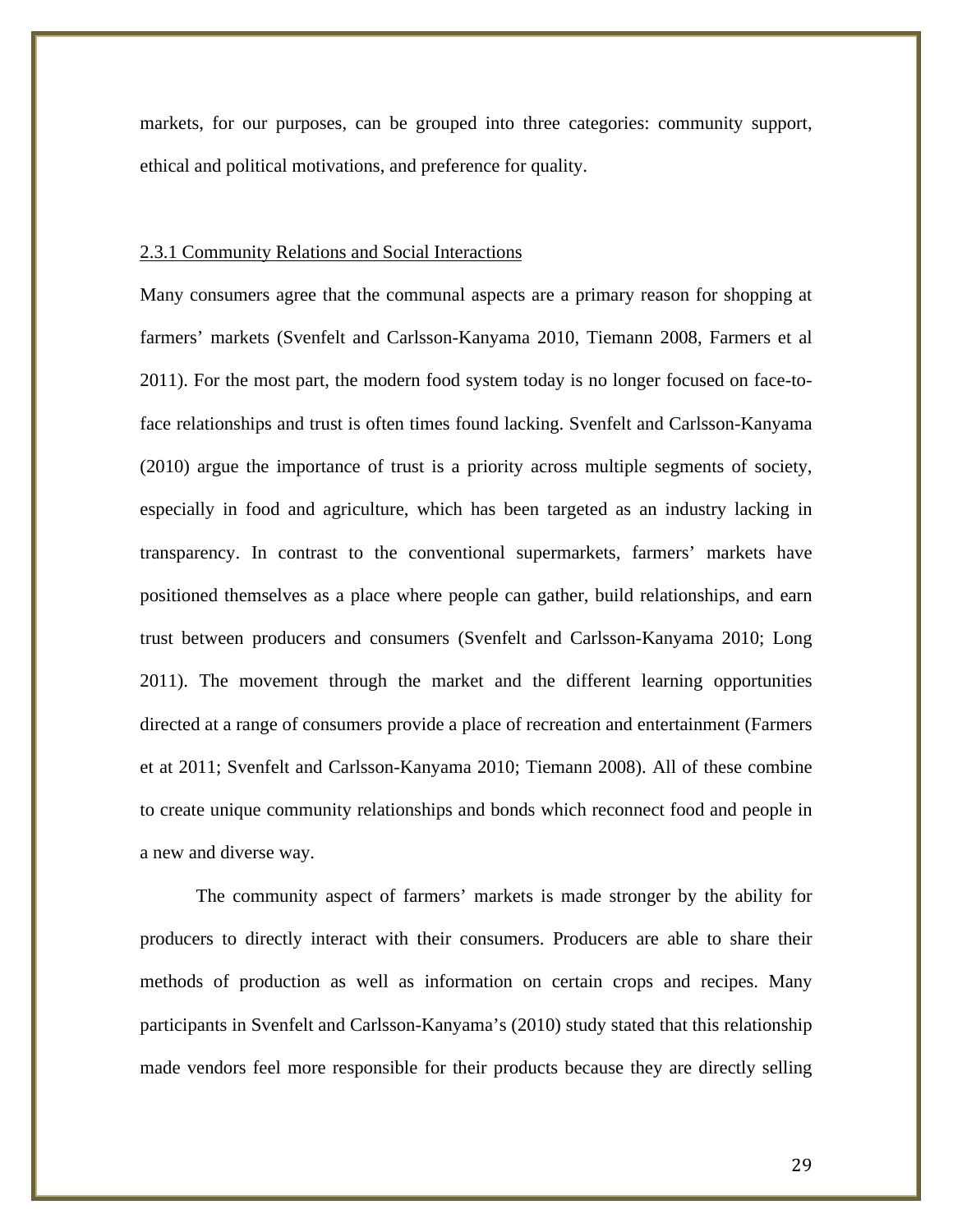markets, for our purposes, can be grouped into three categories: community support, ethical and political motivations, and preference for quality.

### 2.3.1 Community Relations and Social Interactions

Many consumers agree that the communal aspects are a primary reason for shopping at farmers' markets (Svenfelt and Carlsson-Kanyama 2010, Tiemann 2008, Farmers et al 2011). For the most part, the modern food system today is no longer focused on face-to-face relationships and trust is often times found lacking. Svenfelt and Carlsson-Kanyama (2010) argue the importance of trust is a priority across multiple segments of society, especially in food and agriculture, which has been targeted as an industry lacking in transparency. In contrast to the conventional supermarkets, farmers' markets have positioned themselves as a place where people can gather, build relationships, and earn trust between producers and consumers (Svenfelt and Carlsson-Kanyama 2010; Long 2011). The movement through the market and the different learning opportunities directed at a range of consumers provide a place of recreation and entertainment (Farmers et at 2011; Svenfelt and Carlsson-Kanyama 2010; Tiemann 2008). All of these combine to create unique community relationships and bonds which reconnect food and people in a new and diverse way.

The community aspect of farmers' markets is made stronger by the ability for producers to directly interact with their consumers. Producers are able to share their methods of production as well as information on certain crops and recipes. Many participants in Svenfelt and Carlsson-Kanyama's (2010) study stated that this relationship made vendors feel more responsible for their products because they are directly selling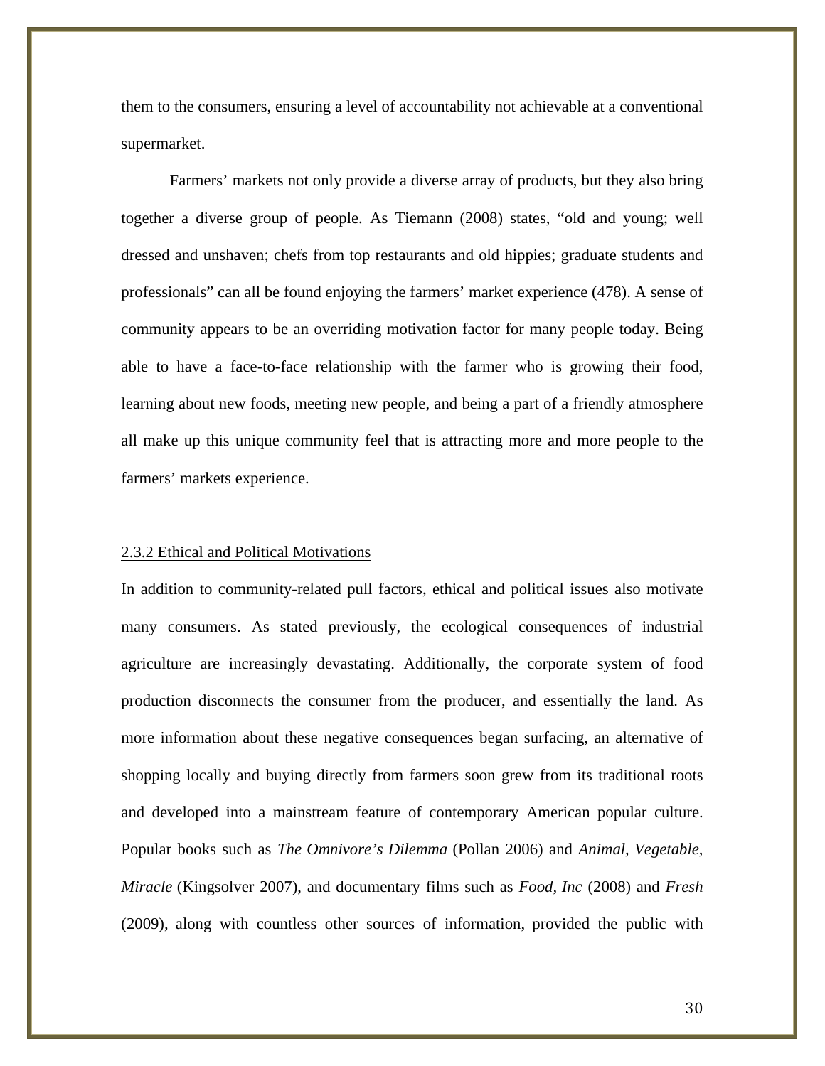them to the consumers, ensuring a level of accountability not achievable at a conventional supermarket.

Farmers' markets not only provide a diverse array of products, but they also bring together a diverse group of people. As Tiemann (2008) states, "old and young; well dressed and unshaven; chefs from top restaurants and old hippies; graduate students and professionals" can all be found enjoying the farmers' market experience (478). A sense of community appears to be an overriding motivation factor for many people today. Being able to have a face-to-face relationship with the farmer who is growing their food, learning about new foods, meeting new people, and being a part of a friendly atmosphere all make up this unique community feel that is attracting more and more people to the farmers' markets experience.

### 2.3.2 Ethical and Political Motivations

In addition to community-related pull factors, ethical and political issues also motivate many consumers. As stated previously, the ecological consequences of industrial agriculture are increasingly devastating. Additionally, the corporate system of food production disconnects the consumer from the producer, and essentially the land. As more information about these negative consequences began surfacing, an alternative of shopping locally and buying directly from farmers soon grew from its traditional roots and developed into a mainstream feature of contemporary American popular culture. Popular books such as *The Omnivore's Dilemma* (Pollan 2006) and *Animal, Vegetable, Miracle* (Kingsolver 2007), and documentary films such as *Food, Inc* (2008) and *Fresh* (2009), along with countless other sources of information, provided the public with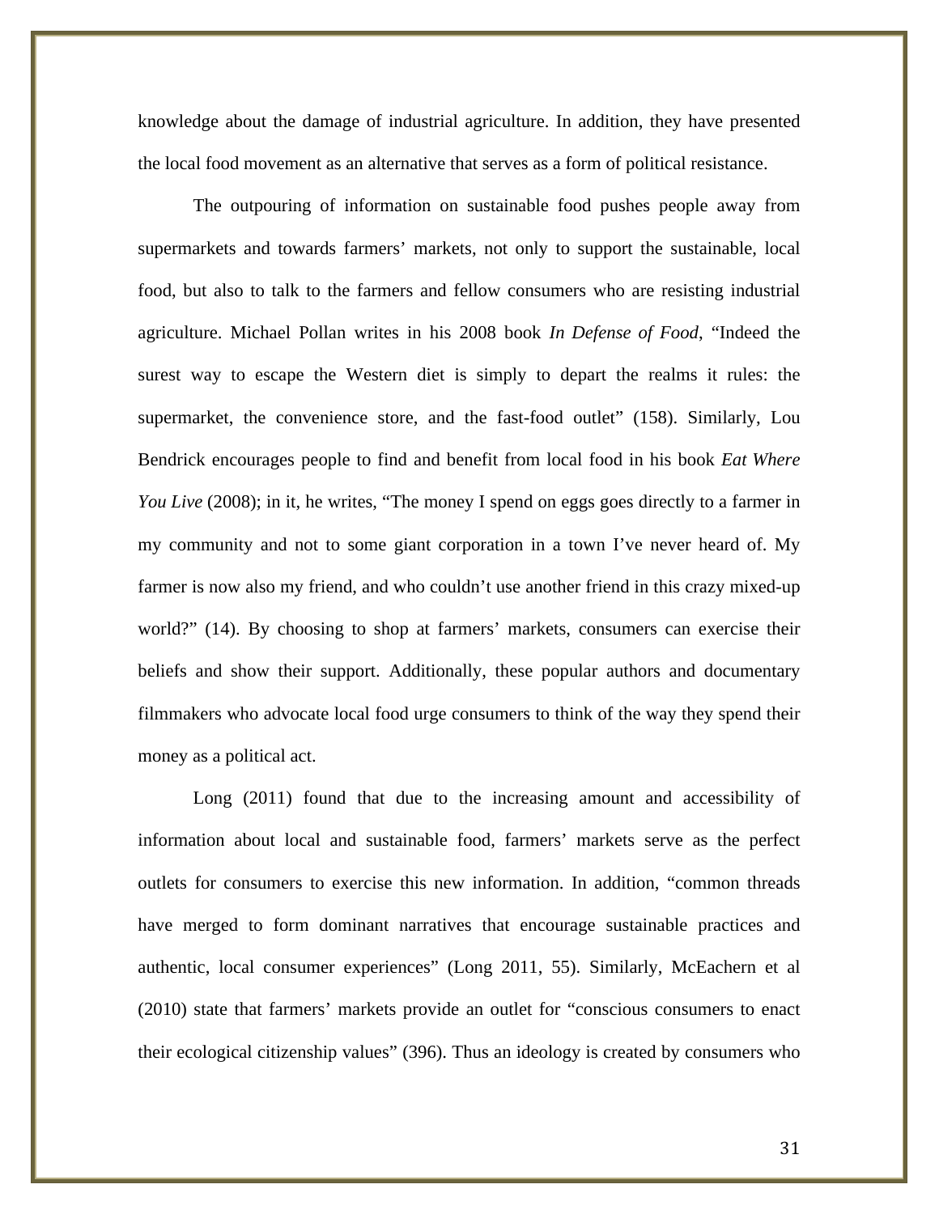knowledge about the damage of industrial agriculture. In addition, they have presented the local food movement as an alternative that serves as a form of political resistance.

The outpouring of information on sustainable food pushes people away from supermarkets and towards farmers' markets, not only to support the sustainable, local food, but also to talk to the farmers and fellow consumers who are resisting industrial agriculture. Michael Pollan writes in his 2008 book *In Defense of Food*, "Indeed the surest way to escape the Western diet is simply to depart the realms it rules: the supermarket, the convenience store, and the fast-food outlet" (158). Similarly, Lou Bendrick encourages people to find and benefit from local food in his book *Eat Where You Live* (2008); in it, he writes, "The money I spend on eggs goes directly to a farmer in my community and not to some giant corporation in a town I've never heard of. My farmer is now also my friend, and who couldn't use another friend in this crazy mixed-up world?" (14). By choosing to shop at farmers' markets, consumers can exercise their beliefs and show their support. Additionally, these popular authors and documentary filmmakers who advocate local food urge consumers to think of the way they spend their money as a political act.

Long (2011) found that due to the increasing amount and accessibility of information about local and sustainable food, farmers' markets serve as the perfect outlets for consumers to exercise this new information. In addition, "common threads have merged to form dominant narratives that encourage sustainable practices and authentic, local consumer experiences" (Long 2011, 55). Similarly, McEachern et al (2010) state that farmers' markets provide an outlet for "conscious consumers to enact their ecological citizenship values" (396). Thus an ideology is created by consumers who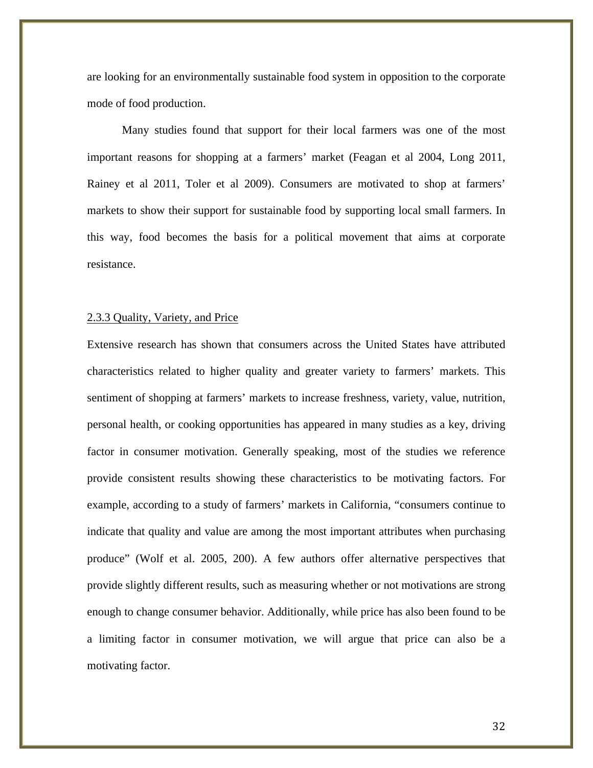are looking for an environmentally sustainable food system in opposition to the corporate mode of food production.

Many studies found that support for their local farmers was one of the most important reasons for shopping at a farmers' market (Feagan et al 2004, Long 2011, Rainey et al 2011, Toler et al 2009). Consumers are motivated to shop at farmers' markets to show their support for sustainable food by supporting local small farmers. In this way, food becomes the basis for a political movement that aims at corporate resistance.

### 2.3.3 Quality, Variety, and Price

Extensive research has shown that consumers across the United States have attributed characteristics related to higher quality and greater variety to farmers' markets. This sentiment of shopping at farmers' markets to increase freshness, variety, value, nutrition, personal health, or cooking opportunities has appeared in many studies as a key, driving factor in consumer motivation. Generally speaking, most of the studies we reference provide consistent results showing these characteristics to be motivating factors. For example, according to a study of farmers' markets in California, "consumers continue to indicate that quality and value are among the most important attributes when purchasing produce" (Wolf et al. 2005, 200). A few authors offer alternative perspectives that provide slightly different results, such as measuring whether or not motivations are strong enough to change consumer behavior. Additionally, while price has also been found to be a limiting factor in consumer motivation, we will argue that price can also be a motivating factor.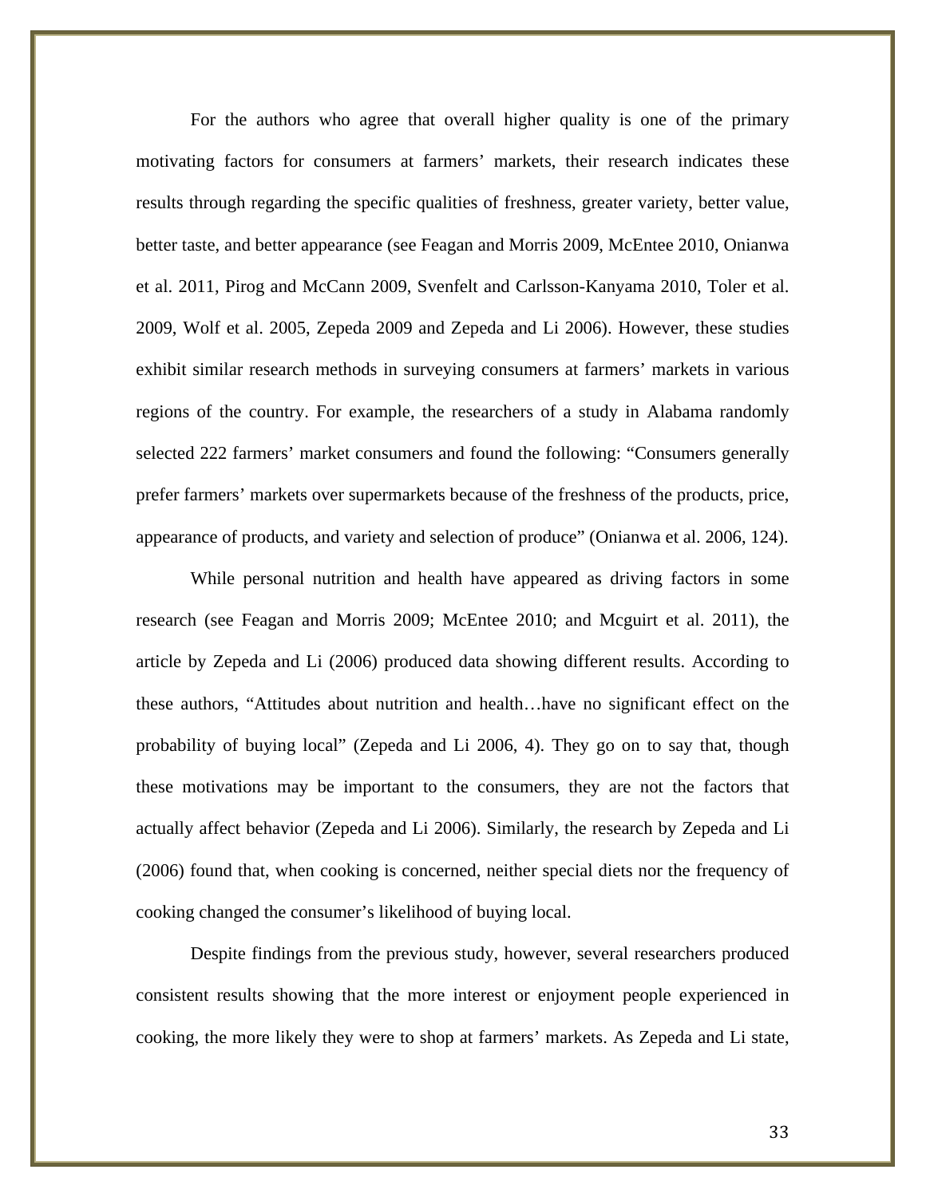For the authors who agree that overall higher quality is one of the primary motivating factors for consumers at farmers' markets, their research indicates these results through regarding the specific qualities of freshness, greater variety, better value, better taste, and better appearance (see Feagan and Morris 2009, McEntee 2010, Onianwa et al. 2011, Pirog and McCann 2009, Svenfelt and Carlsson-Kanyama 2010, Toler et al. 2009, Wolf et al. 2005, Zepeda 2009 and Zepeda and Li 2006). However, these studies exhibit similar research methods in surveying consumers at farmers' markets in various regions of the country. For example, the researchers of a study in Alabama randomly selected 222 farmers' market consumers and found the following: "Consumers generally prefer farmers' markets over supermarkets because of the freshness of the products, price, appearance of products, and variety and selection of produce" (Onianwa et al. 2006, 124).

While personal nutrition and health have appeared as driving factors in some research (see Feagan and Morris 2009; McEntee 2010; and Mcguirt et al. 2011), the article by Zepeda and Li (2006) produced data showing different results. According to these authors, "Attitudes about nutrition and health…have no significant effect on the probability of buying local" (Zepeda and Li 2006, 4). They go on to say that, though these motivations may be important to the consumers, they are not the factors that actually affect behavior (Zepeda and Li 2006). Similarly, the research by Zepeda and Li (2006) found that, when cooking is concerned, neither special diets nor the frequency of cooking changed the consumer's likelihood of buying local.

Despite findings from the previous study, however, several researchers produced consistent results showing that the more interest or enjoyment people experienced in cooking, the more likely they were to shop at farmers' markets. As Zepeda and Li state,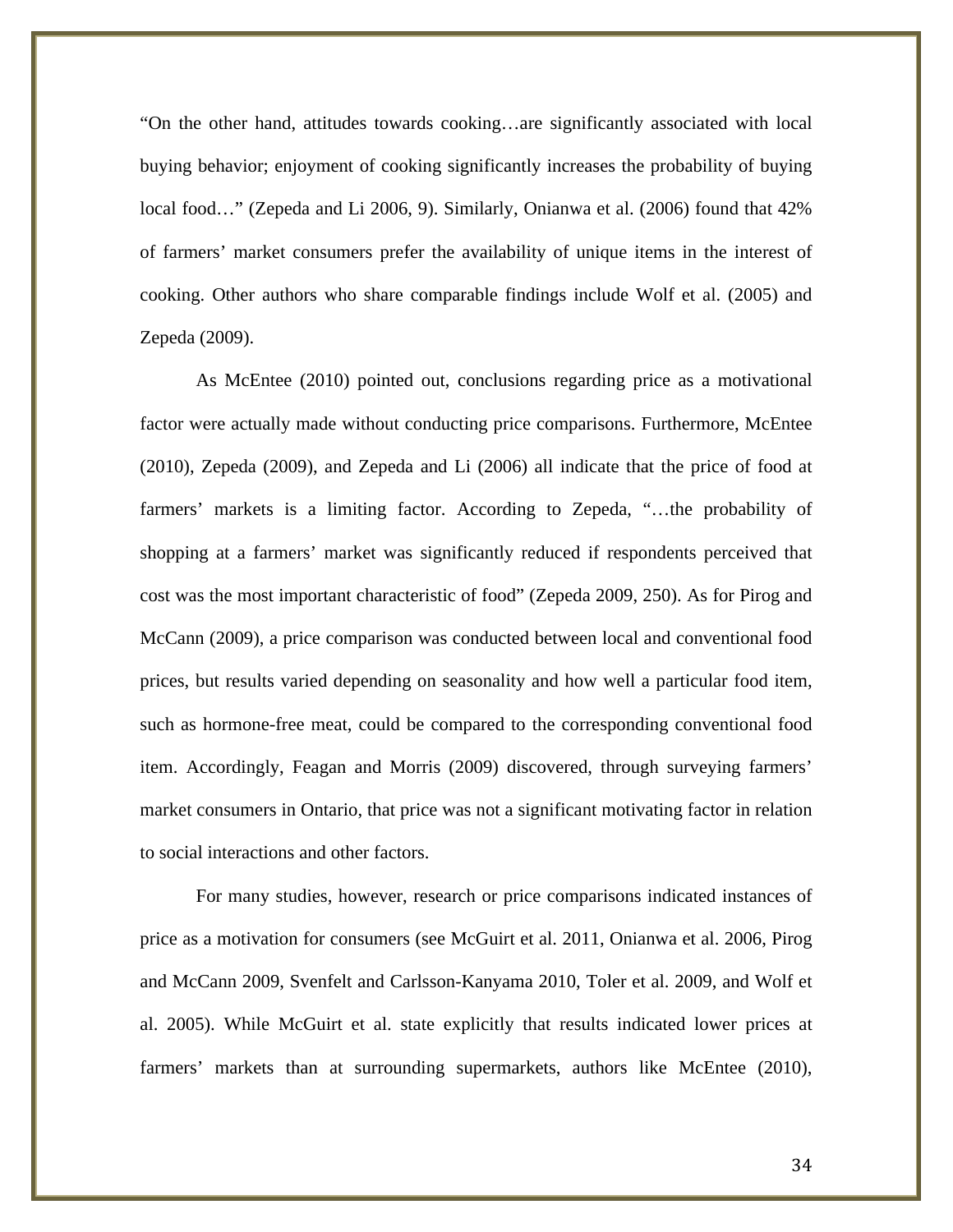"On the other hand, attitudes towards cooking…are significantly associated with local buying behavior; enjoyment of cooking significantly increases the probability of buying local food…" (Zepeda and Li 2006, 9). Similarly, Onianwa et al. (2006) found that 42% of farmers' market consumers prefer the availability of unique items in the interest of cooking. Other authors who share comparable findings include Wolf et al. (2005) and Zepeda (2009).

As McEntee (2010) pointed out, conclusions regarding price as a motivational factor were actually made without conducting price comparisons. Furthermore, McEntee (2010), Zepeda (2009), and Zepeda and Li (2006) all indicate that the price of food at farmers' markets is a limiting factor. According to Zepeda, "…the probability of shopping at a farmers' market was significantly reduced if respondents perceived that cost was the most important characteristic of food" (Zepeda 2009, 250). As for Pirog and McCann (2009), a price comparison was conducted between local and conventional food prices, but results varied depending on seasonality and how well a particular food item, such as hormone-free meat, could be compared to the corresponding conventional food item. Accordingly, Feagan and Morris (2009) discovered, through surveying farmers' market consumers in Ontario, that price was not a significant motivating factor in relation to social interactions and other factors.

For many studies, however, research or price comparisons indicated instances of price as a motivation for consumers (see McGuirt et al. 2011, Onianwa et al. 2006, Pirog and McCann 2009, Svenfelt and Carlsson-Kanyama 2010, Toler et al. 2009, and Wolf et al. 2005). While McGuirt et al. state explicitly that results indicated lower prices at farmers' markets than at surrounding supermarkets, authors like McEntee (2010),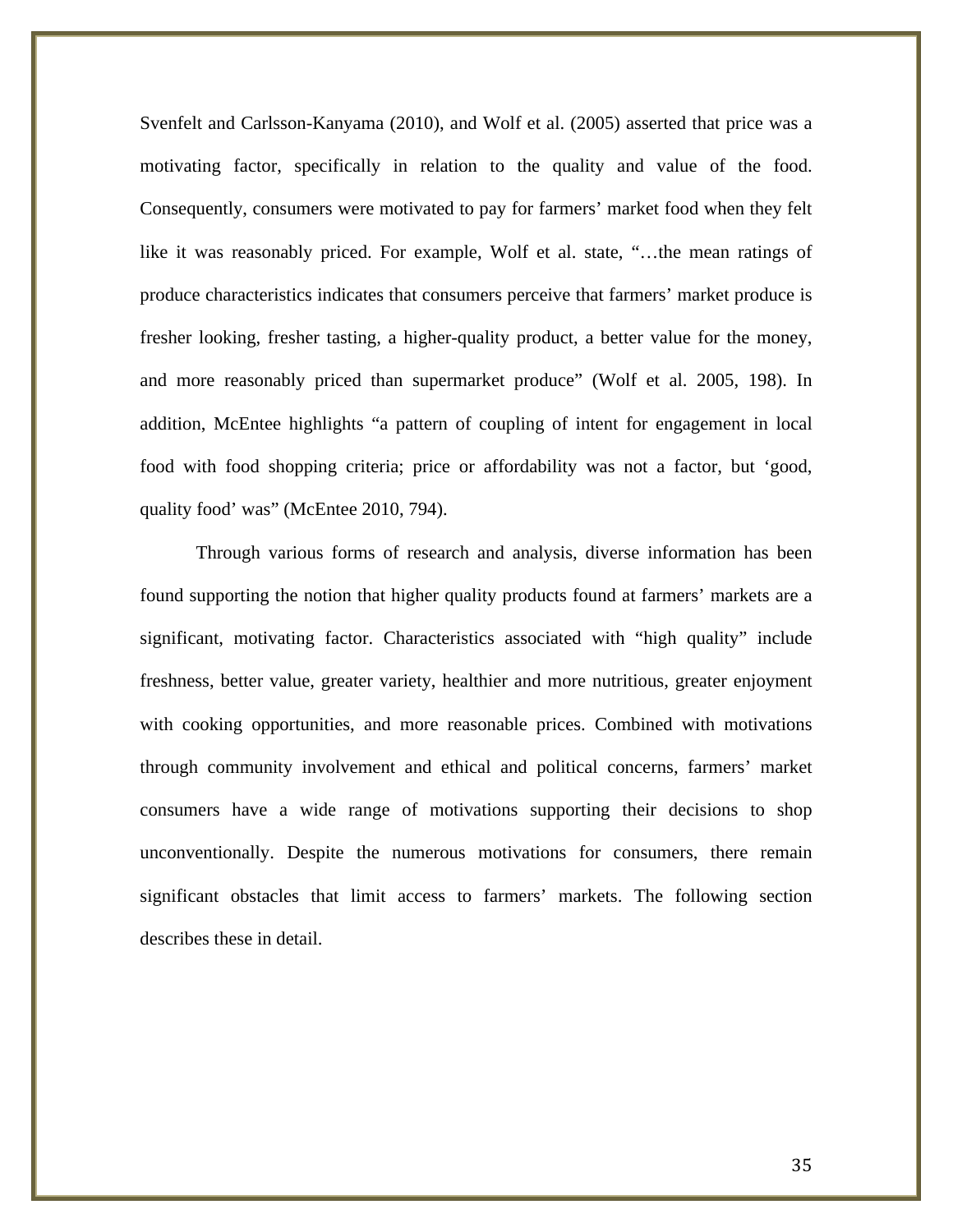Svenfelt and Carlsson-Kanyama (2010), and Wolf et al. (2005) asserted that price was a motivating factor, specifically in relation to the quality and value of the food. Consequently, consumers were motivated to pay for farmers' market food when they felt like it was reasonably priced. For example, Wolf et al. state, "…the mean ratings of produce characteristics indicates that consumers perceive that farmers' market produce is fresher looking, fresher tasting, a higher-quality product, a better value for the money, and more reasonably priced than supermarket produce" (Wolf et al. 2005, 198). In addition, McEntee highlights "a pattern of coupling of intent for engagement in local food with food shopping criteria; price or affordability was not a factor, but 'good, quality food' was" (McEntee 2010, 794).

Through various forms of research and analysis, diverse information has been found supporting the notion that higher quality products found at farmers' markets are a significant, motivating factor. Characteristics associated with "high quality" include freshness, better value, greater variety, healthier and more nutritious, greater enjoyment with cooking opportunities, and more reasonable prices. Combined with motivations through community involvement and ethical and political concerns, farmers' market consumers have a wide range of motivations supporting their decisions to shop unconventionally. Despite the numerous motivations for consumers, there remain significant obstacles that limit access to farmers' markets. The following section describes these in detail.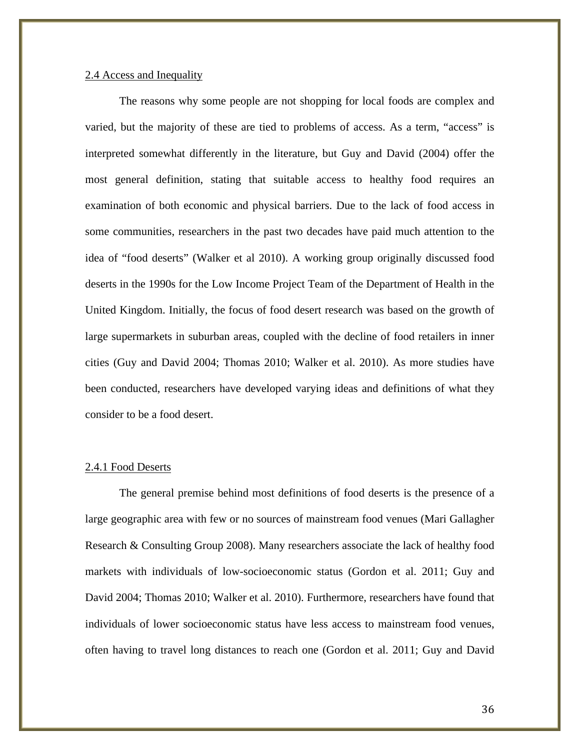### 2.4 Access and Inequality

The reasons why some people are not shopping for local foods are complex and varied, but the majority of these are tied to problems of access. As a term, "access" is interpreted somewhat differently in the literature, but Guy and David (2004) offer the most general definition, stating that suitable access to healthy food requires an examination of both economic and physical barriers. Due to the lack of food access in some communities, researchers in the past two decades have paid much attention to the idea of "food deserts" (Walker et al 2010). A working group originally discussed food deserts in the 1990s for the Low Income Project Team of the Department of Health in the United Kingdom. Initially, the focus of food desert research was based on the growth of large supermarkets in suburban areas, coupled with the decline of food retailers in inner cities (Guy and David 2004; Thomas 2010; Walker et al. 2010). As more studies have been conducted, researchers have developed varying ideas and definitions of what they consider to be a food desert.

#### 2.4.1 Food Deserts

The general premise behind most definitions of food deserts is the presence of a large geographic area with few or no sources of mainstream food venues (Mari Gallagher Research & Consulting Group 2008). Many researchers associate the lack of healthy food markets with individuals of low-socioeconomic status (Gordon et al. 2011; Guy and David 2004; Thomas 2010; Walker et al. 2010). Furthermore, researchers have found that individuals of lower socioeconomic status have less access to mainstream food venues, often having to travel long distances to reach one (Gordon et al. 2011; Guy and David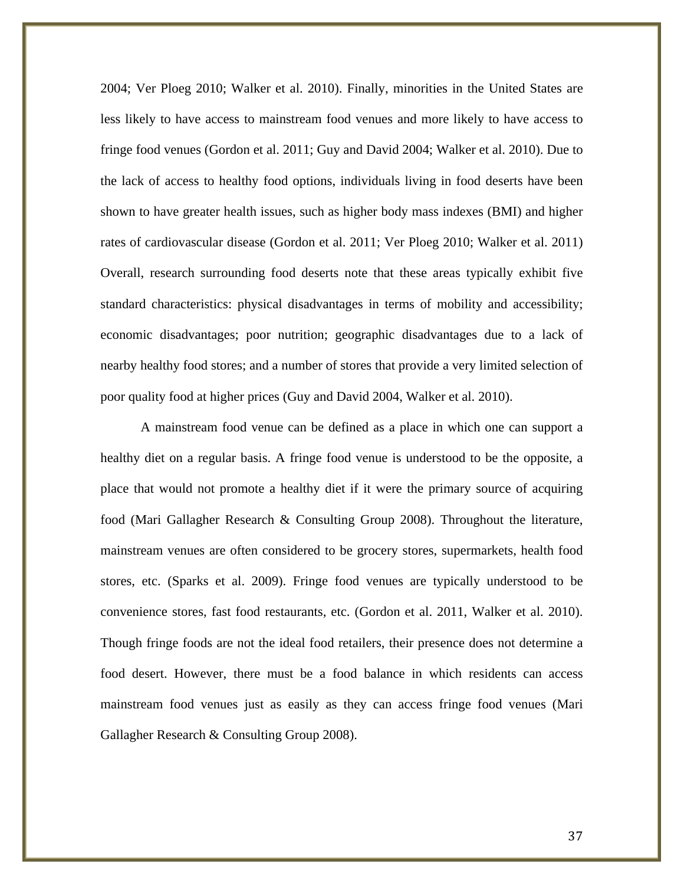2004; Ver Ploeg 2010; Walker et al. 2010). Finally, minorities in the United States are less likely to have access to mainstream food venues and more likely to have access to fringe food venues (Gordon et al. 2011; Guy and David 2004; Walker et al. 2010). Due to the lack of access to healthy food options, individuals living in food deserts have been shown to have greater health issues, such as higher body mass indexes (BMI) and higher rates of cardiovascular disease (Gordon et al. 2011; Ver Ploeg 2010; Walker et al. 2011) Overall, research surrounding food deserts note that these areas typically exhibit five standard characteristics: physical disadvantages in terms of mobility and accessibility; economic disadvantages; poor nutrition; geographic disadvantages due to a lack of nearby healthy food stores; and a number of stores that provide a very limited selection of poor quality food at higher prices (Guy and David 2004, Walker et al. 2010).

A mainstream food venue can be defined as a place in which one can support a healthy diet on a regular basis. A fringe food venue is understood to be the opposite, a place that would not promote a healthy diet if it were the primary source of acquiring food (Mari Gallagher Research & Consulting Group 2008). Throughout the literature, mainstream venues are often considered to be grocery stores, supermarkets, health food stores, etc. (Sparks et al. 2009). Fringe food venues are typically understood to be convenience stores, fast food restaurants, etc. (Gordon et al. 2011, Walker et al. 2010). Though fringe foods are not the ideal food retailers, their presence does not determine a food desert. However, there must be a food balance in which residents can access mainstream food venues just as easily as they can access fringe food venues (Mari Gallagher Research & Consulting Group 2008).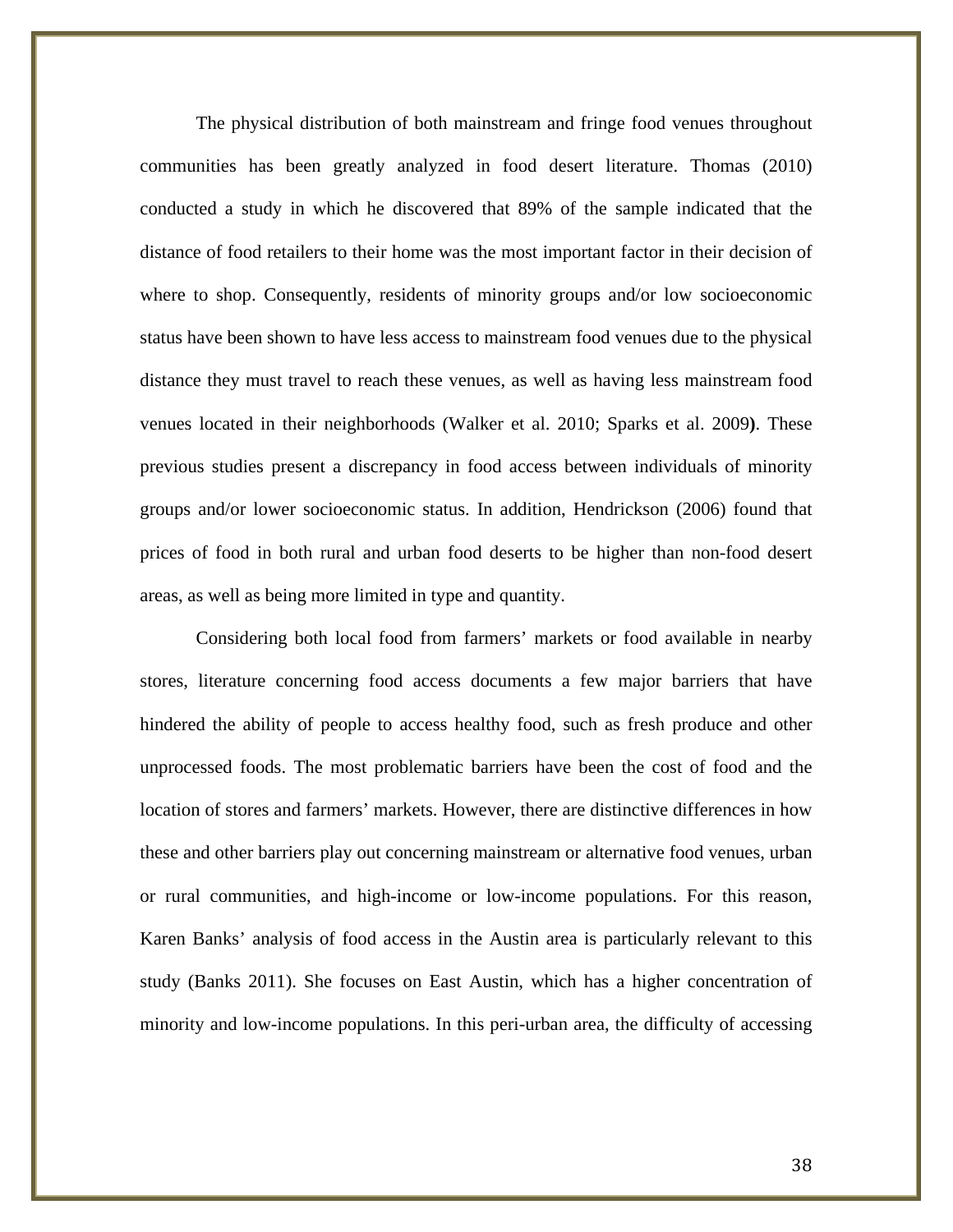The physical distribution of both mainstream and fringe food venues throughout communities has been greatly analyzed in food desert literature. Thomas (2010) conducted a study in which he discovered that 89% of the sample indicated that the distance of food retailers to their home was the most important factor in their decision of where to shop. Consequently, residents of minority groups and/or low socioeconomic status have been shown to have less access to mainstream food venues due to the physical distance they must travel to reach these venues, as well as having less mainstream food venues located in their neighborhoods (Walker et al. 2010; Sparks et al. 2009**)**. These previous studies present a discrepancy in food access between individuals of minority groups and/or lower socioeconomic status. In addition, Hendrickson (2006) found that prices of food in both rural and urban food deserts to be higher than non-food desert areas, as well as being more limited in type and quantity.

Considering both local food from farmers' markets or food available in nearby stores, literature concerning food access documents a few major barriers that have hindered the ability of people to access healthy food, such as fresh produce and other unprocessed foods. The most problematic barriers have been the cost of food and the location of stores and farmers' markets. However, there are distinctive differences in how these and other barriers play out concerning mainstream or alternative food venues, urban or rural communities, and high-income or low-income populations. For this reason, Karen Banks' analysis of food access in the Austin area is particularly relevant to this study (Banks 2011). She focuses on East Austin, which has a higher concentration of minority and low-income populations. In this peri-urban area, the difficulty of accessing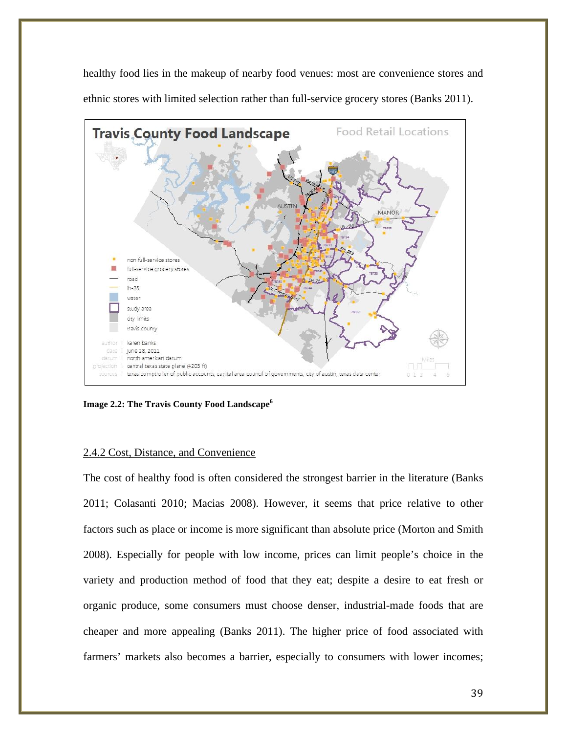healthy food lies in the makeup of nearby food venues: most are convenience stores and ethnic stores with limited selection rather than full-service grocery stores (Banks 2011).

**Image 2.2: The Travis County Food Landscape**[6]

2.4.2 Cost, Distance, and Convenience

The cost of healthy food is often considered the strongest barrier in the literature (Banks 2011; Colasanti 2010; Macias 2008). However, it seems that price relative to other factors such as place or income is more significant than absolute price (Morton and Smith 2008). Especially for people with low income, prices can limit people's choice in the variety and production method of food that they eat; despite a desire to eat fresh or organic produce, some consumers must choose denser, industrial-made foods that are cheaper and more appealing (Banks 2011). The higher price of food associated with farmers' markets also becomes a barrier, especially to consumers with lower incomes;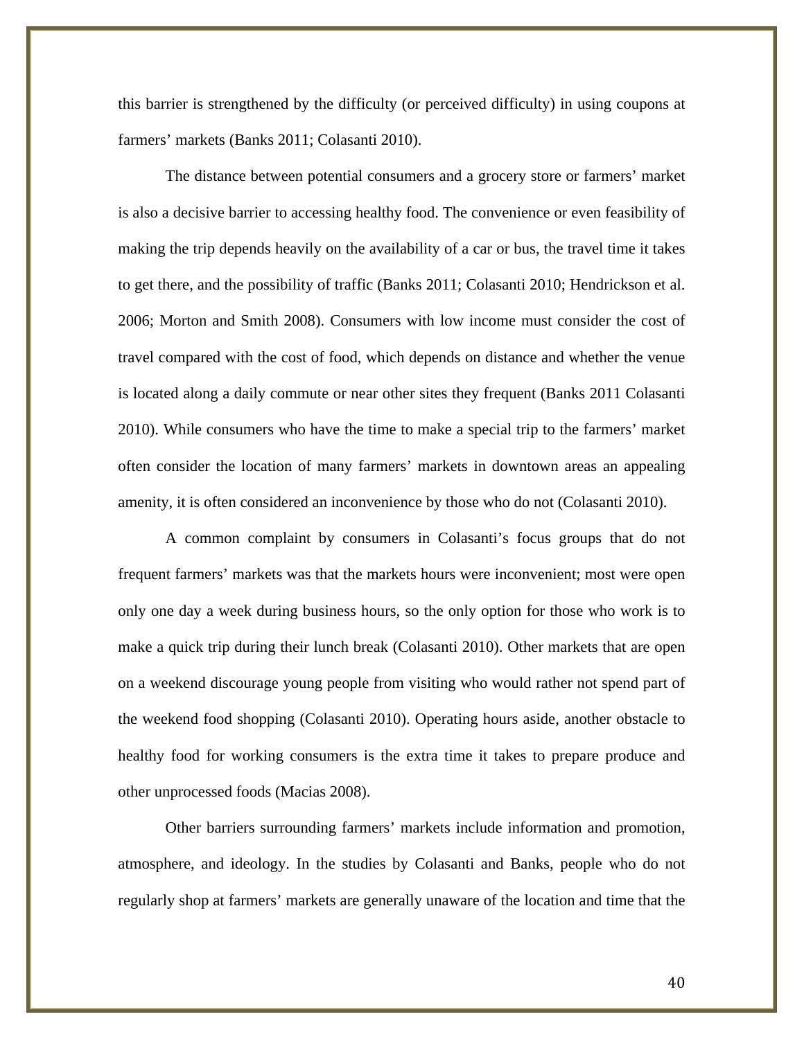this barrier is strengthened by the difficulty (or perceived difficulty) in using coupons at farmers' markets (Banks 2011; Colasanti 2010).

The distance between potential consumers and a grocery store or farmers' market is also a decisive barrier to accessing healthy food. The convenience or even feasibility of making the trip depends heavily on the availability of a car or bus, the travel time it takes to get there, and the possibility of traffic (Banks 2011; Colasanti 2010; Hendrickson et al. 2006; Morton and Smith 2008). Consumers with low income must consider the cost of travel compared with the cost of food, which depends on distance and whether the venue is located along a daily commute or near other sites they frequent (Banks 2011 Colasanti 2010). While consumers who have the time to make a special trip to the farmers' market often consider the location of many farmers' markets in downtown areas an appealing amenity, it is often considered an inconvenience by those who do not (Colasanti 2010).

A common complaint by consumers in Colasanti's focus groups that do not frequent farmers' markets was that the markets hours were inconvenient; most were open only one day a week during business hours, so the only option for those who work is to make a quick trip during their lunch break (Colasanti 2010). Other markets that are open on a weekend discourage young people from visiting who would rather not spend part of the weekend food shopping (Colasanti 2010). Operating hours aside, another obstacle to healthy food for working consumers is the extra time it takes to prepare produce and other unprocessed foods (Macias 2008).

Other barriers surrounding farmers' markets include information and promotion, atmosphere, and ideology. In the studies by Colasanti and Banks, people who do not regularly shop at farmers' markets are generally unaware of the location and time that the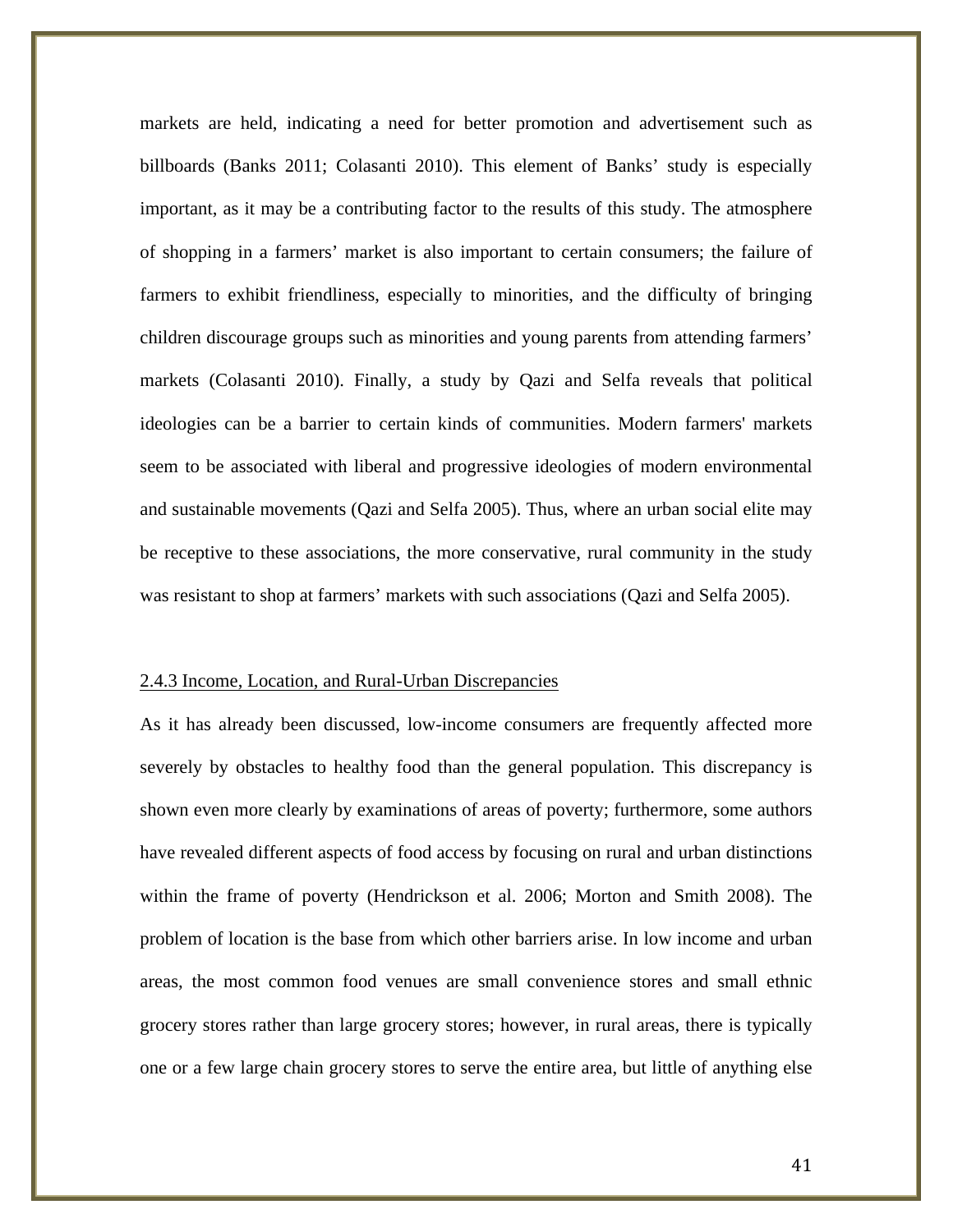markets are held, indicating a need for better promotion and advertisement such as billboards (Banks 2011; Colasanti 2010). This element of Banks' study is especially important, as it may be a contributing factor to the results of this study. The atmosphere of shopping in a farmers' market is also important to certain consumers; the failure of farmers to exhibit friendliness, especially to minorities, and the difficulty of bringing children discourage groups such as minorities and young parents from attending farmers' markets (Colasanti 2010). Finally, a study by Qazi and Selfa reveals that political ideologies can be a barrier to certain kinds of communities. Modern farmers' markets seem to be associated with liberal and progressive ideologies of modern environmental and sustainable movements (Qazi and Selfa 2005). Thus, where an urban social elite may be receptive to these associations, the more conservative, rural community in the study was resistant to shop at farmers' markets with such associations (Qazi and Selfa 2005).

### 2.4.3 Income, Location, and Rural-Urban Discrepancies

As it has already been discussed, low-income consumers are frequently affected more severely by obstacles to healthy food than the general population. This discrepancy is shown even more clearly by examinations of areas of poverty; furthermore, some authors have revealed different aspects of food access by focusing on rural and urban distinctions within the frame of poverty (Hendrickson et al. 2006; Morton and Smith 2008). The problem of location is the base from which other barriers arise. In low income and urban areas, the most common food venues are small convenience stores and small ethnic grocery stores rather than large grocery stores; however, in rural areas, there is typically one or a few large chain grocery stores to serve the entire area, but little of anything else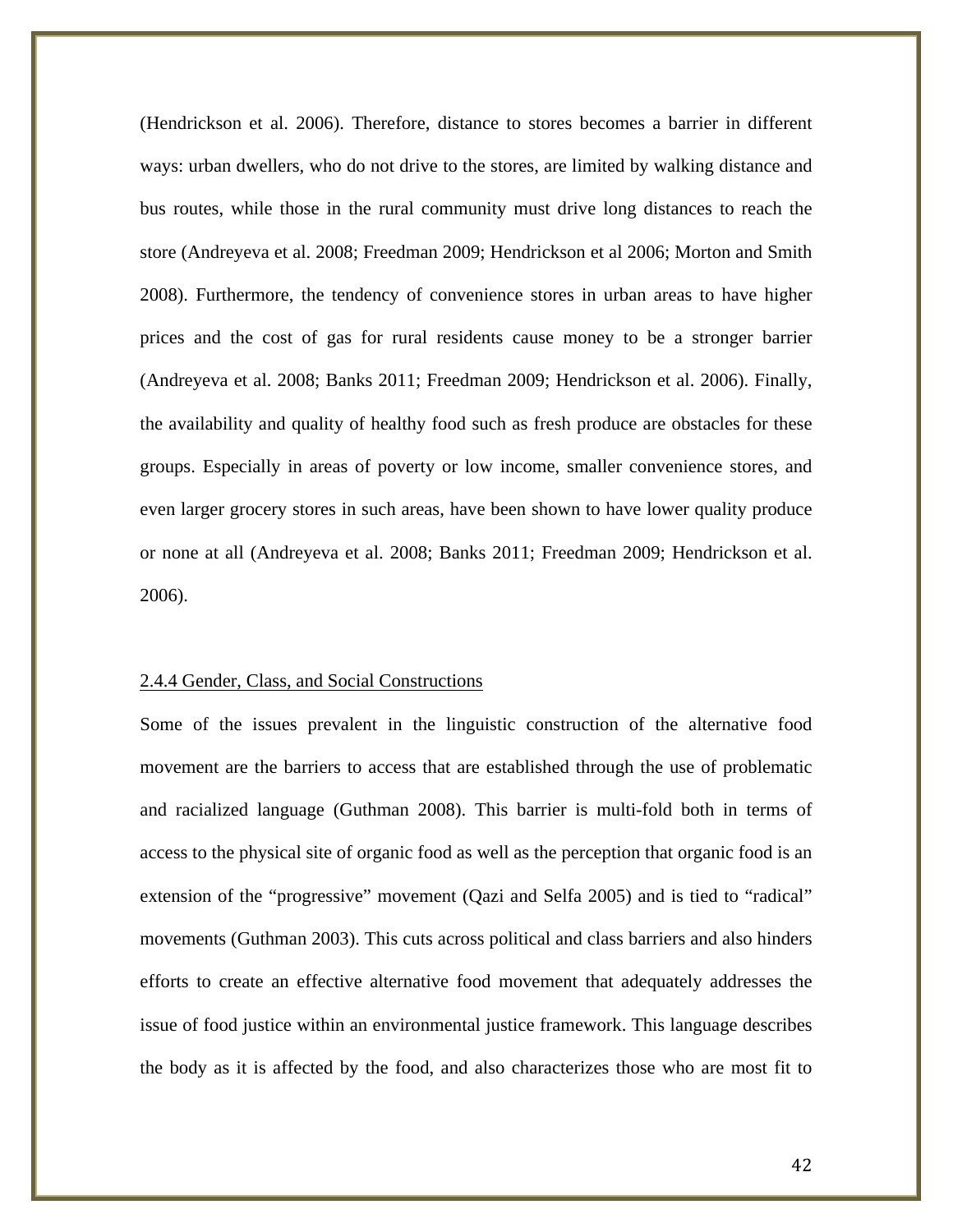(Hendrickson et al. 2006). Therefore, distance to stores becomes a barrier in different ways: urban dwellers, who do not drive to the stores, are limited by walking distance and bus routes, while those in the rural community must drive long distances to reach the store (Andreyeva et al. 2008; Freedman 2009; Hendrickson et al 2006; Morton and Smith 2008). Furthermore, the tendency of convenience stores in urban areas to have higher prices and the cost of gas for rural residents cause money to be a stronger barrier (Andreyeva et al. 2008; Banks 2011; Freedman 2009; Hendrickson et al. 2006). Finally, the availability and quality of healthy food such as fresh produce are obstacles for these groups. Especially in areas of poverty or low income, smaller convenience stores, and even larger grocery stores in such areas, have been shown to have lower quality produce or none at all (Andreyeva et al. 2008; Banks 2011; Freedman 2009; Hendrickson et al. 2006).

#### 2.4.4 Gender, Class, and Social Constructions

Some of the issues prevalent in the linguistic construction of the alternative food movement are the barriers to access that are established through the use of problematic and racialized language (Guthman 2008). This barrier is multi-fold both in terms of access to the physical site of organic food as well as the perception that organic food is an extension of the “progressive” movement (Qazi and Selfa 2005) and is tied to “radical” movements (Guthman 2003). This cuts across political and class barriers and also hinders efforts to create an effective alternative food movement that adequately addresses the issue of food justice within an environmental justice framework. This language describes the body as it is affected by the food, and also characterizes those who are most fit to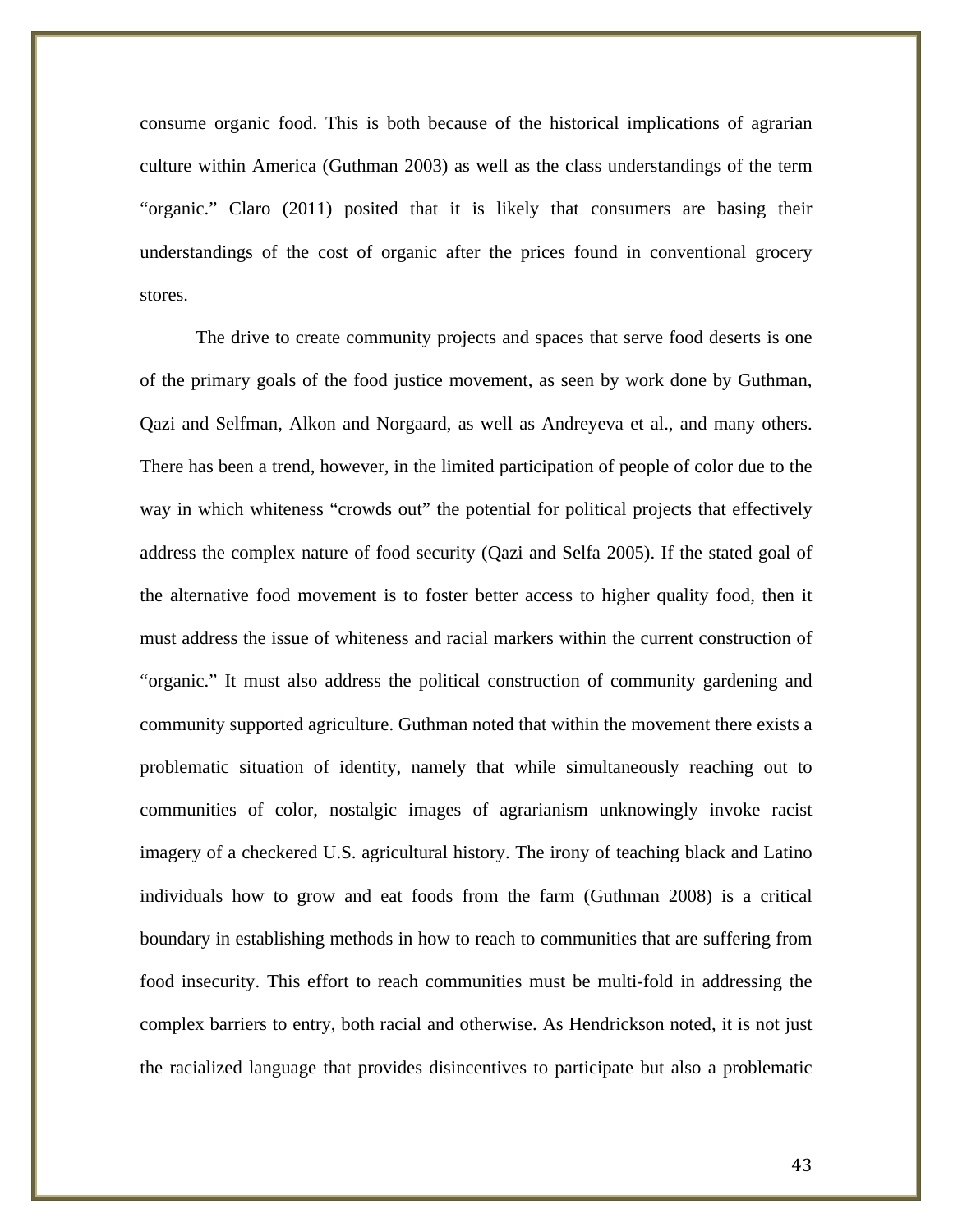consume organic food. This is both because of the historical implications of agrarian culture within America (Guthman 2003) as well as the class understandings of the term "organic." Claro (2011) posited that it is likely that consumers are basing their understandings of the cost of organic after the prices found in conventional grocery stores.

The drive to create community projects and spaces that serve food deserts is one of the primary goals of the food justice movement, as seen by work done by Guthman, Qazi and Selfman, Alkon and Norgaard, as well as Andreyeva et al., and many others. There has been a trend, however, in the limited participation of people of color due to the way in which whiteness "crowds out" the potential for political projects that effectively address the complex nature of food security (Qazi and Selfa 2005). If the stated goal of the alternative food movement is to foster better access to higher quality food, then it must address the issue of whiteness and racial markers within the current construction of "organic." It must also address the political construction of community gardening and community supported agriculture. Guthman noted that within the movement there exists a problematic situation of identity, namely that while simultaneously reaching out to communities of color, nostalgic images of agrarianism unknowingly invoke racist imagery of a checkered U.S. agricultural history. The irony of teaching black and Latino individuals how to grow and eat foods from the farm (Guthman 2008) is a critical boundary in establishing methods in how to reach to communities that are suffering from food insecurity. This effort to reach communities must be multi-fold in addressing the complex barriers to entry, both racial and otherwise. As Hendrickson noted, it is not just the racialized language that provides disincentives to participate but also a problematic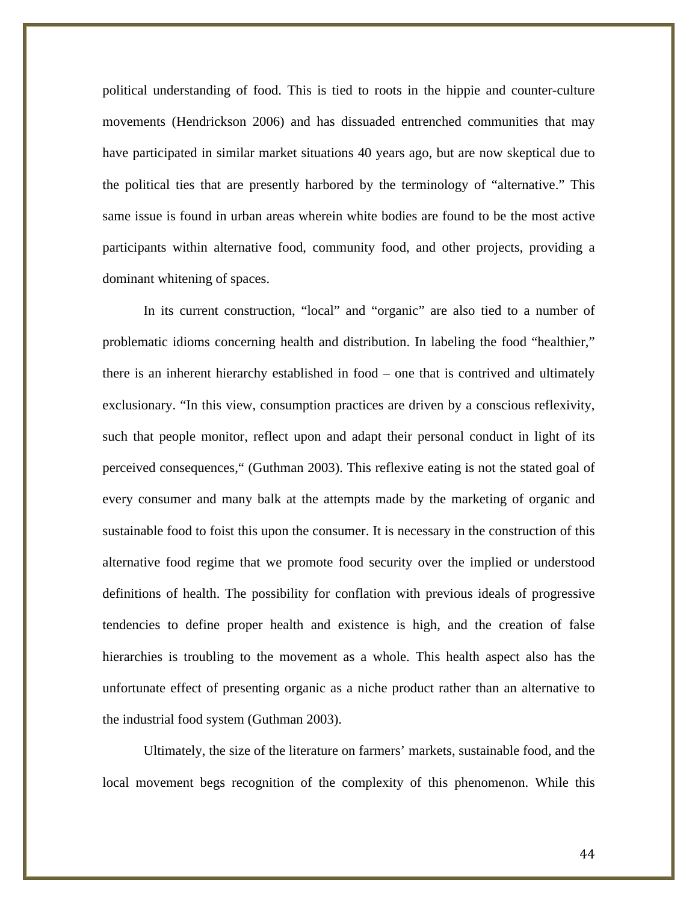political understanding of food. This is tied to roots in the hippie and counter-culture movements (Hendrickson 2006) and has dissuaded entrenched communities that may have participated in similar market situations 40 years ago, but are now skeptical due to the political ties that are presently harbored by the terminology of "alternative." This same issue is found in urban areas wherein white bodies are found to be the most active participants within alternative food, community food, and other projects, providing a dominant whitening of spaces.

In its current construction, "local" and "organic" are also tied to a number of problematic idioms concerning health and distribution. In labeling the food "healthier," there is an inherent hierarchy established in food – one that is contrived and ultimately exclusionary. "In this view, consumption practices are driven by a conscious reflexivity, such that people monitor, reflect upon and adapt their personal conduct in light of its perceived consequences," (Guthman 2003). This reflexive eating is not the stated goal of every consumer and many balk at the attempts made by the marketing of organic and sustainable food to foist this upon the consumer. It is necessary in the construction of this alternative food regime that we promote food security over the implied or understood definitions of health. The possibility for conflation with previous ideals of progressive tendencies to define proper health and existence is high, and the creation of false hierarchies is troubling to the movement as a whole. This health aspect also has the unfortunate effect of presenting organic as a niche product rather than an alternative to the industrial food system (Guthman 2003).

Ultimately, the size of the literature on farmers' markets, sustainable food, and the local movement begs recognition of the complexity of this phenomenon. While this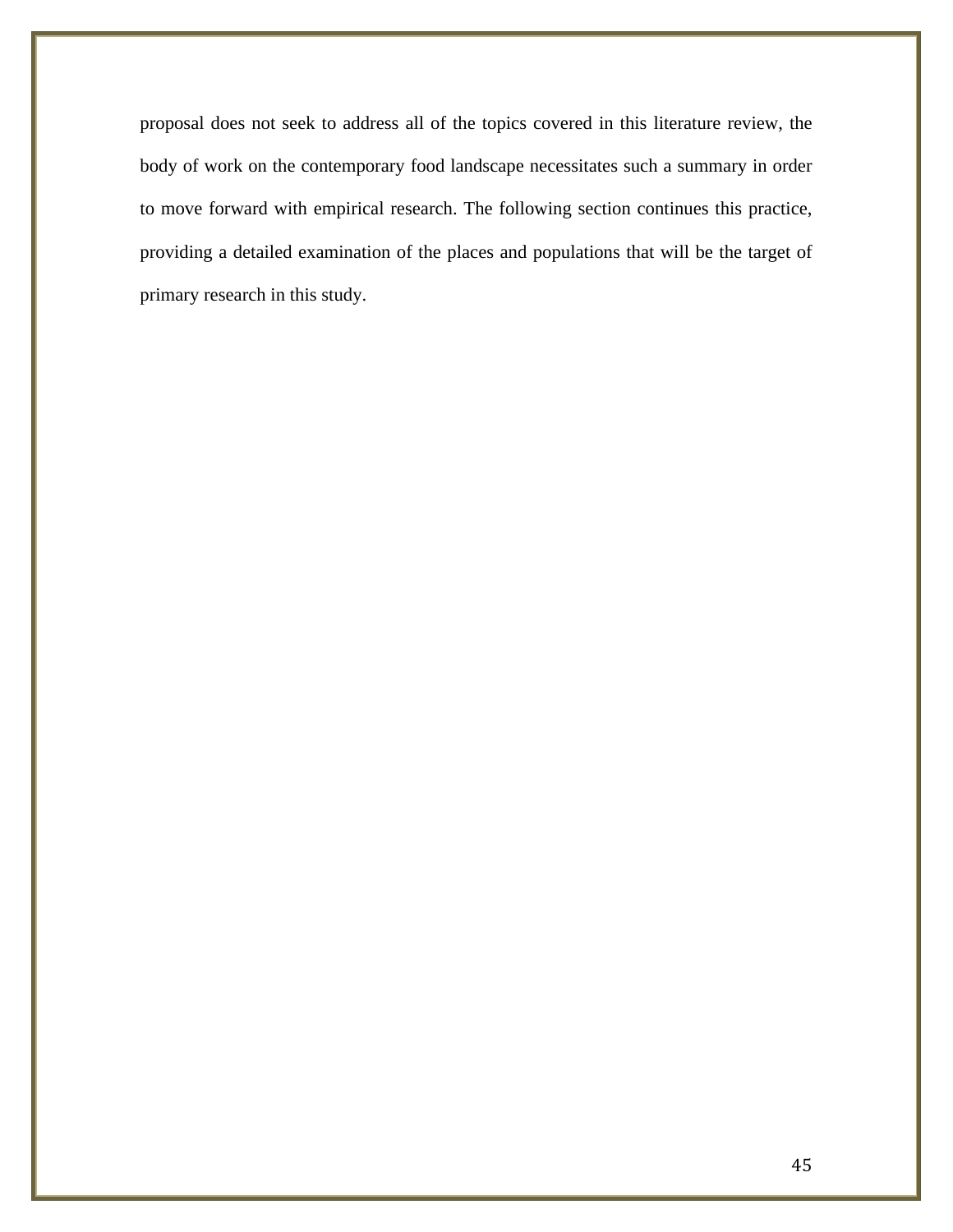proposal does not seek to address all of the topics covered in this literature review, the body of work on the contemporary food landscape necessitates such a summary in order to move forward with empirical research. The following section continues this practice, providing a detailed examination of the places and populations that will be the target of primary research in this study.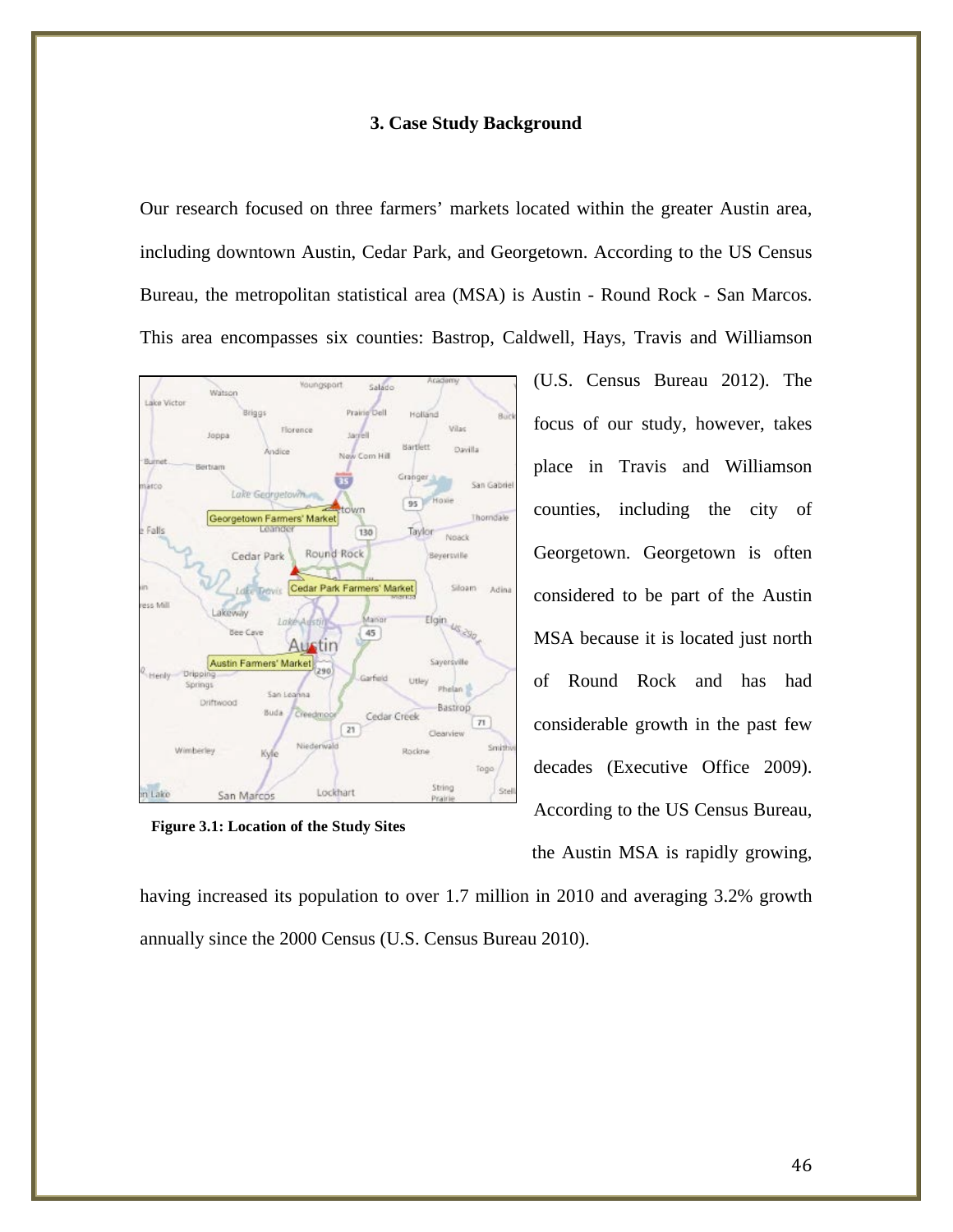### 3. Case Study Background

Our research focused on three farmers' markets located within the greater Austin area, including downtown Austin, Cedar Park, and Georgetown. According to the US Census Bureau, the metropolitan statistical area (MSA) is Austin - Round Rock - San Marcos. This area encompasses six counties: Bastrop, Caldwell, Hays, Travis and Williamson (U.S. Census Bureau 2012). The focus of our study, however, takes place in Travis and Williamson counties, including the city of Georgetown. Georgetown is often considered to be part of the Austin MSA because it is located just north of Round Rock and has had considerable growth in the past few decades (Executive Office 2009). According to the US Census Bureau, the Austin MSA is rapidly growing, having increased its population to over 1.7 million in 2010 and averaging 3.2% growth annually since the 2000 Census (U.S. Census Bureau 2010).

**Figure 3.1: Location of the Study Sites**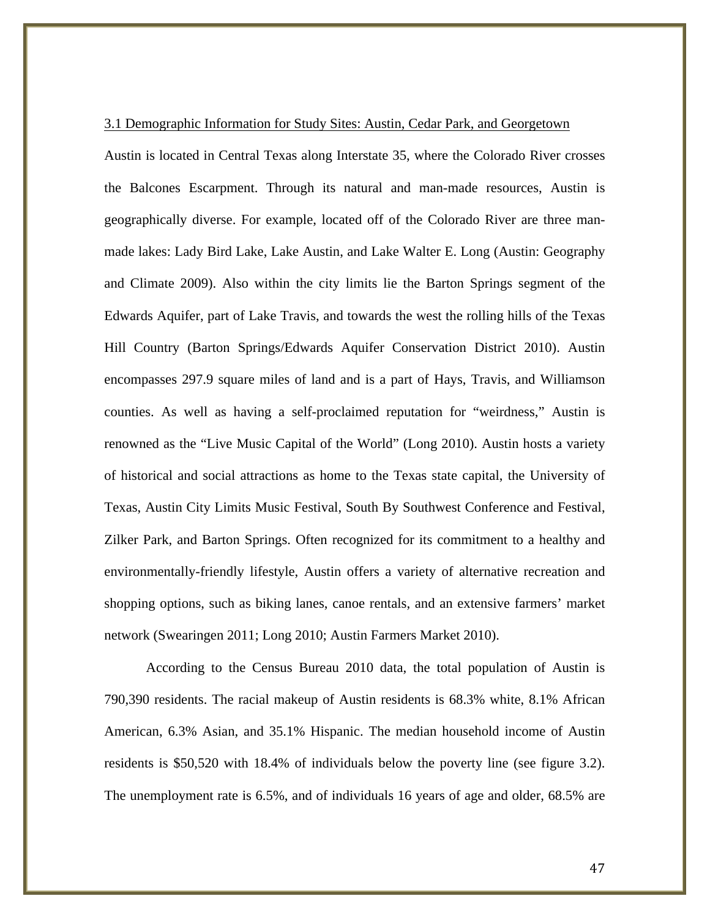### 3.1 Demographic Information for Study Sites: Austin, Cedar Park, and Georgetown

Austin is located in Central Texas along Interstate 35, where the Colorado River crosses the Balcones Escarpment. Through its natural and man-made resources, Austin is geographically diverse. For example, located off of the Colorado River are three man-made lakes: Lady Bird Lake, Lake Austin, and Lake Walter E. Long (Austin: Geography and Climate 2009). Also within the city limits lie the Barton Springs segment of the Edwards Aquifer, part of Lake Travis, and towards the west the rolling hills of the Texas Hill Country (Barton Springs/Edwards Aquifer Conservation District 2010). Austin encompasses 297.9 square miles of land and is a part of Hays, Travis, and Williamson counties. As well as having a self-proclaimed reputation for "weirdness," Austin is renowned as the "Live Music Capital of the World" (Long 2010). Austin hosts a variety of historical and social attractions as home to the Texas state capital, the University of Texas, Austin City Limits Music Festival, South By Southwest Conference and Festival, Zilker Park, and Barton Springs. Often recognized for its commitment to a healthy and environmentally-friendly lifestyle, Austin offers a variety of alternative recreation and shopping options, such as biking lanes, canoe rentals, and an extensive farmers' market network (Swearingen 2011; Long 2010; Austin Farmers Market 2010).

According to the Census Bureau 2010 data, the total population of Austin is 790,390 residents. The racial makeup of Austin residents is 68.3% white, 8.1% African American, 6.3% Asian, and 35.1% Hispanic. The median household income of Austin residents is $50,520 with 18.4% of individuals below the poverty line (see figure 3.2). The unemployment rate is 6.5%, and of individuals 16 years of age and older, 68.5% are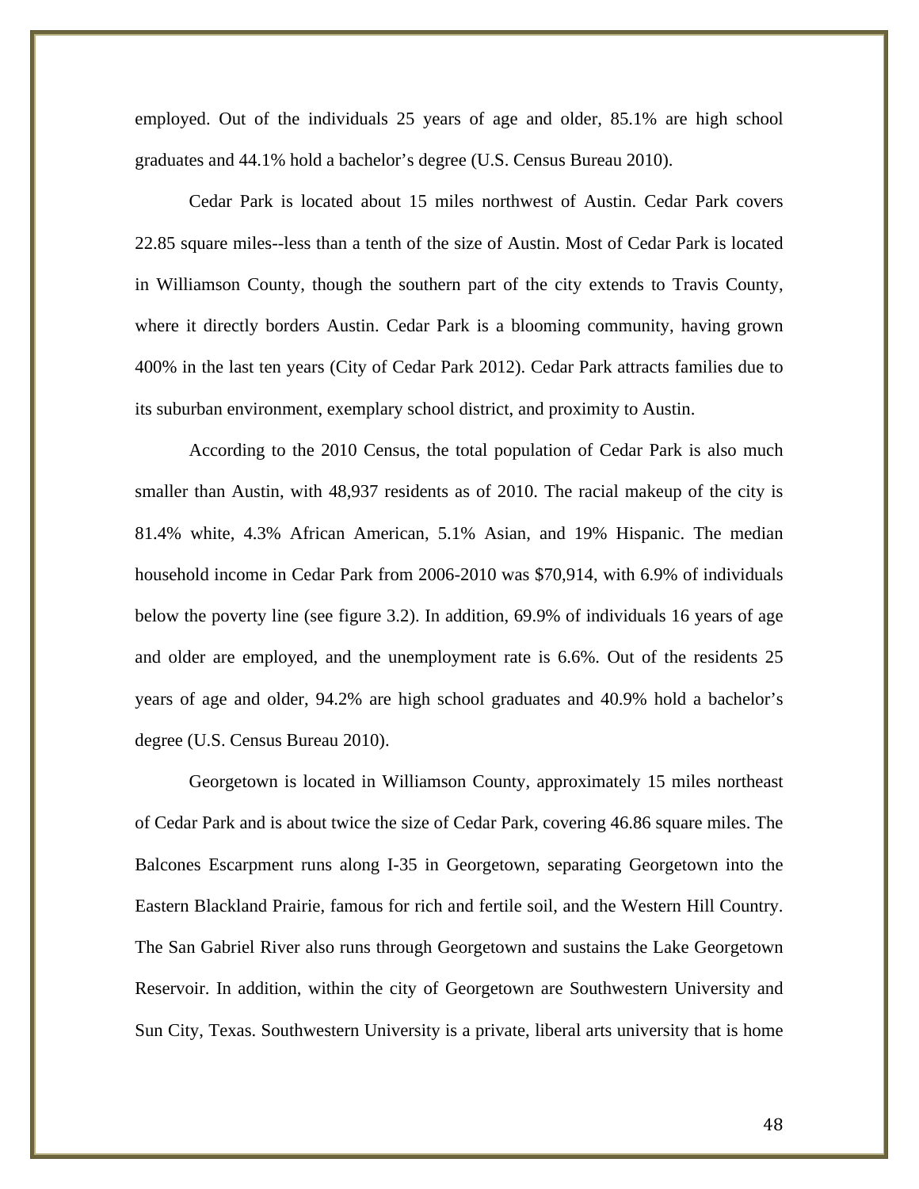employed. Out of the individuals 25 years of age and older, 85.1% are high school graduates and 44.1% hold a bachelor's degree (U.S. Census Bureau 2010).

Cedar Park is located about 15 miles northwest of Austin. Cedar Park covers 22.85 square miles--less than a tenth of the size of Austin. Most of Cedar Park is located in Williamson County, though the southern part of the city extends to Travis County, where it directly borders Austin. Cedar Park is a blooming community, having grown 400% in the last ten years (City of Cedar Park 2012). Cedar Park attracts families due to its suburban environment, exemplary school district, and proximity to Austin.

According to the 2010 Census, the total population of Cedar Park is also much smaller than Austin, with 48,937 residents as of 2010. The racial makeup of the city is 81.4% white, 4.3% African American, 5.1% Asian, and 19% Hispanic. The median household income in Cedar Park from 2006-2010 was $70,914, with 6.9% of individuals below the poverty line (see figure 3.2). In addition, 69.9% of individuals 16 years of age and older are employed, and the unemployment rate is 6.6%. Out of the residents 25 years of age and older, 94.2% are high school graduates and 40.9% hold a bachelor's degree (U.S. Census Bureau 2010).

Georgetown is located in Williamson County, approximately 15 miles northeast of Cedar Park and is about twice the size of Cedar Park, covering 46.86 square miles. The Balcones Escarpment runs along I-35 in Georgetown, separating Georgetown into the Eastern Blackland Prairie, famous for rich and fertile soil, and the Western Hill Country. The San Gabriel River also runs through Georgetown and sustains the Lake Georgetown Reservoir. In addition, within the city of Georgetown are Southwestern University and Sun City, Texas. Southwestern University is a private, liberal arts university that is home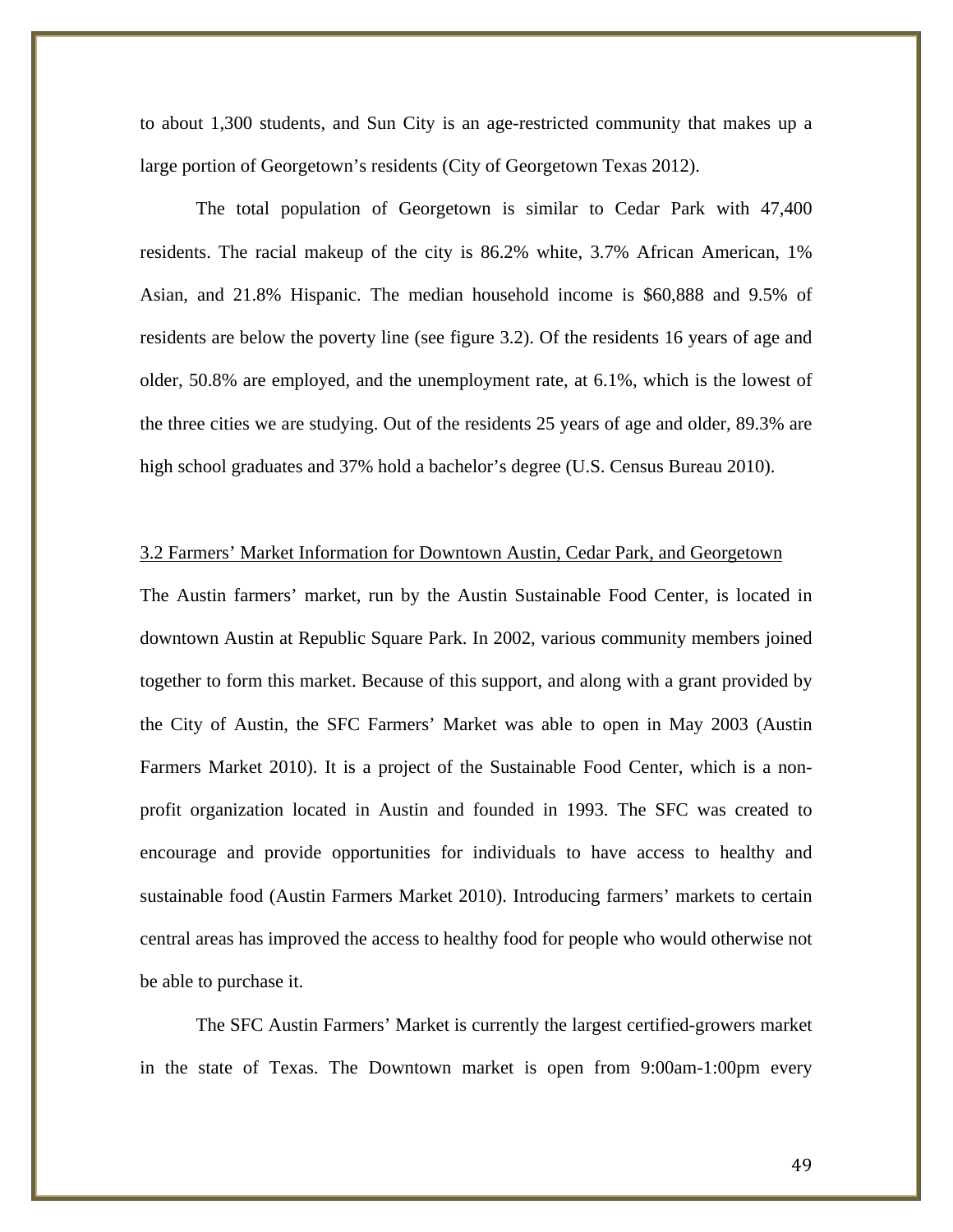to about 1,300 students, and Sun City is an age-restricted community that makes up a large portion of Georgetown's residents (City of Georgetown Texas 2012).

The total population of Georgetown is similar to Cedar Park with 47,400 residents. The racial makeup of the city is 86.2% white, 3.7% African American, 1% Asian, and 21.8% Hispanic. The median household income is $60,888 and 9.5% of residents are below the poverty line (see figure 3.2). Of the residents 16 years of age and older, 50.8% are employed, and the unemployment rate, at 6.1%, which is the lowest of the three cities we are studying. Out of the residents 25 years of age and older, 89.3% are high school graduates and 37% hold a bachelor's degree (U.S. Census Bureau 2010).

## 3.2 Farmers' Market Information for Downtown Austin, Cedar Park, and Georgetown

The Austin farmers' market, run by the Austin Sustainable Food Center, is located in downtown Austin at Republic Square Park. In 2002, various community members joined together to form this market. Because of this support, and along with a grant provided by the City of Austin, the SFC Farmers' Market was able to open in May 2003 (Austin Farmers Market 2010). It is a project of the Sustainable Food Center, which is a non-profit organization located in Austin and founded in 1993. The SFC was created to encourage and provide opportunities for individuals to have access to healthy and sustainable food (Austin Farmers Market 2010). Introducing farmers' markets to certain central areas has improved the access to healthy food for people who would otherwise not be able to purchase it.

The SFC Austin Farmers' Market is currently the largest certified-growers market in the state of Texas. The Downtown market is open from 9:00am-1:00pm every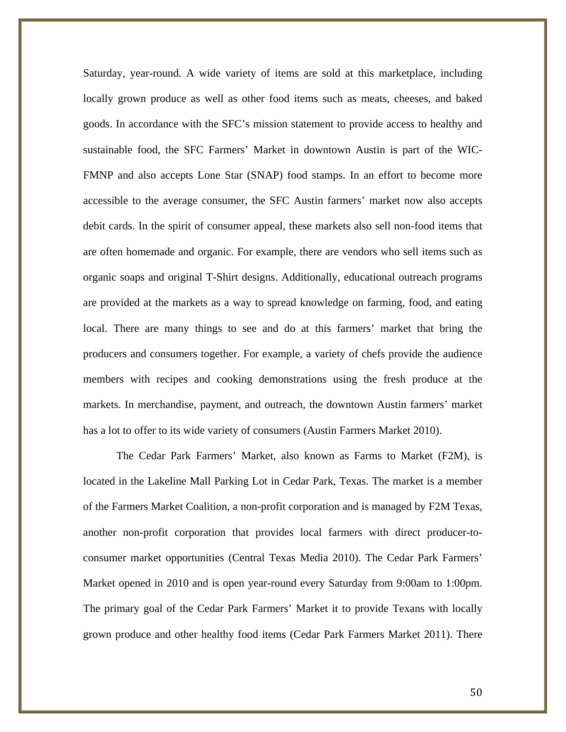Saturday, year-round. A wide variety of items are sold at this marketplace, including locally grown produce as well as other food items such as meats, cheeses, and baked goods. In accordance with the SFC's mission statement to provide access to healthy and sustainable food, the SFC Farmers' Market in downtown Austin is part of the WIC-FMNP and also accepts Lone Star (SNAP) food stamps. In an effort to become more accessible to the average consumer, the SFC Austin farmers' market now also accepts debit cards. In the spirit of consumer appeal, these markets also sell non-food items that are often homemade and organic. For example, there are vendors who sell items such as organic soaps and original T-Shirt designs. Additionally, educational outreach programs are provided at the markets as a way to spread knowledge on farming, food, and eating local. There are many things to see and do at this farmers' market that bring the producers and consumers together. For example, a variety of chefs provide the audience members with recipes and cooking demonstrations using the fresh produce at the markets. In merchandise, payment, and outreach, the downtown Austin farmers' market has a lot to offer to its wide variety of consumers (Austin Farmers Market 2010).

The Cedar Park Farmers' Market, also known as Farms to Market (F2M), is located in the Lakeline Mall Parking Lot in Cedar Park, Texas. The market is a member of the Farmers Market Coalition, a non-profit corporation and is managed by F2M Texas, another non-profit corporation that provides local farmers with direct producer-to-consumer market opportunities (Central Texas Media 2010). The Cedar Park Farmers' Market opened in 2010 and is open year-round every Saturday from 9:00am to 1:00pm. The primary goal of the Cedar Park Farmers' Market it to provide Texans with locally grown produce and other healthy food items (Cedar Park Farmers Market 2011). There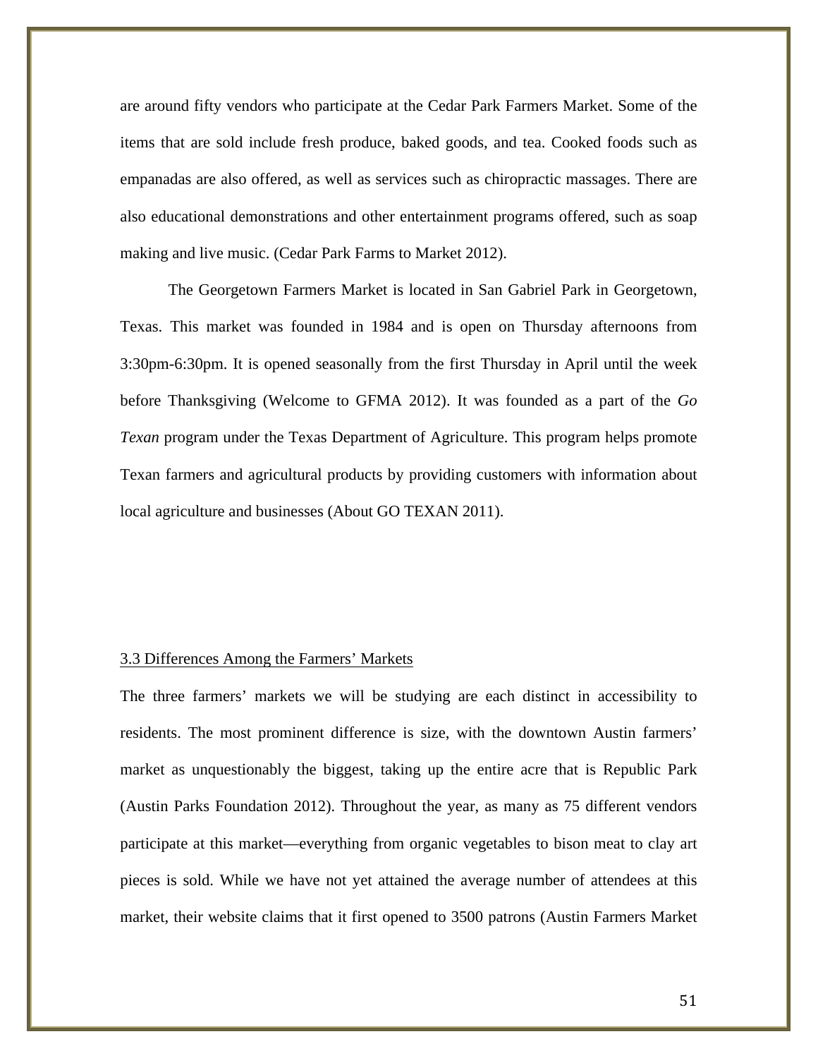are around fifty vendors who participate at the Cedar Park Farmers Market. Some of the items that are sold include fresh produce, baked goods, and tea. Cooked foods such as empanadas are also offered, as well as services such as chiropractic massages. There are also educational demonstrations and other entertainment programs offered, such as soap making and live music. (Cedar Park Farms to Market 2012).

The Georgetown Farmers Market is located in San Gabriel Park in Georgetown, Texas. This market was founded in 1984 and is open on Thursday afternoons from 3:30pm-6:30pm. It is opened seasonally from the first Thursday in April until the week before Thanksgiving (Welcome to GFMA 2012). It was founded as a part of the *Go Texan* program under the Texas Department of Agriculture. This program helps promote Texan farmers and agricultural products by providing customers with information about local agriculture and businesses (About GO TEXAN 2011).

### 3.3 Differences Among the Farmers' Markets

The three farmers' markets we will be studying are each distinct in accessibility to residents. The most prominent difference is size, with the downtown Austin farmers' market as unquestionably the biggest, taking up the entire acre that is Republic Park (Austin Parks Foundation 2012). Throughout the year, as many as 75 different vendors participate at this market—everything from organic vegetables to bison meat to clay art pieces is sold. While we have not yet attained the average number of attendees at this market, their website claims that it first opened to 3500 patrons (Austin Farmers Market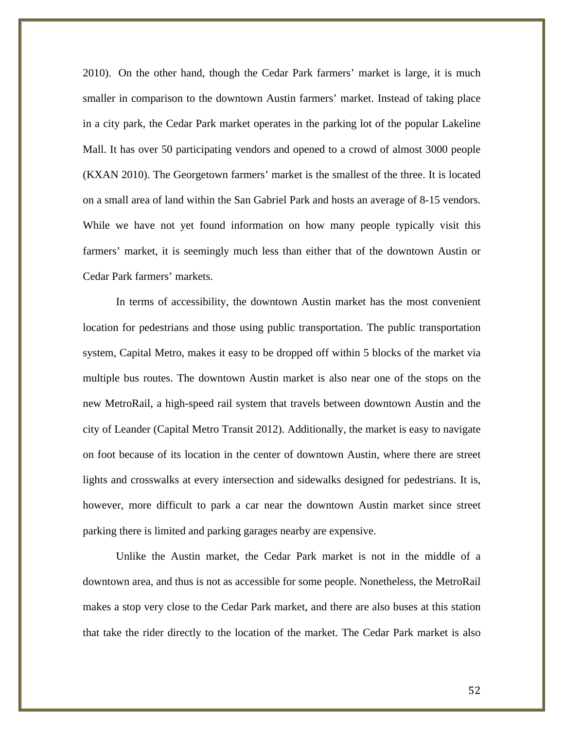2010). On the other hand, though the Cedar Park farmers' market is large, it is much smaller in comparison to the downtown Austin farmers' market. Instead of taking place in a city park, the Cedar Park market operates in the parking lot of the popular Lakeline Mall. It has over 50 participating vendors and opened to a crowd of almost 3000 people (KXAN 2010). The Georgetown farmers' market is the smallest of the three. It is located on a small area of land within the San Gabriel Park and hosts an average of 8-15 vendors. While we have not yet found information on how many people typically visit this farmers' market, it is seemingly much less than either that of the downtown Austin or Cedar Park farmers' markets.

In terms of accessibility, the downtown Austin market has the most convenient location for pedestrians and those using public transportation. The public transportation system, Capital Metro, makes it easy to be dropped off within 5 blocks of the market via multiple bus routes. The downtown Austin market is also near one of the stops on the new MetroRail, a high-speed rail system that travels between downtown Austin and the city of Leander (Capital Metro Transit 2012). Additionally, the market is easy to navigate on foot because of its location in the center of downtown Austin, where there are street lights and crosswalks at every intersection and sidewalks designed for pedestrians. It is, however, more difficult to park a car near the downtown Austin market since street parking there is limited and parking garages nearby are expensive.

Unlike the Austin market, the Cedar Park market is not in the middle of a downtown area, and thus is not as accessible for some people. Nonetheless, the MetroRail makes a stop very close to the Cedar Park market, and there are also buses at this station that take the rider directly to the location of the market. The Cedar Park market is also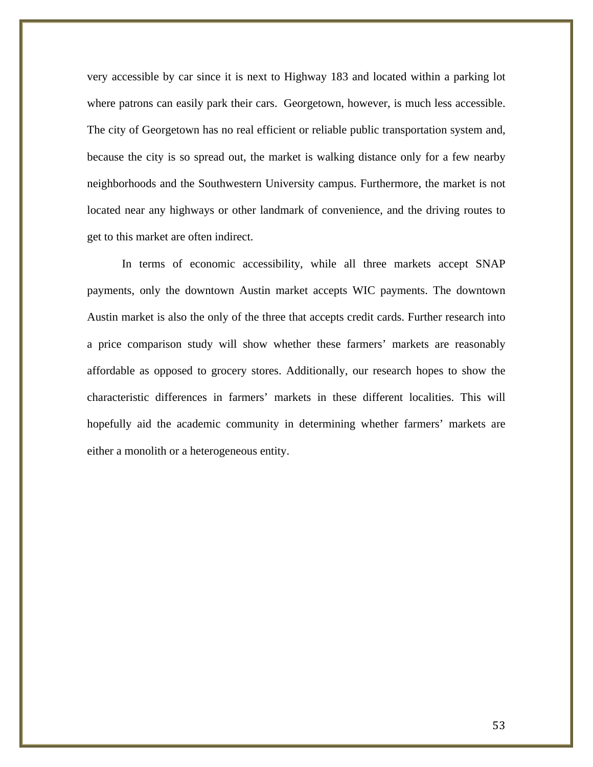very accessible by car since it is next to Highway 183 and located within a parking lot where patrons can easily park their cars. Georgetown, however, is much less accessible. The city of Georgetown has no real efficient or reliable public transportation system and, because the city is so spread out, the market is walking distance only for a few nearby neighborhoods and the Southwestern University campus. Furthermore, the market is not located near any highways or other landmark of convenience, and the driving routes to get to this market are often indirect.

In terms of economic accessibility, while all three markets accept SNAP payments, only the downtown Austin market accepts WIC payments. The downtown Austin market is also the only of the three that accepts credit cards. Further research into a price comparison study will show whether these farmers' markets are reasonably affordable as opposed to grocery stores. Additionally, our research hopes to show the characteristic differences in farmers' markets in these different localities. This will hopefully aid the academic community in determining whether farmers' markets are either a monolith or a heterogeneous entity.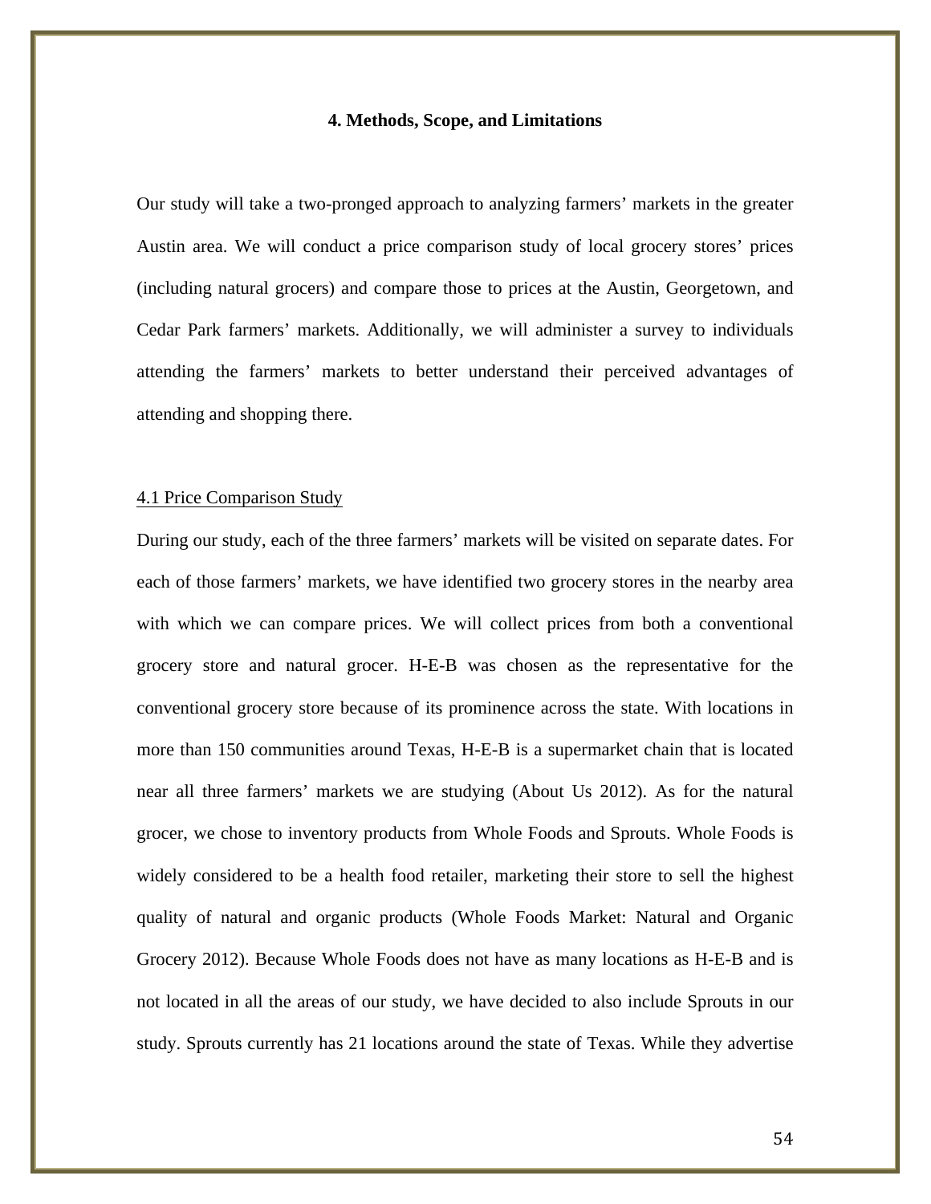## 4. Methods, Scope, and Limitations

Our study will take a two-pronged approach to analyzing farmers' markets in the greater Austin area. We will conduct a price comparison study of local grocery stores' prices (including natural grocers) and compare those to prices at the Austin, Georgetown, and Cedar Park farmers' markets. Additionally, we will administer a survey to individuals attending the farmers' markets to better understand their perceived advantages of attending and shopping there.

### 4.1 Price Comparison Study

During our study, each of the three farmers' markets will be visited on separate dates. For each of those farmers' markets, we have identified two grocery stores in the nearby area with which we can compare prices. We will collect prices from both a conventional grocery store and natural grocer. H-E-B was chosen as the representative for the conventional grocery store because of its prominence across the state. With locations in more than 150 communities around Texas, H-E-B is a supermarket chain that is located near all three farmers' markets we are studying (About Us 2012). As for the natural grocer, we chose to inventory products from Whole Foods and Sprouts. Whole Foods is widely considered to be a health food retailer, marketing their store to sell the highest quality of natural and organic products (Whole Foods Market: Natural and Organic Grocery 2012). Because Whole Foods does not have as many locations as H-E-B and is not located in all the areas of our study, we have decided to also include Sprouts in our study. Sprouts currently has 21 locations around the state of Texas. While they advertise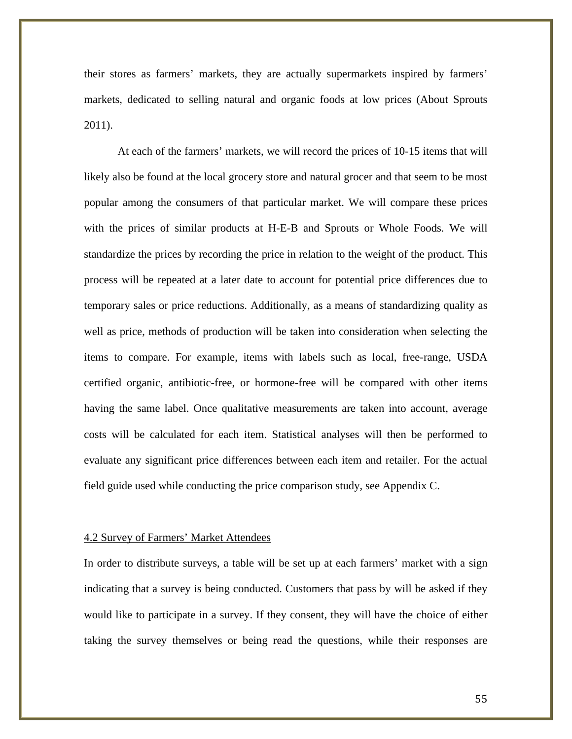their stores as farmers' markets, they are actually supermarkets inspired by farmers' markets, dedicated to selling natural and organic foods at low prices (About Sprouts 2011).

At each of the farmers' markets, we will record the prices of 10-15 items that will likely also be found at the local grocery store and natural grocer and that seem to be most popular among the consumers of that particular market. We will compare these prices with the prices of similar products at H-E-B and Sprouts or Whole Foods. We will standardize the prices by recording the price in relation to the weight of the product. This process will be repeated at a later date to account for potential price differences due to temporary sales or price reductions. Additionally, as a means of standardizing quality as well as price, methods of production will be taken into consideration when selecting the items to compare. For example, items with labels such as local, free-range, USDA certified organic, antibiotic-free, or hormone-free will be compared with other items having the same label. Once qualitative measurements are taken into account, average costs will be calculated for each item. Statistical analyses will then be performed to evaluate any significant price differences between each item and retailer. For the actual field guide used while conducting the price comparison study, see Appendix C.

### 4.2 Survey of Farmers' Market Attendees

In order to distribute surveys, a table will be set up at each farmers' market with a sign indicating that a survey is being conducted. Customers that pass by will be asked if they would like to participate in a survey. If they consent, they will have the choice of either taking the survey themselves or being read the questions, while their responses are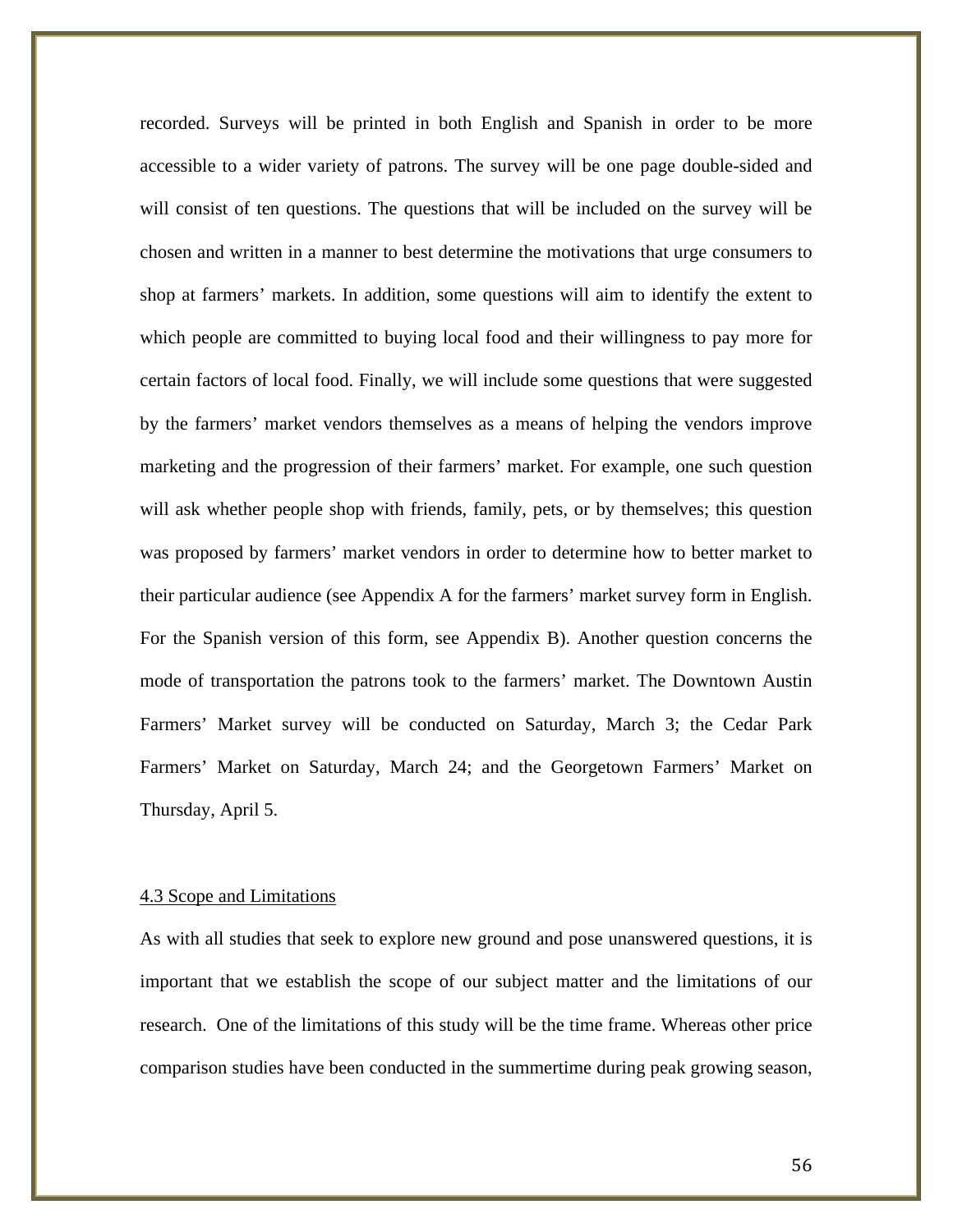recorded. Surveys will be printed in both English and Spanish in order to be more accessible to a wider variety of patrons. The survey will be one page double-sided and will consist of ten questions. The questions that will be included on the survey will be chosen and written in a manner to best determine the motivations that urge consumers to shop at farmers' markets. In addition, some questions will aim to identify the extent to which people are committed to buying local food and their willingness to pay more for certain factors of local food. Finally, we will include some questions that were suggested by the farmers' market vendors themselves as a means of helping the vendors improve marketing and the progression of their farmers' market. For example, one such question will ask whether people shop with friends, family, pets, or by themselves; this question was proposed by farmers' market vendors in order to determine how to better market to their particular audience (see Appendix A for the farmers' market survey form in English. For the Spanish version of this form, see Appendix B). Another question concerns the mode of transportation the patrons took to the farmers' market. The Downtown Austin Farmers' Market survey will be conducted on Saturday, March 3; the Cedar Park Farmers' Market on Saturday, March 24; and the Georgetown Farmers' Market on Thursday, April 5.

### 4.3 Scope and Limitations

As with all studies that seek to explore new ground and pose unanswered questions, it is important that we establish the scope of our subject matter and the limitations of our research. One of the limitations of this study will be the time frame. Whereas other price comparison studies have been conducted in the summertime during peak growing season,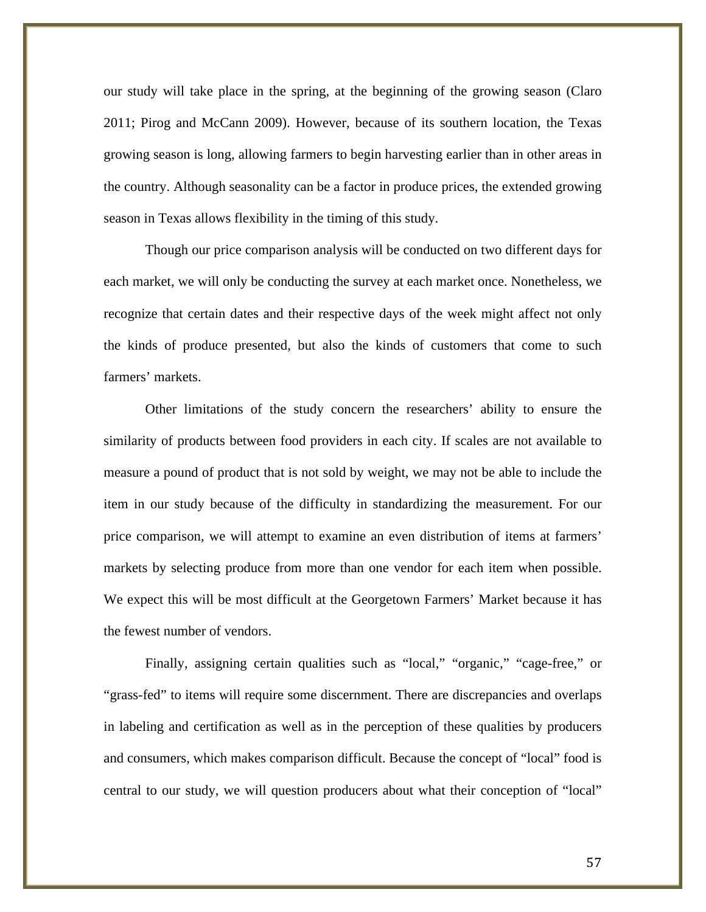our study will take place in the spring, at the beginning of the growing season (Claro 2011; Pirog and McCann 2009). However, because of its southern location, the Texas growing season is long, allowing farmers to begin harvesting earlier than in other areas in the country. Although seasonality can be a factor in produce prices, the extended growing season in Texas allows flexibility in the timing of this study.

Though our price comparison analysis will be conducted on two different days for each market, we will only be conducting the survey at each market once. Nonetheless, we recognize that certain dates and their respective days of the week might affect not only the kinds of produce presented, but also the kinds of customers that come to such farmers' markets.

Other limitations of the study concern the researchers' ability to ensure the similarity of products between food providers in each city. If scales are not available to measure a pound of product that is not sold by weight, we may not be able to include the item in our study because of the difficulty in standardizing the measurement. For our price comparison, we will attempt to examine an even distribution of items at farmers' markets by selecting produce from more than one vendor for each item when possible. We expect this will be most difficult at the Georgetown Farmers' Market because it has the fewest number of vendors.

Finally, assigning certain qualities such as "local," "organic," "cage-free," or "grass-fed" to items will require some discernment. There are discrepancies and overlaps in labeling and certification as well as in the perception of these qualities by producers and consumers, which makes comparison difficult. Because the concept of "local" food is central to our study, we will question producers about what their conception of "local"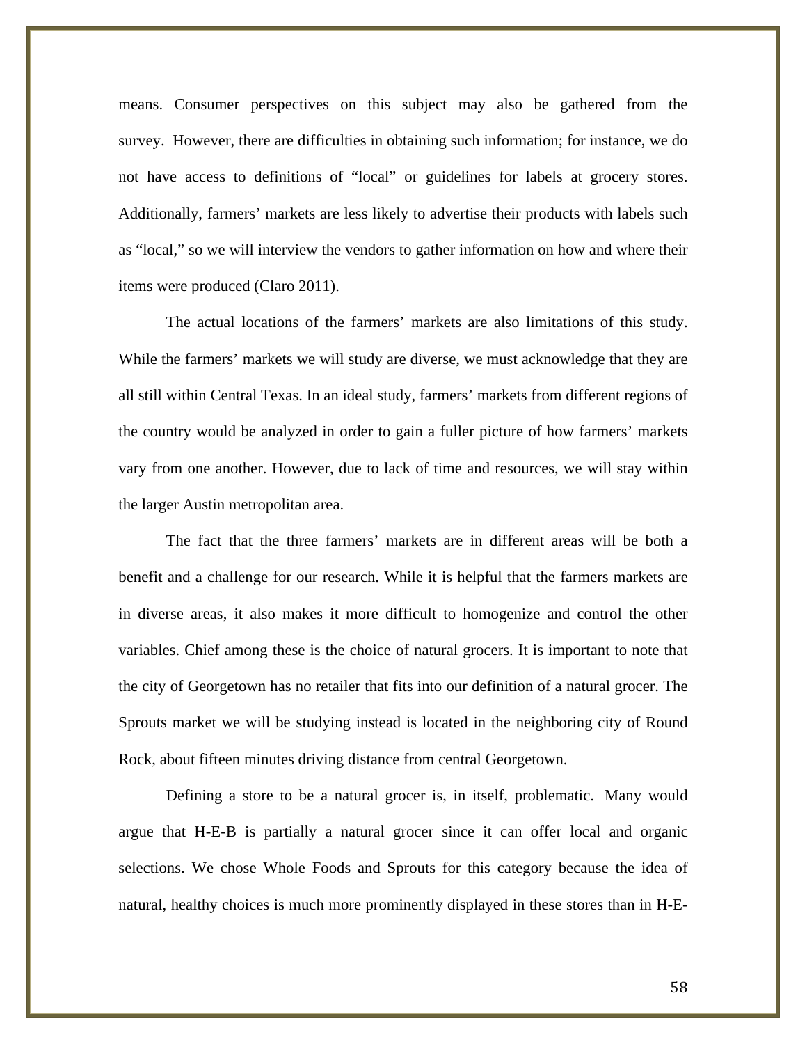means. Consumer perspectives on this subject may also be gathered from the survey. However, there are difficulties in obtaining such information; for instance, we do not have access to definitions of “local” or guidelines for labels at grocery stores. Additionally, farmers’ markets are less likely to advertise their products with labels such as “local,” so we will interview the vendors to gather information on how and where their items were produced (Claro 2011).

The actual locations of the farmers’ markets are also limitations of this study. While the farmers’ markets we will study are diverse, we must acknowledge that they are all still within Central Texas. In an ideal study, farmers’ markets from different regions of the country would be analyzed in order to gain a fuller picture of how farmers’ markets vary from one another. However, due to lack of time and resources, we will stay within the larger Austin metropolitan area.

The fact that the three farmers’ markets are in different areas will be both a benefit and a challenge for our research. While it is helpful that the farmers markets are in diverse areas, it also makes it more difficult to homogenize and control the other variables. Chief among these is the choice of natural grocers. It is important to note that the city of Georgetown has no retailer that fits into our definition of a natural grocer. The Sprouts market we will be studying instead is located in the neighboring city of Round Rock, about fifteen minutes driving distance from central Georgetown.

Defining a store to be a natural grocer is, in itself, problematic. Many would argue that H-E-B is partially a natural grocer since it can offer local and organic selections. We chose Whole Foods and Sprouts for this category because the idea of natural, healthy choices is much more prominently displayed in these stores than in H-E-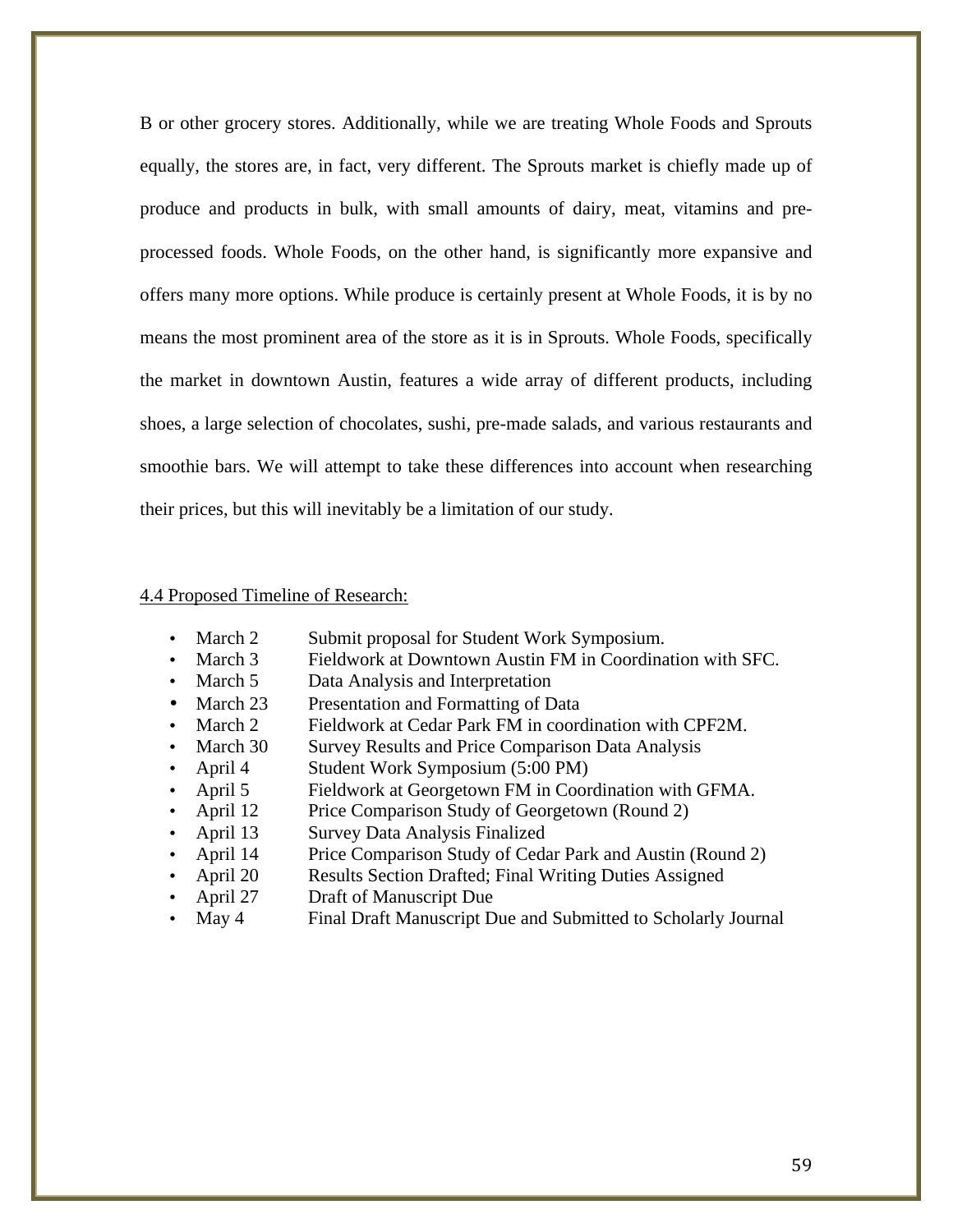B or other grocery stores. Additionally, while we are treating Whole Foods and Sprouts equally, the stores are, in fact, very different. The Sprouts market is chiefly made up of produce and products in bulk, with small amounts of dairy, meat, vitamins and pre-processed foods. Whole Foods, on the other hand, is significantly more expansive and offers many more options. While produce is certainly present at Whole Foods, it is by no means the most prominent area of the store as it is in Sprouts. Whole Foods, specifically the market in downtown Austin, features a wide array of different products, including shoes, a large selection of chocolates, sushi, pre-made salads, and various restaurants and smoothie bars. We will attempt to take these differences into account when researching their prices, but this will inevitably be a limitation of our study.

4.4 Proposed Timeline of Research:

- March 2 Submit proposal for Student Work Symposium.
- March 3 Fieldwork at Downtown Austin FM in Coordination with SFC.
- March 5 Data Analysis and Interpretation
- March 23 Presentation and Formatting of Data
- March 2 Fieldwork at Cedar Park FM in coordination with CPF2M.
- March 30 Survey Results and Price Comparison Data Analysis
- April 4 Student Work Symposium (5:00 PM)
- April 5 Fieldwork at Georgetown FM in Coordination with GFMA.
- April 12 Price Comparison Study of Georgetown (Round 2)
- April 13 Survey Data Analysis Finalized
- April 14 Price Comparison Study of Cedar Park and Austin (Round 2)
- April 20 Results Section Drafted; Final Writing Duties Assigned
- April 27 Draft of Manuscript Due
- May 4 Final Draft Manuscript Due and Submitted to Scholarly Journal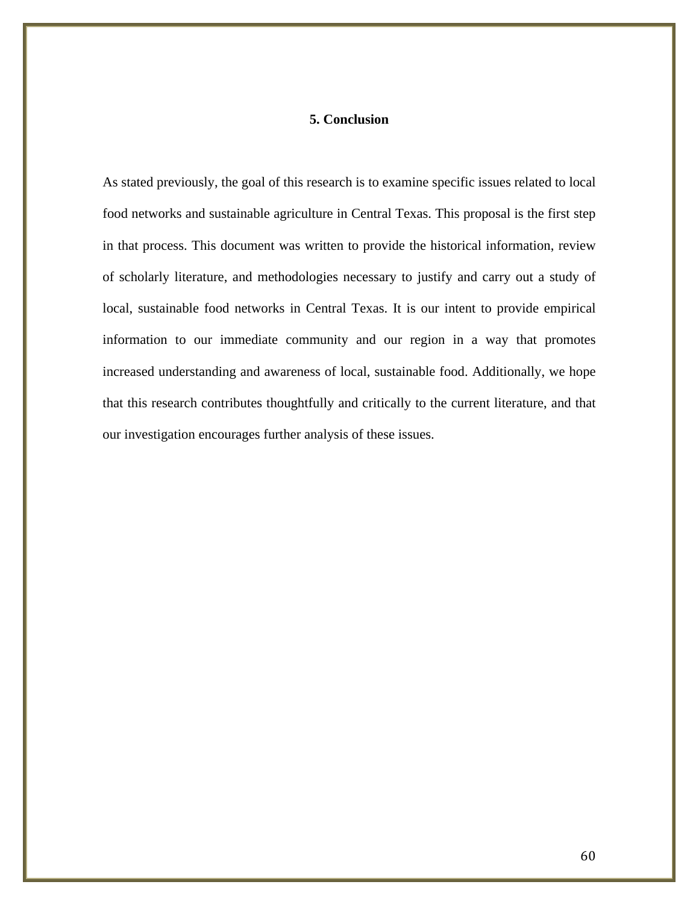## 5. Conclusion

As stated previously, the goal of this research is to examine specific issues related to local food networks and sustainable agriculture in Central Texas. This proposal is the first step in that process. This document was written to provide the historical information, review of scholarly literature, and methodologies necessary to justify and carry out a study of local, sustainable food networks in Central Texas. It is our intent to provide empirical information to our immediate community and our region in a way that promotes increased understanding and awareness of local, sustainable food. Additionally, we hope that this research contributes thoughtfully and critically to the current literature, and that our investigation encourages further analysis of these issues.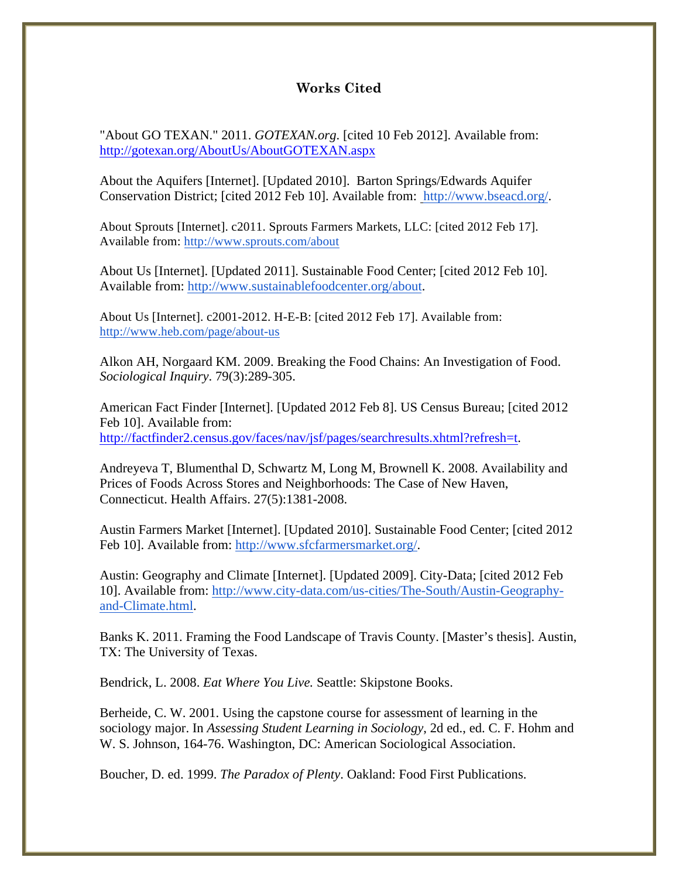## Works Cited

"About GO TEXAN." 2011. *GOTEXAN.org*. [cited 10 Feb 2012]. Available from: http://gotexan.org/AboutUs/AboutGOTEXAN.aspx

About the Aquifers [Internet]. [Updated 2010]. Barton Springs/Edwards Aquifer Conservation District; [cited 2012 Feb 10]. Available from: http://www.bseacd.org/.

About Sprouts [Internet]. c2011. Sprouts Farmers Markets, LLC: [cited 2012 Feb 17]. Available from: http://www.sprouts.com/about

About Us [Internet]. [Updated 2011]. Sustainable Food Center; [cited 2012 Feb 10]. Available from: http://www.sustainablefoodcenter.org/about.

About Us [Internet]. c2001-2012. H-E-B: [cited 2012 Feb 17]. Available from: http://www.heb.com/page/about-us

Alkon AH, Norgaard KM. 2009. Breaking the Food Chains: An Investigation of Food. *Sociological Inquiry*. 79(3):289-305.

American Fact Finder [Internet]. [Updated 2012 Feb 8]. US Census Bureau; [cited 2012 Feb 10]. Available from: http://factfinder2.census.gov/faces/nav/jsf/pages/searchresults.xhtml?refresh=t.

Andreyeva T, Blumenthal D, Schwartz M, Long M, Brownell K. 2008. Availability and Prices of Foods Across Stores and Neighborhoods: The Case of New Haven, Connecticut. Health Affairs. 27(5):1381-2008.

Austin Farmers Market [Internet]. [Updated 2010]. Sustainable Food Center; [cited 2012 Feb 10]. Available from: http://www.sfcfarmersmarket.org/.

Austin: Geography and Climate [Internet]. [Updated 2009]. City-Data; [cited 2012 Feb 10]. Available from: http://www.city-data.com/us-cities/The-South/Austin-Geography-and-Climate.html.

Banks K. 2011. Framing the Food Landscape of Travis County. [Master's thesis]. Austin, TX: The University of Texas.

Bendrick, L. 2008. *Eat Where You Live.* Seattle: Skipstone Books.

Berheide, C. W. 2001. Using the capstone course for assessment of learning in the sociology major. In *Assessing Student Learning in Sociology*, 2d ed., ed. C. F. Hohm and W. S. Johnson, 164-76. Washington, DC: American Sociological Association.

Boucher, D. ed. 1999. *The Paradox of Plenty*. Oakland: Food First Publications.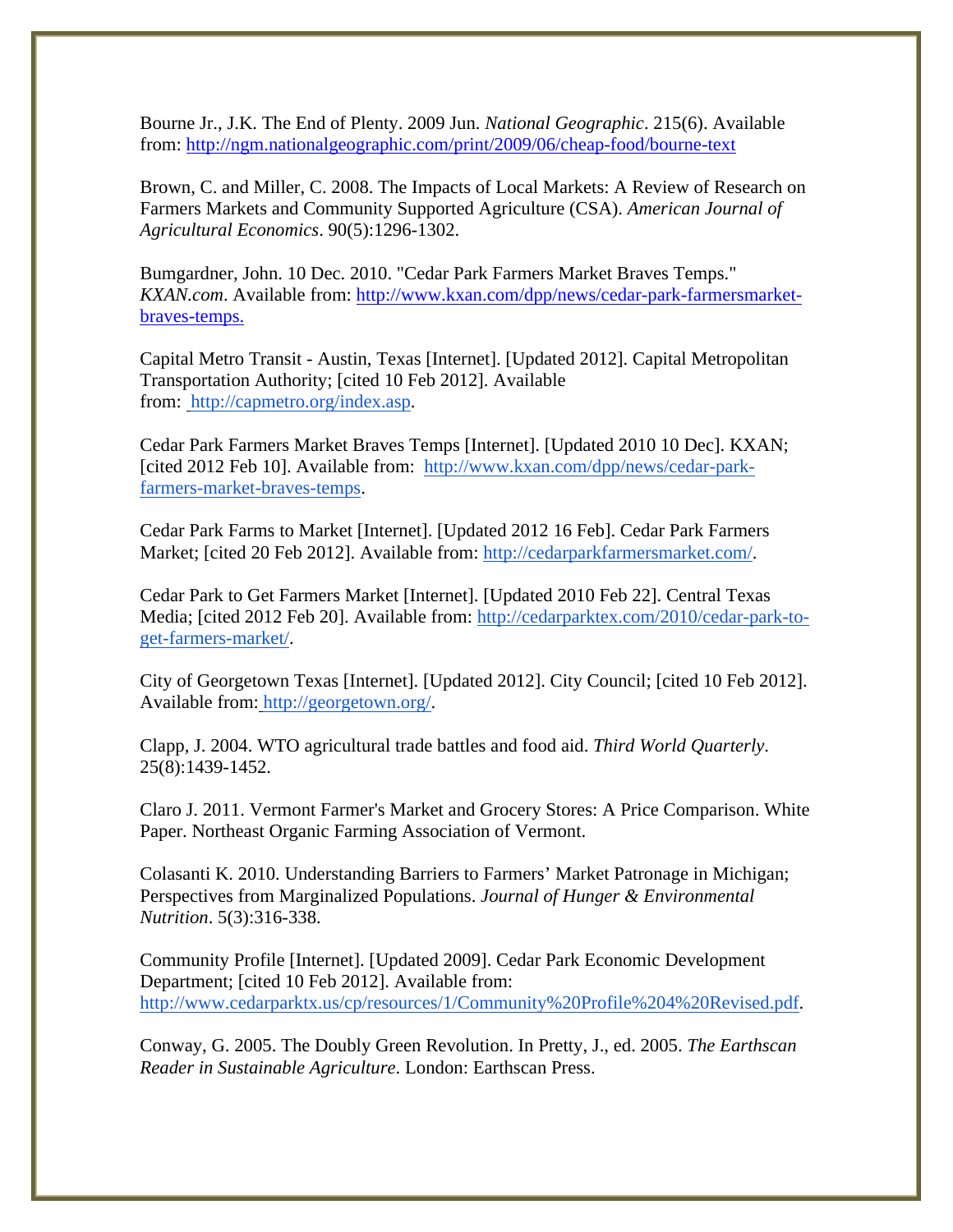Bourne Jr., J.K. The End of Plenty. 2009 Jun. *National Geographic*. 215(6). Available from: http://ngm.nationalgeographic.com/print/2009/06/cheap-food/bourne-text

Brown, C. and Miller, C. 2008. The Impacts of Local Markets: A Review of Research on Farmers Markets and Community Supported Agriculture (CSA). *American Journal of Agricultural Economics*. 90(5):1296-1302.

Bumgardner, John. 10 Dec. 2010. "Cedar Park Farmers Market Braves Temps." *KXAN.com*. Available from: http://www.kxan.com/dpp/news/cedar-park-farmersmarket-braves-temps.

Capital Metro Transit - Austin, Texas [Internet]. [Updated 2012]. Capital Metropolitan Transportation Authority; [cited 10 Feb 2012]. Available from: http://capmetro.org/index.asp.

Cedar Park Farmers Market Braves Temps [Internet]. [Updated 2010 10 Dec]. KXAN; [cited 2012 Feb 10]. Available from: http://www.kxan.com/dpp/news/cedar-park-farmers-market-braves-temps.

Cedar Park Farms to Market [Internet]. [Updated 2012 16 Feb]. Cedar Park Farmers Market; [cited 20 Feb 2012]. Available from: http://cedarparkfarmersmarket.com/.

Cedar Park to Get Farmers Market [Internet]. [Updated 2010 Feb 22]. Central Texas Media; [cited 2012 Feb 20]. Available from: http://cedarparktex.com/2010/cedar-park-to-get-farmers-market/.

City of Georgetown Texas [Internet]. [Updated 2012]. City Council; [cited 10 Feb 2012]. Available from: http://georgetown.org/.

Clapp, J. 2004. WTO agricultural trade battles and food aid. *Third World Quarterly*. 25(8):1439-1452.

Claro J. 2011. Vermont Farmer's Market and Grocery Stores: A Price Comparison. White Paper. Northeast Organic Farming Association of Vermont.

Colasanti K. 2010. Understanding Barriers to Farmers' Market Patronage in Michigan; Perspectives from Marginalized Populations. *Journal of Hunger & Environmental Nutrition*. 5(3):316-338.

Community Profile [Internet]. [Updated 2009]. Cedar Park Economic Development Department; [cited 10 Feb 2012]. Available from: http://www.cedarparktx.us/cp/resources/1/Community%20Profile%204%20Revised.pdf.

Conway, G. 2005. The Doubly Green Revolution. In Pretty, J., ed. 2005. *The Earthscan Reader in Sustainable Agriculture*. London: Earthscan Press.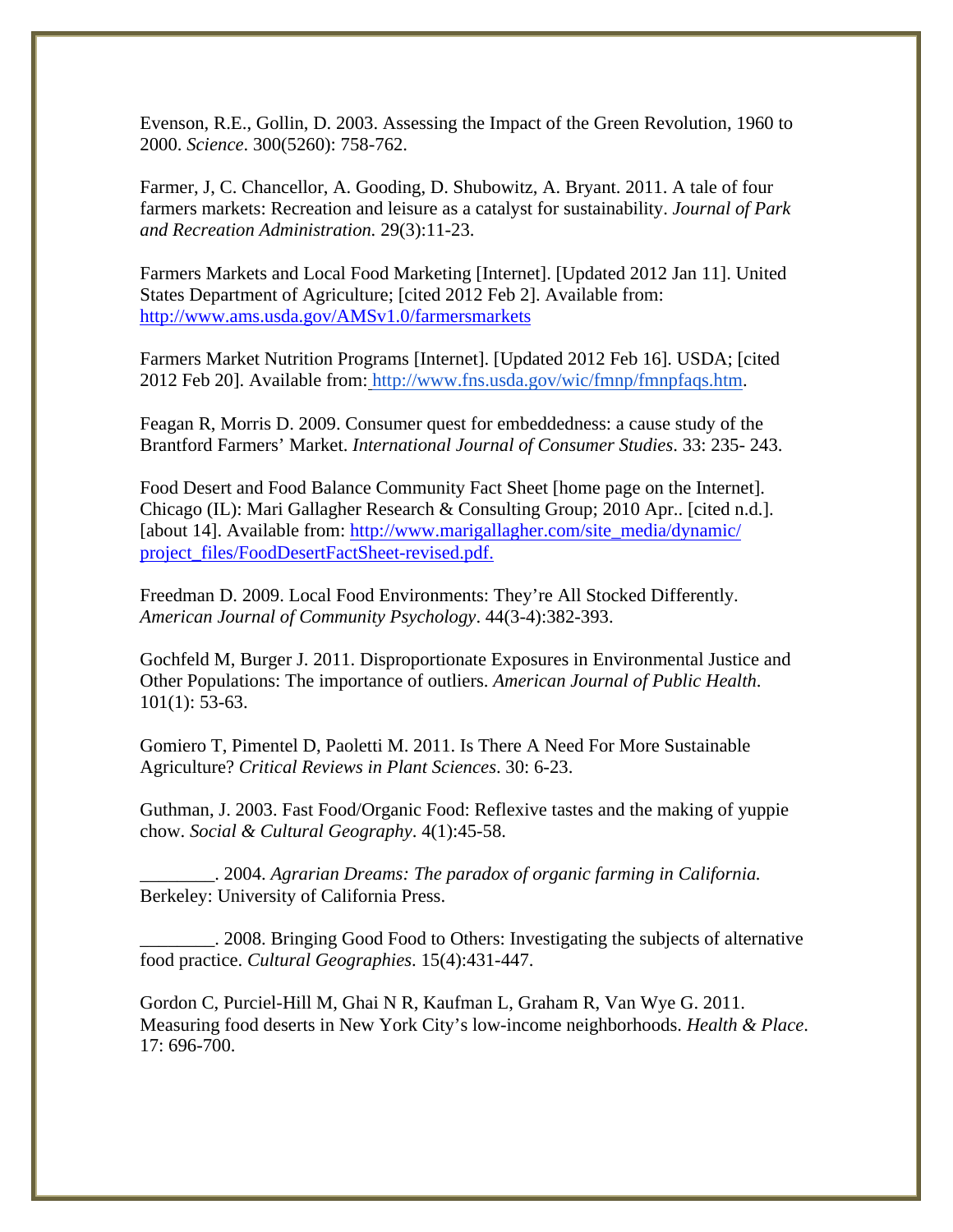Evenson, R.E., Gollin, D. 2003. Assessing the Impact of the Green Revolution, 1960 to 2000. *Science*. 300(5260): 758-762.

Farmer, J, C. Chancellor, A. Gooding, D. Shubowitz, A. Bryant. 2011. A tale of four farmers markets: Recreation and leisure as a catalyst for sustainability. *Journal of Park and Recreation Administration.* 29(3):11-23.

Farmers Markets and Local Food Marketing [Internet]. [Updated 2012 Jan 11]. United States Department of Agriculture; [cited 2012 Feb 2]. Available from: http://www.ams.usda.gov/AMSv1.0/farmersmarkets

Farmers Market Nutrition Programs [Internet]. [Updated 2012 Feb 16]. USDA; [cited 2012 Feb 20]. Available from: http://www.fns.usda.gov/wic/fmnp/fmnpfaqs.htm.

Feagan R, Morris D. 2009. Consumer quest for embeddedness: a cause study of the Brantford Farmers' Market. *International Journal of Consumer Studies*. 33: 235- 243.

Food Desert and Food Balance Community Fact Sheet [home page on the Internet]. Chicago (IL): Mari Gallagher Research & Consulting Group; 2010 Apr.. [cited n.d.]. [about 14]. Available from: http://www.marigallagher.com/site_media/dynamic/project_files/FoodDesertFactSheet-revised.pdf.

Freedman D. 2009. Local Food Environments: They're All Stocked Differently. *American Journal of Community Psychology*. 44(3-4):382-393.

Gochfeld M, Burger J. 2011. Disproportionate Exposures in Environmental Justice and Other Populations: The importance of outliers. *American Journal of Public Health*. 101(1): 53-63.

Gomiero T, Pimentel D, Paoletti M. 2011. Is There A Need For More Sustainable Agriculture? *Critical Reviews in Plant Sciences*. 30: 6-23.

Guthman, J. 2003. Fast Food/Organic Food: Reflexive tastes and the making of yuppie chow. *Social & Cultural Geography*. 4(1):45-58.

________. 2004. *Agrarian Dreams: The paradox of organic farming in California.* Berkeley: University of California Press.

________. 2008. Bringing Good Food to Others: Investigating the subjects of alternative food practice. *Cultural Geographies*. 15(4):431-447.

Gordon C, Purciel-Hill M, Ghai N R, Kaufman L, Graham R, Van Wye G. 2011. Measuring food deserts in New York City's low-income neighborhoods. *Health & Place*. 17: 696-700.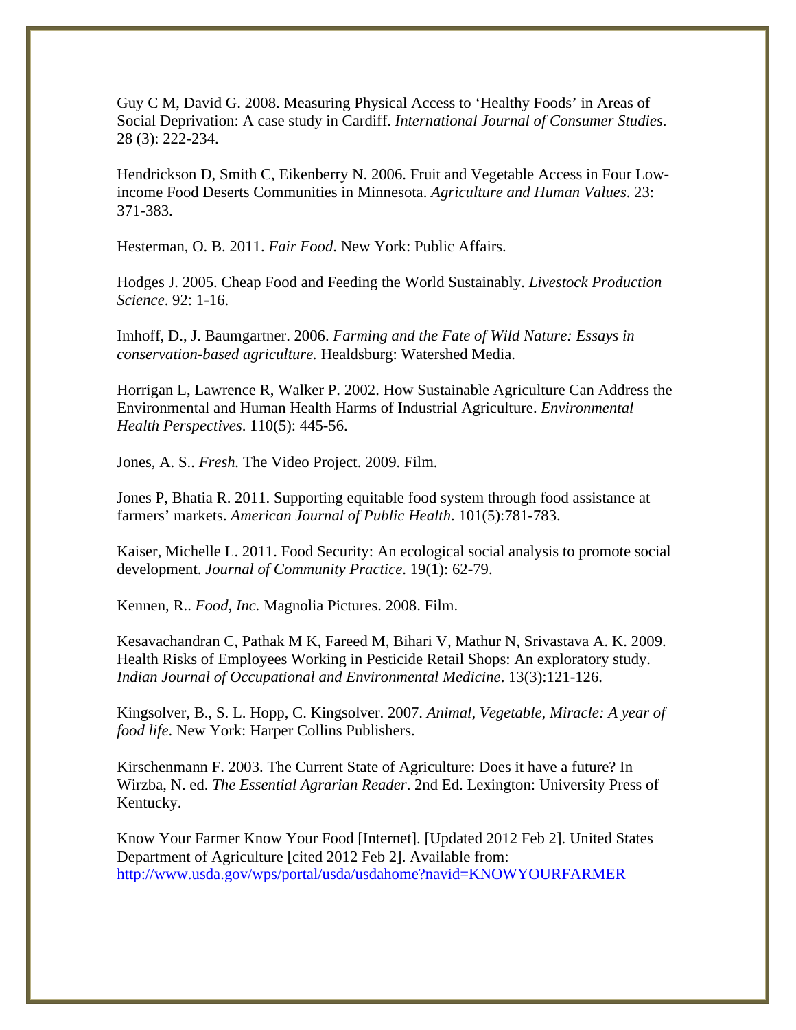Guy C M, David G. 2008. Measuring Physical Access to 'Healthy Foods' in Areas of Social Deprivation: A case study in Cardiff. *International Journal of Consumer Studies*. 28 (3): 222-234.

Hendrickson D, Smith C, Eikenberry N. 2006. Fruit and Vegetable Access in Four Low-income Food Deserts Communities in Minnesota. *Agriculture and Human Values*. 23: 371-383.

Hesterman, O. B. 2011. *Fair Food*. New York: Public Affairs.

Hodges J. 2005. Cheap Food and Feeding the World Sustainably. *Livestock Production Science*. 92: 1-16.

Imhoff, D., J. Baumgartner. 2006. *Farming and the Fate of Wild Nature: Essays in conservation-based agriculture.* Healdsburg: Watershed Media.

Horrigan L, Lawrence R, Walker P. 2002. How Sustainable Agriculture Can Address the Environmental and Human Health Harms of Industrial Agriculture. *Environmental Health Perspectives*. 110(5): 445-56.

Jones, A. S.. *Fresh.* The Video Project. 2009. Film.

Jones P, Bhatia R. 2011. Supporting equitable food system through food assistance at farmers' markets. *American Journal of Public Health*. 101(5):781-783.

Kaiser, Michelle L. 2011. Food Security: An ecological social analysis to promote social development. *Journal of Community Practice*. 19(1): 62-79.

Kennen, R.. *Food, Inc.* Magnolia Pictures. 2008. Film.

Kesavachandran C, Pathak M K, Fareed M, Bihari V, Mathur N, Srivastava A. K. 2009. Health Risks of Employees Working in Pesticide Retail Shops: An exploratory study. *Indian Journal of Occupational and Environmental Medicine*. 13(3):121-126.

Kingsolver, B., S. L. Hopp, C. Kingsolver. 2007. *Animal, Vegetable, Miracle: A year of food life*. New York: Harper Collins Publishers.

Kirschenmann F. 2003. The Current State of Agriculture: Does it have a future? In Wirzba, N. ed. *The Essential Agrarian Reader*. 2nd Ed. Lexington: University Press of Kentucky.

Know Your Farmer Know Your Food [Internet]. [Updated 2012 Feb 2]. United States Department of Agriculture [cited 2012 Feb 2]. Available from: http://www.usda.gov/wps/portal/usda/usdahome?navid=KNOWYOURFARMER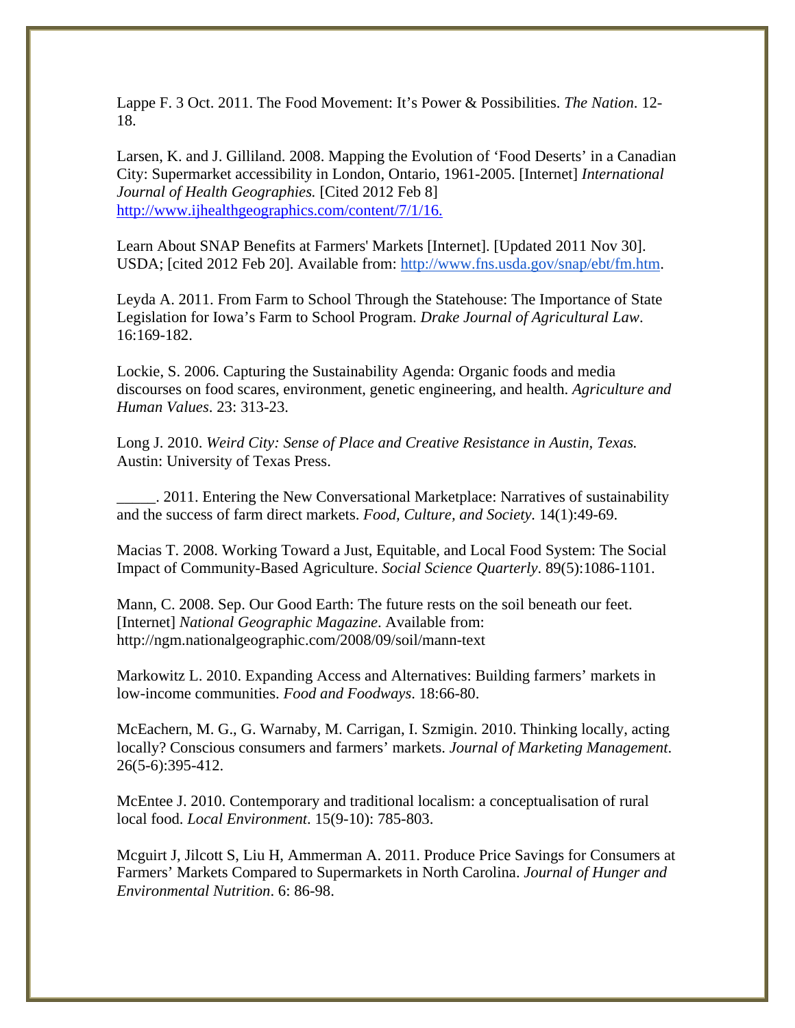Lappe F. 3 Oct. 2011. The Food Movement: It's Power & Possibilities. *The Nation*. 12-18.

Larsen, K. and J. Gilliland. 2008. Mapping the Evolution of 'Food Deserts' in a Canadian City: Supermarket accessibility in London, Ontario, 1961-2005. [Internet] *International Journal of Health Geographies.* [Cited 2012 Feb 8] http://www.ijhealthgeographics.com/content/7/1/16.

Learn About SNAP Benefits at Farmers' Markets [Internet]. [Updated 2011 Nov 30]. USDA; [cited 2012 Feb 20]. Available from: http://www.fns.usda.gov/snap/ebt/fm.htm.

Leyda A. 2011. From Farm to School Through the Statehouse: The Importance of State Legislation for Iowa's Farm to School Program. *Drake Journal of Agricultural Law*. 16:169-182.

Lockie, S. 2006. Capturing the Sustainability Agenda: Organic foods and media discourses on food scares, environment, genetic engineering, and health. *Agriculture and Human Values*. 23: 313-23.

Long J. 2010. *Weird City: Sense of Place and Creative Resistance in Austin, Texas.* Austin: University of Texas Press.

_____. 2011. Entering the New Conversational Marketplace: Narratives of sustainability and the success of farm direct markets. *Food, Culture, and Society.* 14(1):49-69.

Macias T. 2008. Working Toward a Just, Equitable, and Local Food System: The Social Impact of Community-Based Agriculture. *Social Science Quarterly*. 89(5):1086-1101.

Mann, C. 2008. Sep. Our Good Earth: The future rests on the soil beneath our feet. [Internet] *National Geographic Magazine*. Available from: http://ngm.nationalgeographic.com/2008/09/soil/mann-text

Markowitz L. 2010. Expanding Access and Alternatives: Building farmers' markets in low-income communities. *Food and Foodways.* 18:66-80.

McEachern, M. G., G. Warnaby, M. Carrigan, I. Szmigin. 2010. Thinking locally, acting locally? Conscious consumers and farmers' markets. *Journal of Marketing Management*. 26(5-6):395-412.

McEntee J. 2010. Contemporary and traditional localism: a conceptualisation of rural local food. *Local Environment*. 15(9-10): 785-803.

Mcguirt J, Jilcott S, Liu H, Ammerman A. 2011. Produce Price Savings for Consumers at Farmers' Markets Compared to Supermarkets in North Carolina. *Journal of Hunger and Environmental Nutrition*. 6: 86-98.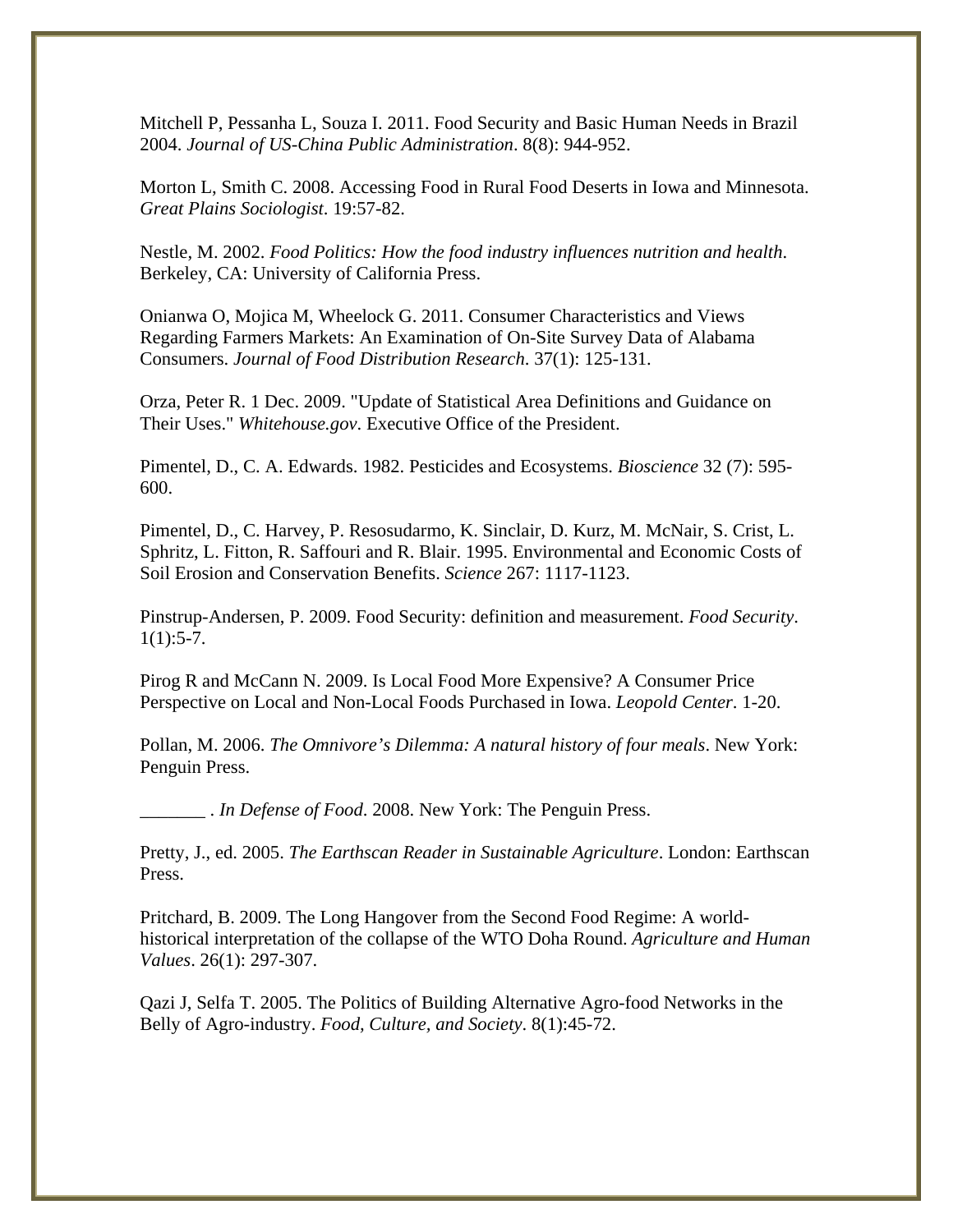Mitchell P, Pessanha L, Souza I. 2011. Food Security and Basic Human Needs in Brazil 2004. *Journal of US-China Public Administration*. 8(8): 944-952.

Morton L, Smith C. 2008. Accessing Food in Rural Food Deserts in Iowa and Minnesota. *Great Plains Sociologist*. 19:57-82.

Nestle, M. 2002. *Food Politics: How the food industry influences nutrition and health*. Berkeley, CA: University of California Press.

Onianwa O, Mojica M, Wheelock G. 2011. Consumer Characteristics and Views Regarding Farmers Markets: An Examination of On-Site Survey Data of Alabama Consumers. *Journal of Food Distribution Research*. 37(1): 125-131.

Orza, Peter R. 1 Dec. 2009. "Update of Statistical Area Definitions and Guidance on Their Uses." *Whitehouse.gov*. Executive Office of the President.

Pimentel, D., C. A. Edwards. 1982. Pesticides and Ecosystems. *Bioscience* 32 (7): 595-600.

Pimentel, D., C. Harvey, P. Resosudarmo, K. Sinclair, D. Kurz, M. McNair, S. Crist, L. Sphritz, L. Fitton, R. Saffouri and R. Blair. 1995. Environmental and Economic Costs of Soil Erosion and Conservation Benefits. *Science* 267: 1117-1123.

Pinstrup-Andersen, P. 2009. Food Security: definition and measurement. *Food Security*. 1(1):5-7.

Pirog R and McCann N. 2009. Is Local Food More Expensive? A Consumer Price Perspective on Local and Non-Local Foods Purchased in Iowa. *Leopold Center*. 1-20.

Pollan, M. 2006. *The Omnivore's Dilemma: A natural history of four meals*. New York: Penguin Press.

_______ . *In Defense of Food*. 2008. New York: The Penguin Press.

Pretty, J., ed. 2005. *The Earthscan Reader in Sustainable Agriculture*. London: Earthscan Press.

Pritchard, B. 2009. The Long Hangover from the Second Food Regime: A world-historical interpretation of the collapse of the WTO Doha Round. *Agriculture and Human Values*. 26(1): 297-307.

Qazi J, Selfa T. 2005. The Politics of Building Alternative Agro-food Networks in the Belly of Agro-industry. *Food, Culture, and Society*. 8(1):45-72.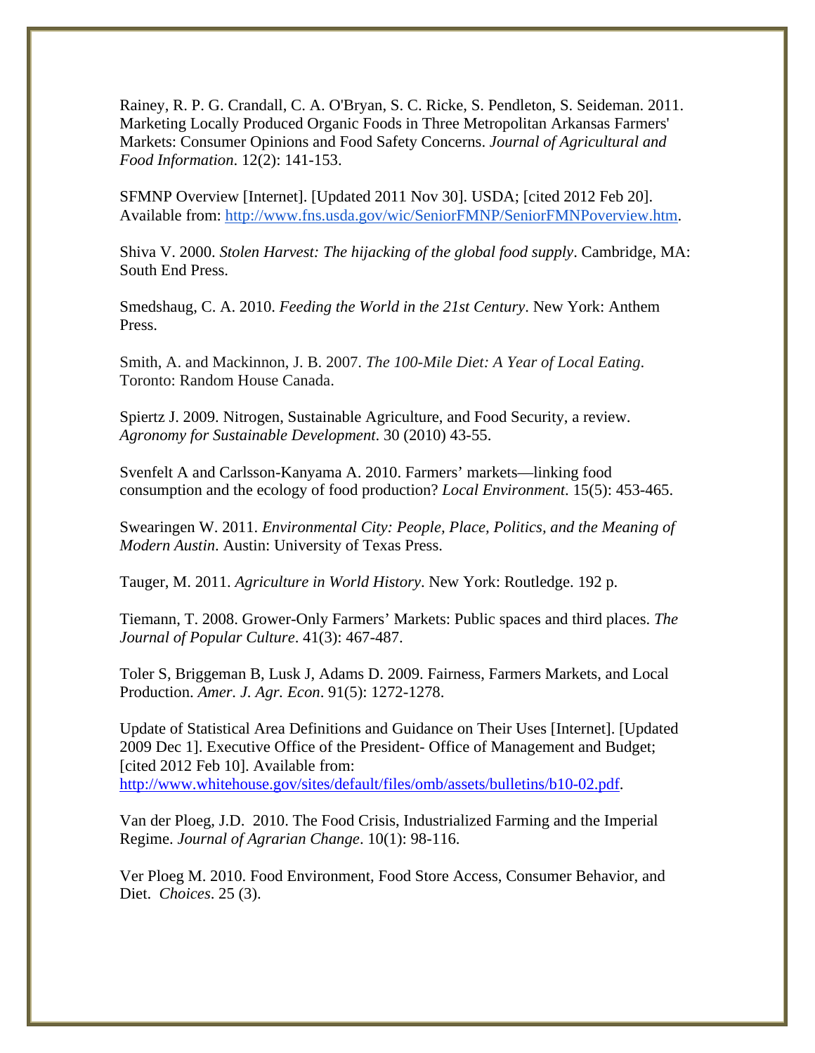Rainey, R. P. G. Crandall, C. A. O'Bryan, S. C. Ricke, S. Pendleton, S. Seideman. 2011. Marketing Locally Produced Organic Foods in Three Metropolitan Arkansas Farmers' Markets: Consumer Opinions and Food Safety Concerns. *Journal of Agricultural and Food Information*. 12(2): 141-153.

SFMNP Overview [Internet]. [Updated 2011 Nov 30]. USDA; [cited 2012 Feb 20]. Available from: http://www.fns.usda.gov/wic/SeniorFMNP/SeniorFMNPoverview.htm.

Shiva V. 2000. *Stolen Harvest: The hijacking of the global food supply*. Cambridge, MA: South End Press.

Smedshaug, C. A. 2010. *Feeding the World in the 21st Century*. New York: Anthem Press.

Smith, A. and Mackinnon, J. B. 2007. *The 100-Mile Diet: A Year of Local Eating*. Toronto: Random House Canada.

Spiertz J. 2009. Nitrogen, Sustainable Agriculture, and Food Security, a review. *Agronomy for Sustainable Development*. 30 (2010) 43-55.

Svenfelt A and Carlsson-Kanyama A. 2010. Farmers' markets—linking food consumption and the ecology of food production? *Local Environment*. 15(5): 453-465.

Swearingen W. 2011. *Environmental City: People, Place, Politics, and the Meaning of Modern Austin*. Austin: University of Texas Press.

Tauger, M. 2011. *Agriculture in World History*. New York: Routledge. 192 p.

Tiemann, T. 2008. Grower-Only Farmers' Markets: Public spaces and third places. *The Journal of Popular Culture*. 41(3): 467-487.

Toler S, Briggeman B, Lusk J, Adams D. 2009. Fairness, Farmers Markets, and Local Production. *Amer. J. Agr. Econ*. 91(5): 1272-1278.

Update of Statistical Area Definitions and Guidance on Their Uses [Internet]. [Updated 2009 Dec 1]. Executive Office of the President- Office of Management and Budget; [cited 2012 Feb 10]. Available from: http://www.whitehouse.gov/sites/default/files/omb/assets/bulletins/b10-02.pdf.

Van der Ploeg, J.D. 2010. The Food Crisis, Industrialized Farming and the Imperial Regime. *Journal of Agrarian Change*. 10(1): 98-116.

Ver Ploeg M. 2010. Food Environment, Food Store Access, Consumer Behavior, and Diet. *Choices*. 25 (3).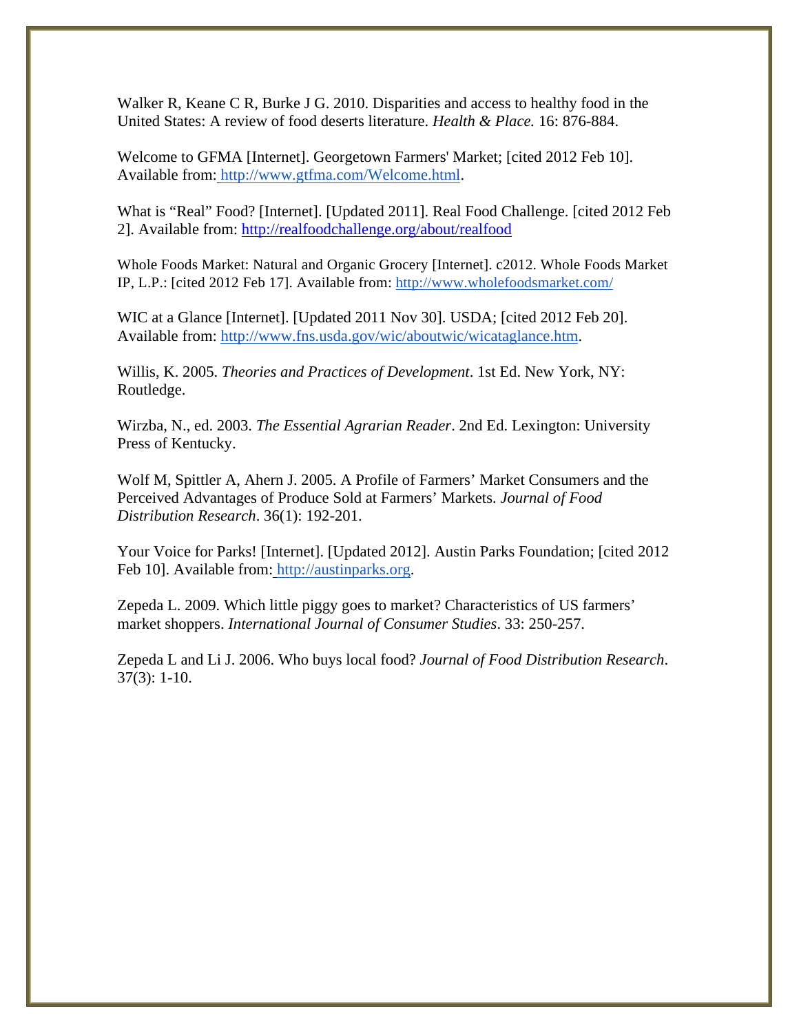Walker R, Keane C R, Burke J G. 2010. Disparities and access to healthy food in the United States: A review of food deserts literature. *Health & Place.* 16: 876-884.

Welcome to GFMA [Internet]. Georgetown Farmers' Market; [cited 2012 Feb 10]. Available from: http://www.gtfma.com/Welcome.html.

What is “Real” Food? [Internet]. [Updated 2011]. Real Food Challenge. [cited 2012 Feb 2]. Available from: http://realfoodchallenge.org/about/realfood

Whole Foods Market: Natural and Organic Grocery [Internet]. c2012. Whole Foods Market IP, L.P.: [cited 2012 Feb 17]. Available from: http://www.wholefoodsmarket.com/

WIC at a Glance [Internet]. [Updated 2011 Nov 30]. USDA; [cited 2012 Feb 20]. Available from: http://www.fns.usda.gov/wic/aboutwic/wicataglance.htm.

Willis, K. 2005. *Theories and Practices of Development*. 1st Ed. New York, NY: Routledge.

Wirzba, N., ed. 2003. *The Essential Agrarian Reader*. 2nd Ed. Lexington: University Press of Kentucky.

Wolf M, Spittler A, Ahern J. 2005. A Profile of Farmers’ Market Consumers and the Perceived Advantages of Produce Sold at Farmers’ Markets. *Journal of Food Distribution Research*. 36(1): 192-201.

Your Voice for Parks! [Internet]. [Updated 2012]. Austin Parks Foundation; [cited 2012 Feb 10]. Available from: http://austinparks.org.

Zepeda L. 2009. Which little piggy goes to market? Characteristics of US farmers’ market shoppers. *International Journal of Consumer Studies*. 33: 250-257.

Zepeda L and Li J. 2006. Who buys local food? *Journal of Food Distribution Research*. 37(3): 1-10.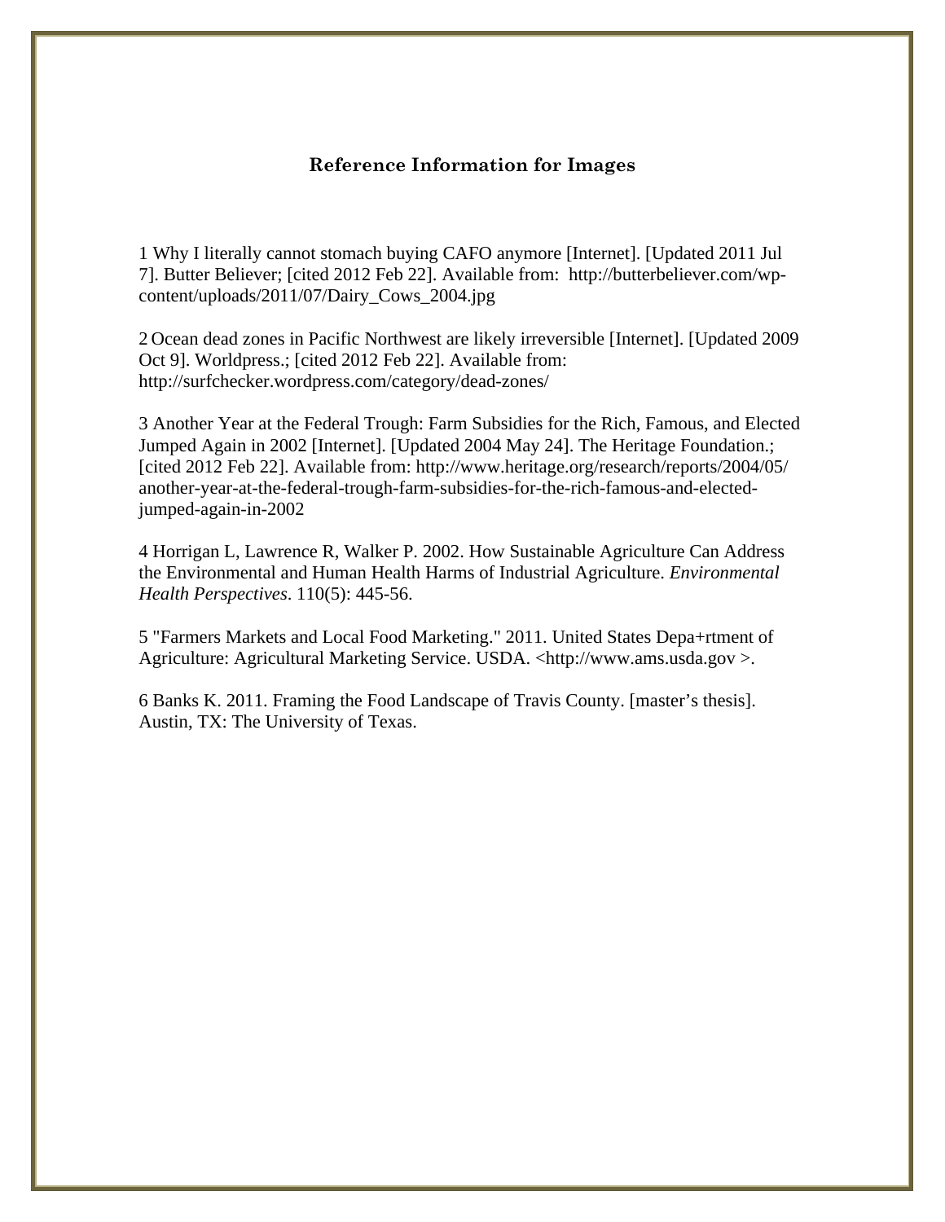## Reference Information for Images

1 Why I literally cannot stomach buying CAFO anymore [Internet]. [Updated 2011 Jul 7]. Butter Believer; [cited 2012 Feb 22]. Available from: http://butterbeliever.com/wp-content/uploads/2011/07/Dairy_Cows_2004.jpg

2 Ocean dead zones in Pacific Northwest are likely irreversible [Internet]. [Updated 2009 Oct 9]. Worldpress.; [cited 2012 Feb 22]. Available from: http://surfchecker.wordpress.com/category/dead-zones/

3 Another Year at the Federal Trough: Farm Subsidies for the Rich, Famous, and Elected Jumped Again in 2002 [Internet]. [Updated 2004 May 24]. The Heritage Foundation.; [cited 2012 Feb 22]. Available from: http://www.heritage.org/research/reports/2004/05/another-year-at-the-federal-trough-farm-subsidies-for-the-rich-famous-and-elected-jumped-again-in-2002

4 Horrigan L, Lawrence R, Walker P. 2002. How Sustainable Agriculture Can Address the Environmental and Human Health Harms of Industrial Agriculture. *Environmental Health Perspectives*. 110(5): 445-56.

5 "Farmers Markets and Local Food Marketing." 2011. United States Depa+rtment of Agriculture: Agricultural Marketing Service. USDA. <http://www.ams.usda.gov >.

6 Banks K. 2011. Framing the Food Landscape of Travis County. [master's thesis]. Austin, TX: The University of Texas.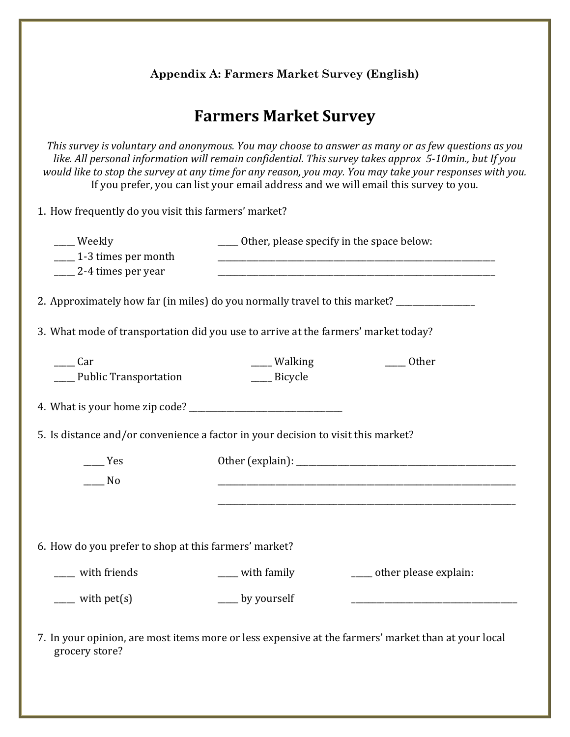**Appendix A: Farmers Market Survey (English)**

# Farmers Market Survey

*This survey is voluntary and anonymous. You may choose to answer as many or as few questions as you like. All personal information will remain confidential. This survey takes approx 5-10min., but If you would like to stop the survey at any time for any reason, you may. You may take your responses with you.* If you prefer, you can list your email address and we will email this survey to you.

1. How frequently do you visit this farmers' market?

   _____ Weekly
   _____ 1-3 times per month
   _____ 2-4 times per year
   _____ Other, please specify in the space below:
   ____________________________________________
   ____________________________________________

2. Approximately how far (in miles) do you normally travel to this market? ____________

3. What mode of transportation did you use to arrive at the farmers' market today?

   _____ Car
   _____ Public Transportation
   _____ Walking
   _____ Bicycle
   _____ Other

4. What is your home zip code? ______________________

5. Is distance and/or convenience a factor in your decision to visit this market?

   _____ Yes
   _____ No
   Other (explain): ____________________________________
   ____________________________________________
   ____________________________________________

6. How do you prefer to shop at this farmers' market?

   _____ with friends
   _____ with pet(s)
   _____ with family
   _____ by yourself
   _____ other please explain:
   ______________________________

7. In your opinion, are most items more or less expensive at the farmers' market than at your local grocery store?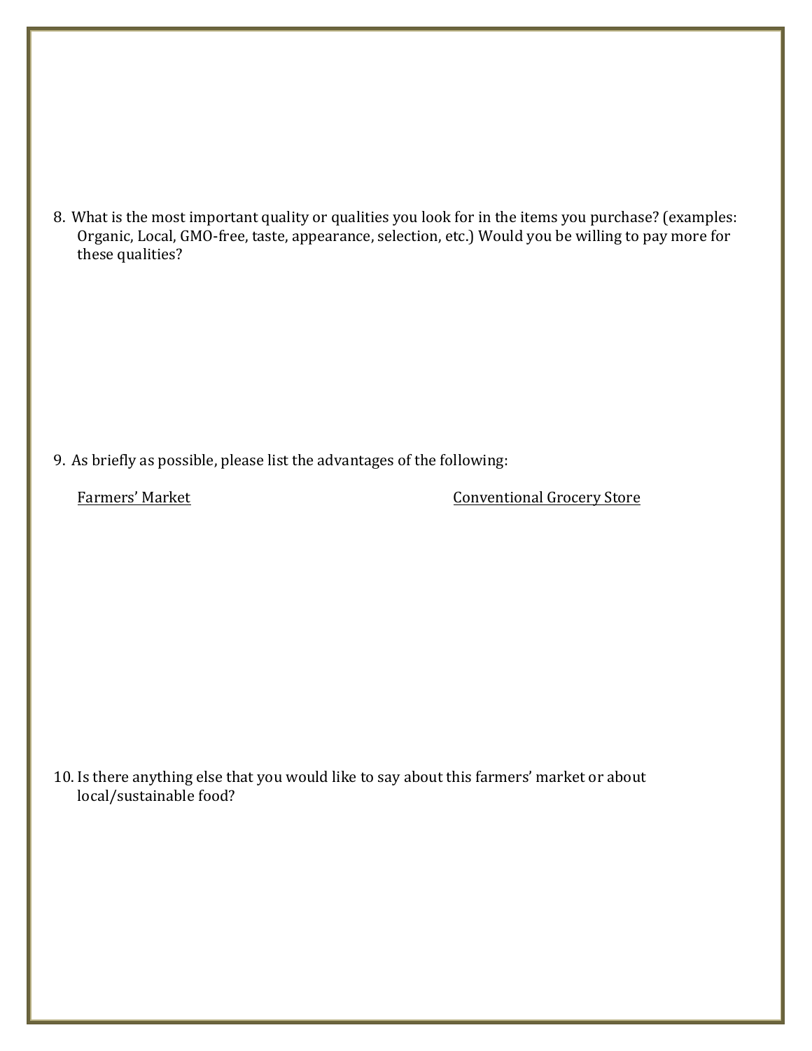8. What is the most important quality or qualities you look for in the items you purchase? (examples: Organic, Local, GMO-free, taste, appearance, selection, etc.) Would you be willing to pay more for these qualities?

9. As briefly as possible, please list the advantages of the following:

   <u>Farmers' Market</u>

   <u>Conventional Grocery Store</u>

10. Is there anything else that you would like to say about this farmers' market or about local/sustainable food?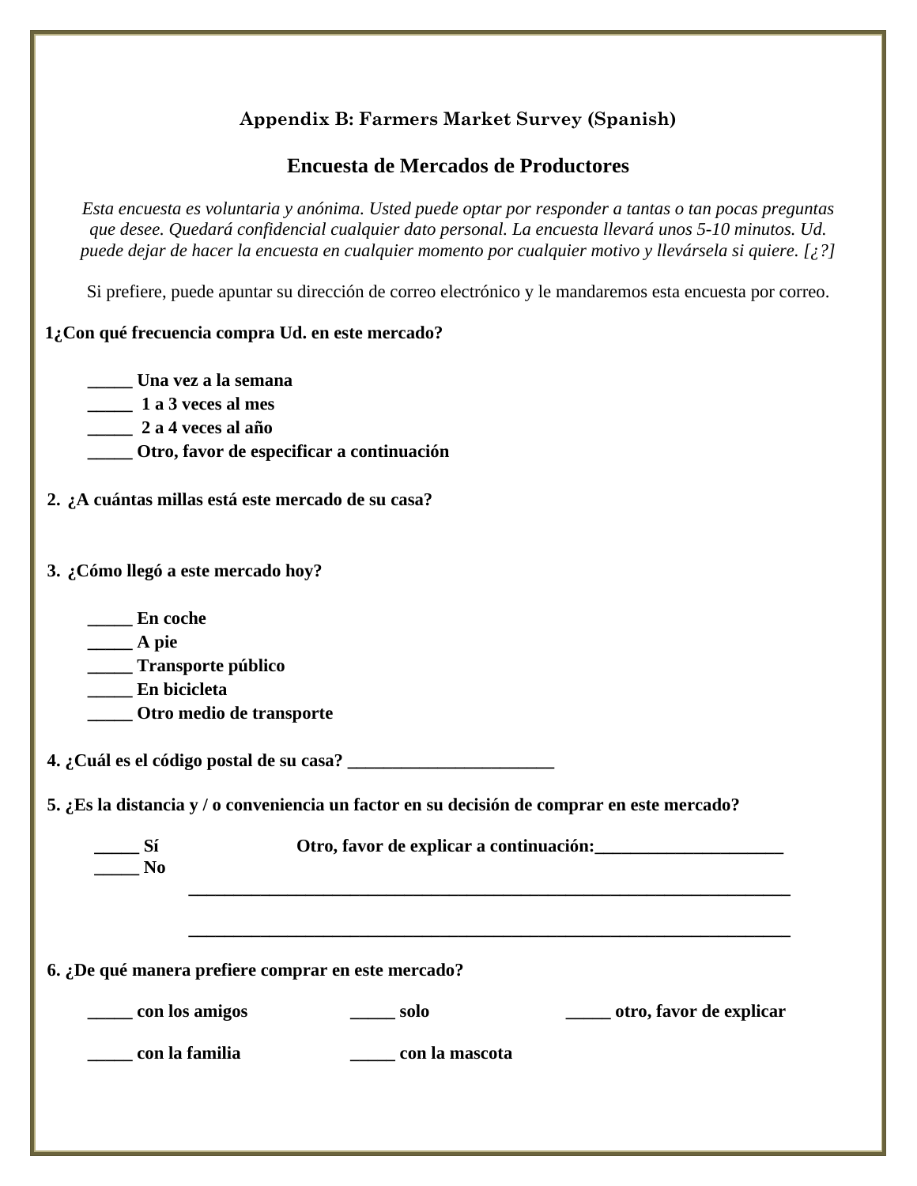## Appendix B: Farmers Market Survey (Spanish)

### Encuesta de Mercados de Productores

*Esta encuesta es voluntaria y anónima. Usted puede optar por responder a tantas o tan pocas preguntas que desee. Quedará confidencial cualquier dato personal. La encuesta llevará unos 5-10 minutos. Ud. puede dejar de hacer la encuesta en cualquier momento por cualquier motivo y llevársela si quiere. [¿?]*

Si prefiere, puede apuntar su dirección de correo electrónico y le mandaremos esta encuesta por correo.

**1¿Con qué frecuencia compra Ud. en este mercado?**

**_____ Una vez a la semana**
**_____ 1 a 3 veces al mes**
**_____ 2 a 4 veces al año**
**_____ Otro, favor de especificar a continuación**

**2. ¿A cuántas millas está este mercado de su casa?**

**3. ¿Cómo llegó a este mercado hoy?**

**_____ En coche**
**_____ A pie**
**_____ Transporte público**
**_____ En bicicleta**
**_____ Otro medio de transporte**

**4. ¿Cuál es el código postal de su casa? _______________________**

**5. ¿Es la distancia y / o conveniencia un factor en su decisión de comprar en este mercado?**

**_____ Sí** **Otro, favor de explicar a continuación:_____________________**
**_____ No**

**____________________________________________________________________**

**____________________________________________________________________**

**6. ¿De qué manera prefiere comprar en este mercado?**

**_____ con los amigos** **_____ solo** **_____ otro, favor de explicar**

**_____ con la familia** **_____ con la mascota**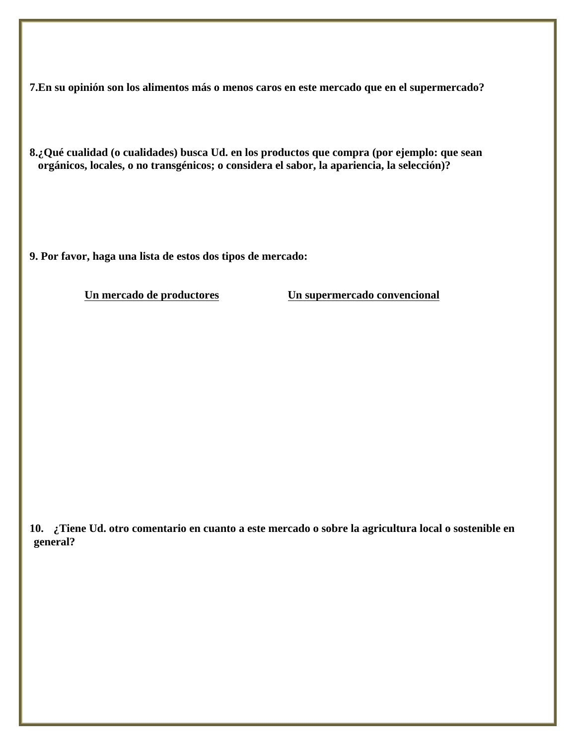**7.En su opinión son los alimentos más o menos caros en este mercado que en el supermercado?**

**8.¿Qué cualidad (o cualidades) busca Ud. en los productos que compra (por ejemplo: que sean orgánicos, locales, o no transgénicos; o considera el sabor, la apariencia, la selección)?**

**9. Por favor, haga una lista de estos dos tipos de mercado:**

| **Un mercado de productores** | **Un supermercado convencional** |
|---|---|
| | |

**10. ¿Tiene Ud. otro comentario en cuanto a este mercado o sobre la agricultura local o sostenible en general?**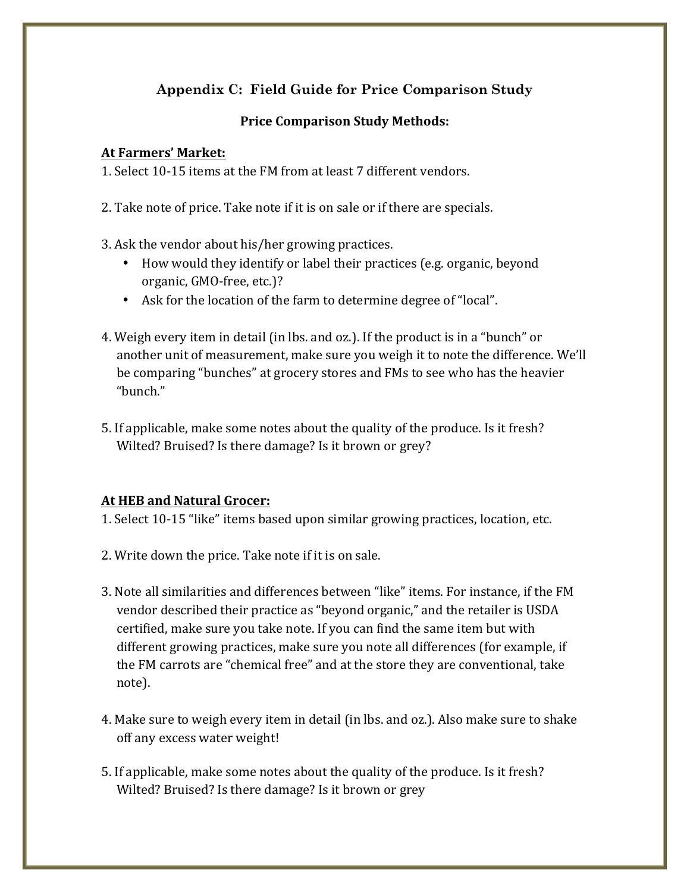## Appendix C: Field Guide for Price Comparison Study

**Price Comparison Study Methods:**

**At Farmers' Market:**

1. Select 10-15 items at the FM from at least 7 different vendors.

2. Take note of price. Take note if it is on sale or if there are specials.

3. Ask the vendor about his/her growing practices.
   - How would they identify or label their practices (e.g. organic, beyond organic, GMO-free, etc.)?
   - Ask for the location of the farm to determine degree of "local".

4. Weigh every item in detail (in lbs. and oz.). If the product is in a "bunch" or another unit of measurement, make sure you weigh it to note the difference. We'll be comparing "bunches" at grocery stores and FMs to see who has the heavier "bunch."

5. If applicable, make some notes about the quality of the produce. Is it fresh? Wilted? Bruised? Is there damage? Is it brown or grey?

**At HEB and Natural Grocer:**

1. Select 10-15 "like" items based upon similar growing practices, location, etc.

2. Write down the price. Take note if it is on sale.

3. Note all similarities and differences between "like" items. For instance, if the FM vendor described their practice as "beyond organic," and the retailer is USDA certified, make sure you take note. If you can find the same item but with different growing practices, make sure you note all differences (for example, if the FM carrots are "chemical free" and at the store they are conventional, take note).

4. Make sure to weigh every item in detail (in lbs. and oz.). Also make sure to shake off any excess water weight!

5. If applicable, make some notes about the quality of the produce. Is it fresh? Wilted? Bruised? Is there damage? Is it brown or grey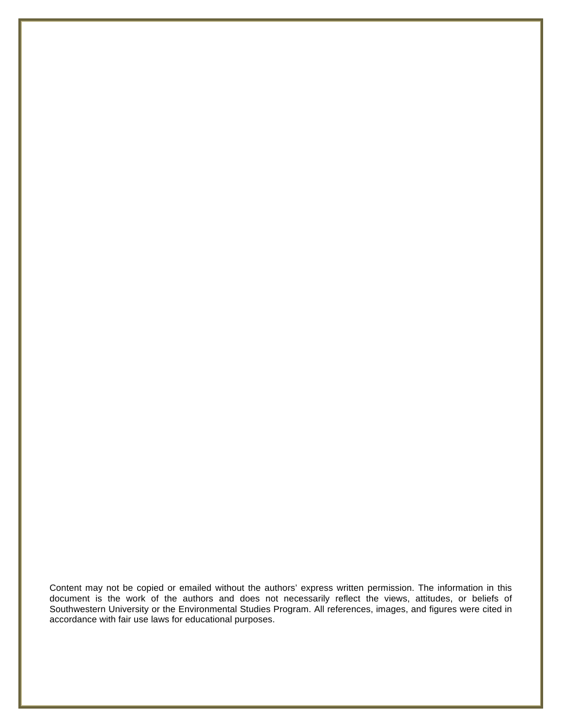Content may not be copied or emailed without the authors' express written permission. The information in this document is the work of the authors and does not necessarily reflect the views, attitudes, or beliefs of Southwestern University or the Environmental Studies Program. All references, images, and figures were cited in accordance with fair use laws for educational purposes.